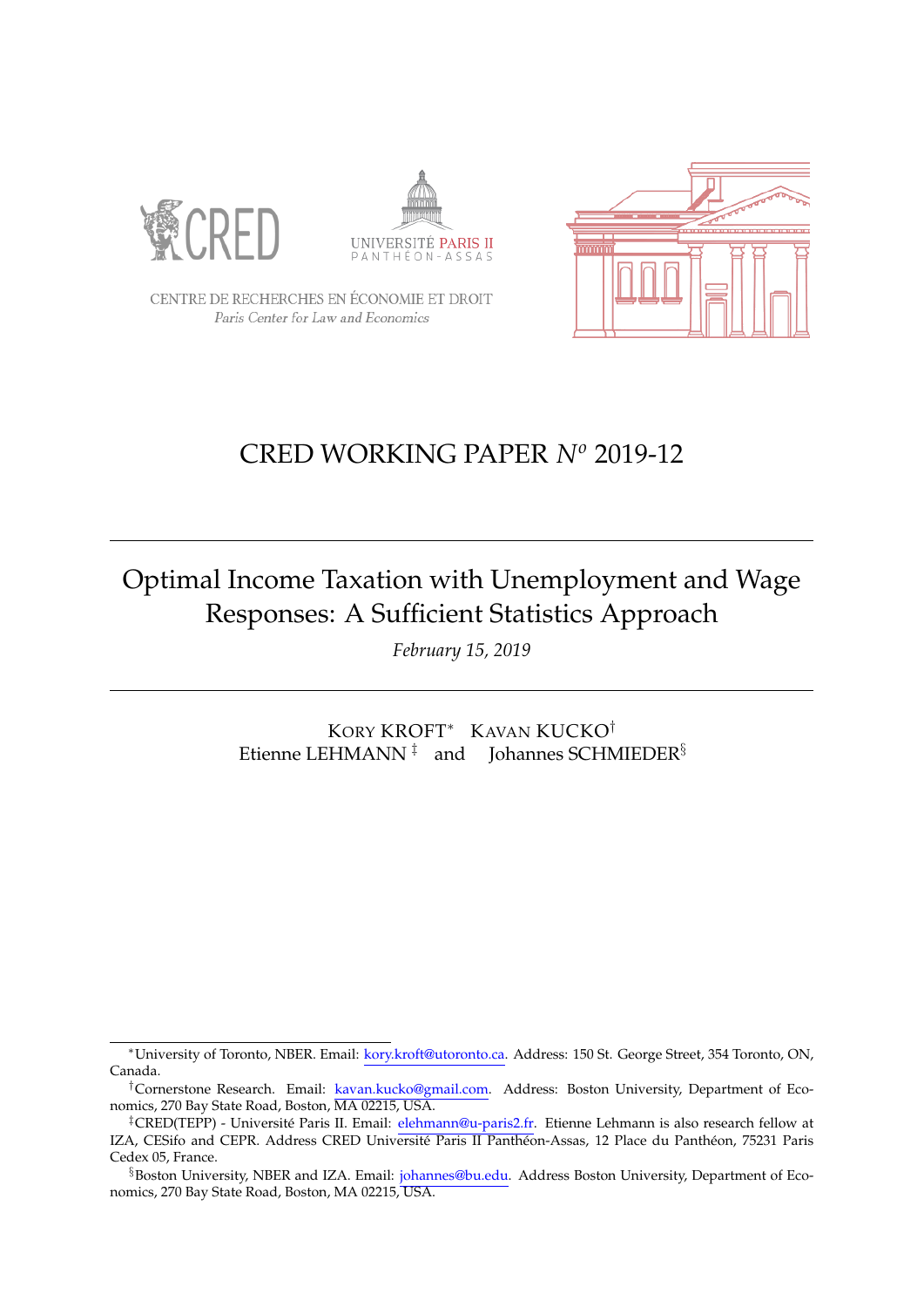CENTRE DE RECHERCHES EN ÉCONOMIE ET DROIT
*Paris Center for Law and Economics*

# CRED WORKING PAPER *N[o]* 2019-12

## Optimal Income Taxation with Unemployment and Wage Responses: A Sufficient Statistics Approach

*February 15, 2019*

KORY KROFT[*] KAVAN KUCKO[†]
Etienne LEHMANN[‡] and Johannes SCHMIEDER[§]

---

[*]University of Toronto, NBER. Email: kory.kroft@utoronto.ca. Address: 150 St. George Street, 354 Toronto, ON, Canada.

[†]Cornerstone Research. Email: kavan.kucko@gmail.com. Address: Boston University, Department of Economics, 270 Bay State Road, Boston, MA 02215, USA.

[‡]CRED(TEPP) - Université Paris II. Email: elehmann@u-paris2.fr. Etienne Lehmann is also research fellow at IZA, CESifo and CEPR. Address CRED Université Paris II Panthéon-Assas, 12 Place du Panthéon, 75231 Paris Cedex 05, France.

[§]Boston University, NBER and IZA. Email: johannes@bu.edu. Address Boston University, Department of Economics, 270 Bay State Road, Boston, MA 02215, USA.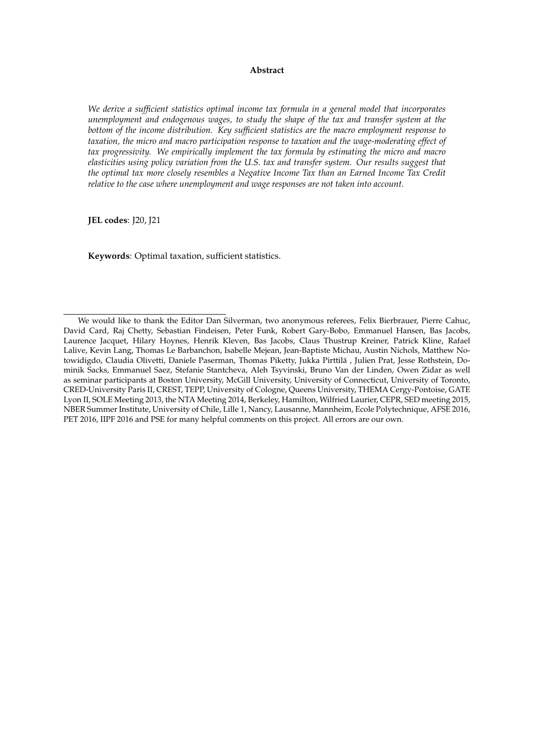**Abstract**

*We derive a sufficient statistics optimal income tax formula in a general model that incorporates unemployment and endogenous wages, to study the shape of the tax and transfer system at the bottom of the income distribution. Key sufficient statistics are the macro employment response to taxation, the micro and macro participation response to taxation and the wage-moderating effect of tax progressivity. We empirically implement the tax formula by estimating the micro and macro elasticities using policy variation from the U.S. tax and transfer system. Our results suggest that the optimal tax more closely resembles a Negative Income Tax than an Earned Income Tax Credit relative to the case where unemployment and wage responses are not taken into account.*

**JEL codes**: J20, J21

**Keywords**: Optimal taxation, sufficient statistics.

---

We would like to thank the Editor Dan Silverman, two anonymous referees, Felix Bierbrauer, Pierre Cahuc, David Card, Raj Chetty, Sebastian Findeisen, Peter Funk, Robert Gary-Bobo, Emmanuel Hansen, Bas Jacobs, Laurence Jacquet, Hilary Hoynes, Henrik Kleven, Bas Jacobs, Claus Thustrup Kreiner, Patrick Kline, Rafael Lalive, Kevin Lang, Thomas Le Barbanchon, Isabelle Mejean, Jean-Baptiste Michau, Austin Nichols, Matthew Notowidigdo, Claudia Olivetti, Daniele Paserman, Thomas Piketty, Jukka Pirttilä , Julien Prat, Jesse Rothstein, Dominik Sacks, Emmanuel Saez, Stefanie Stantcheva, Aleh Tsyvinski, Bruno Van der Linden, Owen Zidar as well as seminar participants at Boston University, McGill University, University of Connecticut, University of Toronto, CRED-University Paris II, CREST, TEPP, University of Cologne, Queens University, THEMA Cergy-Pontoise, GATE Lyon II, SOLE Meeting 2013, the NTA Meeting 2014, Berkeley, Hamilton, Wilfried Laurier, CEPR, SED meeting 2015, NBER Summer Institute, University of Chile, Lille 1, Nancy, Lausanne, Mannheim, Ecole Polytechnique, AFSE 2016, PET 2016, IIPF 2016 and PSE for many helpful comments on this project. All errors are our own.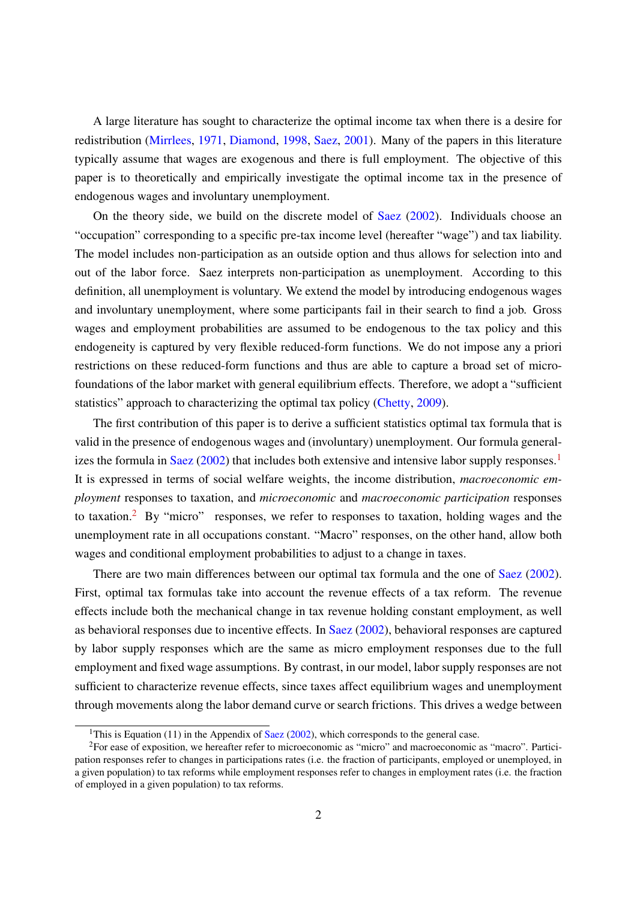A large literature has sought to characterize the optimal income tax when there is a desire for redistribution (Mirrlees, 1971, Diamond, 1998, Saez, 2001). Many of the papers in this literature typically assume that wages are exogenous and there is full employment. The objective of this paper is to theoretically and empirically investigate the optimal income tax in the presence of endogenous wages and involuntary unemployment.

On the theory side, we build on the discrete model of Saez (2002). Individuals choose an "occupation" corresponding to a specific pre-tax income level (hereafter "wage") and tax liability. The model includes non-participation as an outside option and thus allows for selection into and out of the labor force. Saez interprets non-participation as unemployment. According to this definition, all unemployment is voluntary. We extend the model by introducing endogenous wages and involuntary unemployment, where some participants fail in their search to find a job. Gross wages and employment probabilities are assumed to be endogenous to the tax policy and this endogeneity is captured by very flexible reduced-form functions. We do not impose any a priori restrictions on these reduced-form functions and thus are able to capture a broad set of micro-foundations of the labor market with general equilibrium effects. Therefore, we adopt a "sufficient statistics" approach to characterizing the optimal tax policy (Chetty, 2009).

The first contribution of this paper is to derive a sufficient statistics optimal tax formula that is valid in the presence of endogenous wages and (involuntary) unemployment. Our formula generalizes the formula in Saez (2002) that includes both extensive and intensive labor supply responses.[1] It is expressed in terms of social welfare weights, the income distribution, *macroeconomic employment* responses to taxation, and *microeconomic* and *macroeconomic participation* responses to taxation.[2] By "micro" responses, we refer to responses to taxation, holding wages and the unemployment rate in all occupations constant. "Macro" responses, on the other hand, allow both wages and conditional employment probabilities to adjust to a change in taxes.

There are two main differences between our optimal tax formula and the one of Saez (2002). First, optimal tax formulas take into account the revenue effects of a tax reform. The revenue effects include both the mechanical change in tax revenue holding constant employment, as well as behavioral responses due to incentive effects. In Saez (2002), behavioral responses are captured by labor supply responses which are the same as micro employment responses due to the full employment and fixed wage assumptions. By contrast, in our model, labor supply responses are not sufficient to characterize revenue effects, since taxes affect equilibrium wages and unemployment through movements along the labor demand curve or search frictions. This drives a wedge between

[1] This is Equation (11) in the Appendix of Saez (2002), which corresponds to the general case.

[2] For ease of exposition, we hereafter refer to microeconomic as "micro" and macroeconomic as "macro". Participation responses refer to changes in participations rates (i.e. the fraction of participants, employed or unemployed, in a given population) to tax reforms while employment responses refer to changes in employment rates (i.e. the fraction of employed in a given population) to tax reforms.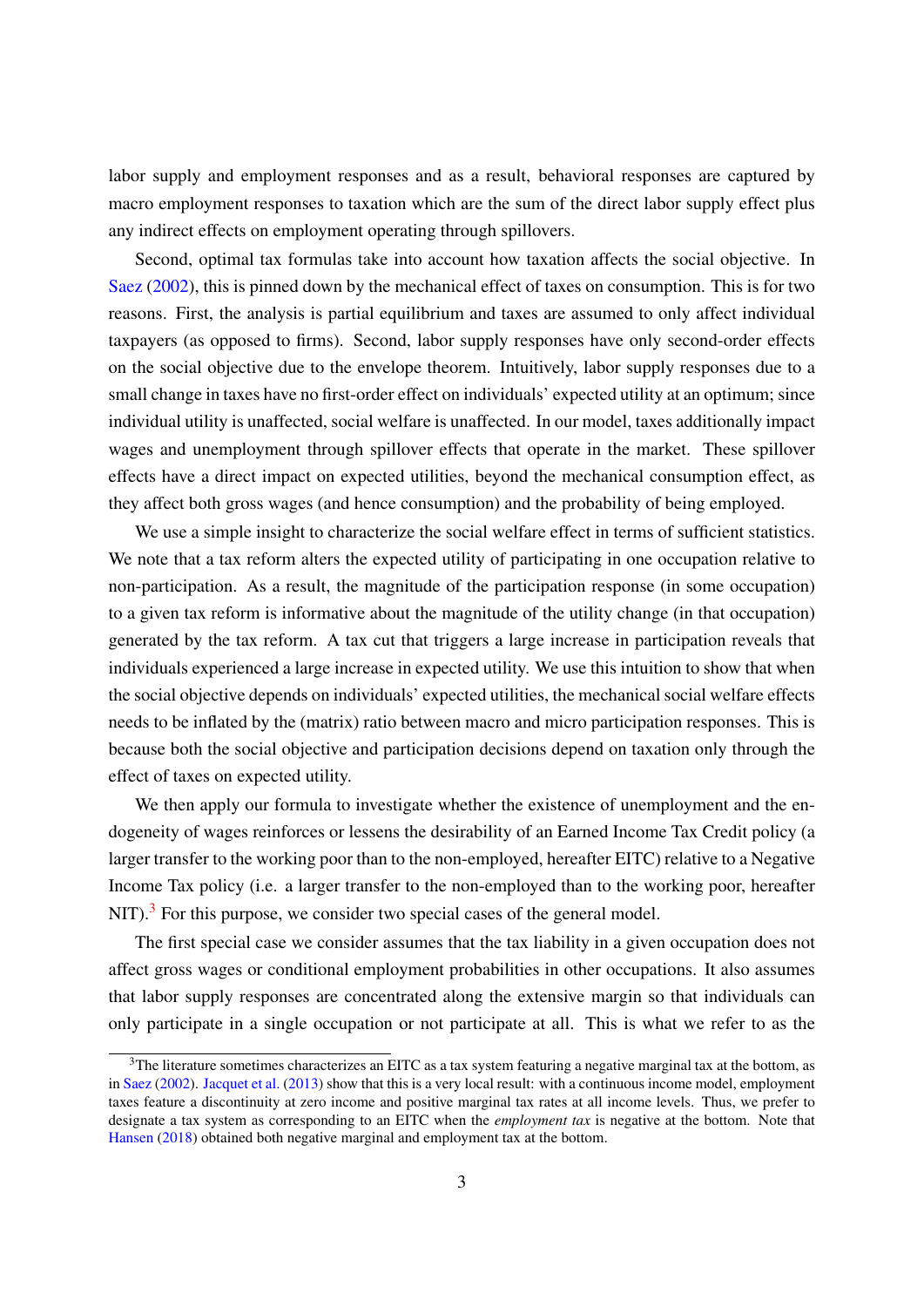labor supply and employment responses and as a result, behavioral responses are captured by macro employment responses to taxation which are the sum of the direct labor supply effect plus any indirect effects on employment operating through spillovers.

Second, optimal tax formulas take into account how taxation affects the social objective. In Saez (2002), this is pinned down by the mechanical effect of taxes on consumption. This is for two reasons. First, the analysis is partial equilibrium and taxes are assumed to only affect individual taxpayers (as opposed to firms). Second, labor supply responses have only second-order effects on the social objective due to the envelope theorem. Intuitively, labor supply responses due to a small change in taxes have no first-order effect on individuals' expected utility at an optimum; since individual utility is unaffected, social welfare is unaffected. In our model, taxes additionally impact wages and unemployment through spillover effects that operate in the market. These spillover effects have a direct impact on expected utilities, beyond the mechanical consumption effect, as they affect both gross wages (and hence consumption) and the probability of being employed.

We use a simple insight to characterize the social welfare effect in terms of sufficient statistics. We note that a tax reform alters the expected utility of participating in one occupation relative to non-participation. As a result, the magnitude of the participation response (in some occupation) to a given tax reform is informative about the magnitude of the utility change (in that occupation) generated by the tax reform. A tax cut that triggers a large increase in participation reveals that individuals experienced a large increase in expected utility. We use this intuition to show that when the social objective depends on individuals' expected utilities, the mechanical social welfare effects needs to be inflated by the (matrix) ratio between macro and micro participation responses. This is because both the social objective and participation decisions depend on taxation only through the effect of taxes on expected utility.

We then apply our formula to investigate whether the existence of unemployment and the endogeneity of wages reinforces or lessens the desirability of an Earned Income Tax Credit policy (a larger transfer to the working poor than to the non-employed, hereafter EITC) relative to a Negative Income Tax policy (i.e. a larger transfer to the non-employed than to the working poor, hereafter NIT).[3] For this purpose, we consider two special cases of the general model.

The first special case we consider assumes that the tax liability in a given occupation does not affect gross wages or conditional employment probabilities in other occupations. It also assumes that labor supply responses are concentrated along the extensive margin so that individuals can only participate in a single occupation or not participate at all. This is what we refer to as the

[3]The literature sometimes characterizes an EITC as a tax system featuring a negative marginal tax at the bottom, as in Saez (2002). Jacquet et al. (2013) show that this is a very local result: with a continuous income model, employment taxes feature a discontinuity at zero income and positive marginal tax rates at all income levels. Thus, we prefer to designate a tax system as corresponding to an EITC when the *employment tax* is negative at the bottom. Note that Hansen (2018) obtained both negative marginal and employment tax at the bottom.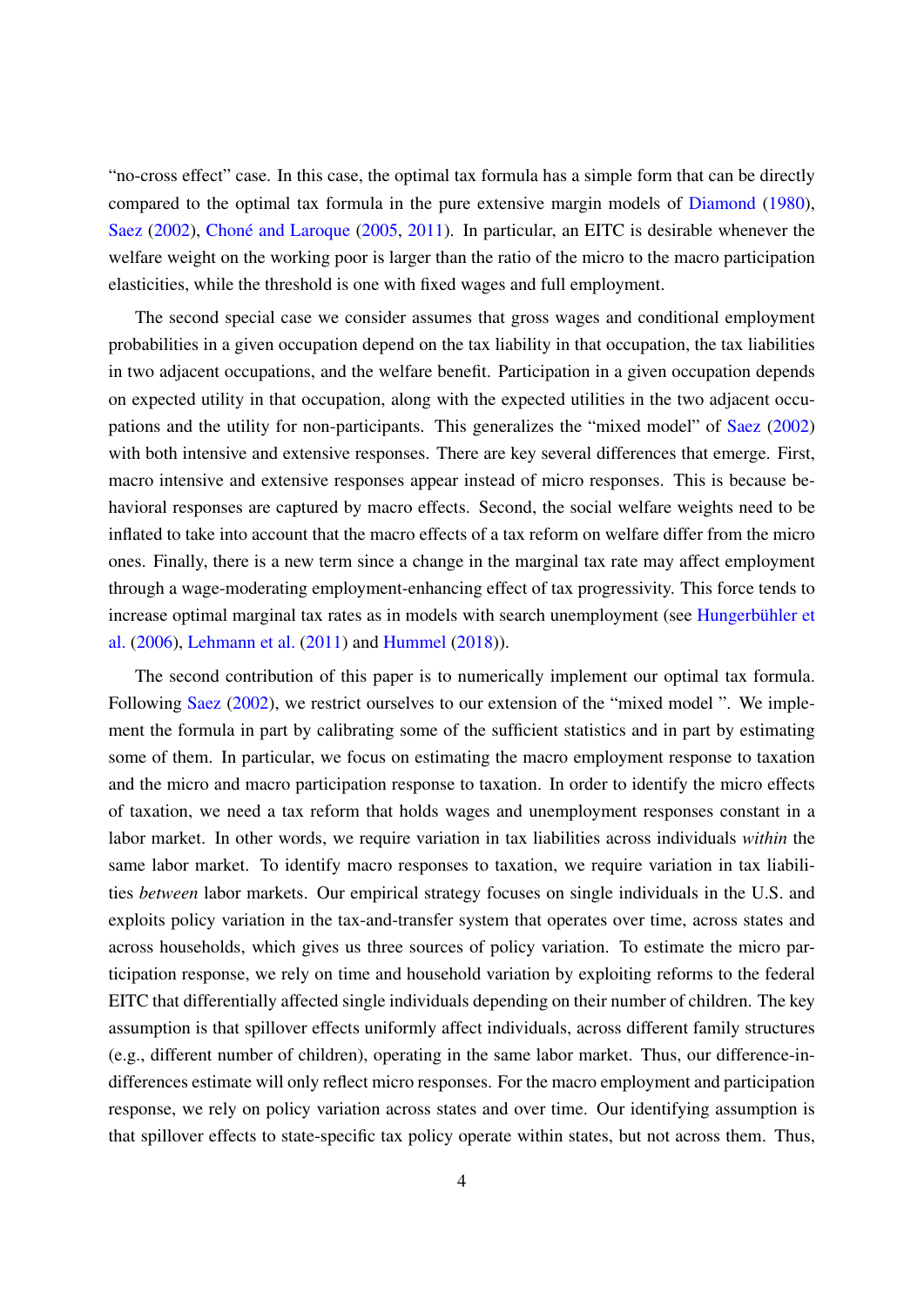"no-cross effect" case. In this case, the optimal tax formula has a simple form that can be directly compared to the optimal tax formula in the pure extensive margin models of Diamond (1980), Saez (2002), Choné and Laroque (2005, 2011). In particular, an EITC is desirable whenever the welfare weight on the working poor is larger than the ratio of the micro to the macro participation elasticities, while the threshold is one with fixed wages and full employment.

The second special case we consider assumes that gross wages and conditional employment probabilities in a given occupation depend on the tax liability in that occupation, the tax liabilities in two adjacent occupations, and the welfare benefit. Participation in a given occupation depends on expected utility in that occupation, along with the expected utilities in the two adjacent occupations and the utility for non-participants. This generalizes the "mixed model" of Saez (2002) with both intensive and extensive responses. There are key several differences that emerge. First, macro intensive and extensive responses appear instead of micro responses. This is because behavioral responses are captured by macro effects. Second, the social welfare weights need to be inflated to take into account that the macro effects of a tax reform on welfare differ from the micro ones. Finally, there is a new term since a change in the marginal tax rate may affect employment through a wage-moderating employment-enhancing effect of tax progressivity. This force tends to increase optimal marginal tax rates as in models with search unemployment (see Hungerbühler et al. (2006), Lehmann et al. (2011) and Hummel (2018)).

The second contribution of this paper is to numerically implement our optimal tax formula. Following Saez (2002), we restrict ourselves to our extension of the "mixed model ". We implement the formula in part by calibrating some of the sufficient statistics and in part by estimating some of them. In particular, we focus on estimating the macro employment response to taxation and the micro and macro participation response to taxation. In order to identify the micro effects of taxation, we need a tax reform that holds wages and unemployment responses constant in a labor market. In other words, we require variation in tax liabilities across individuals *within* the same labor market. To identify macro responses to taxation, we require variation in tax liabilities *between* labor markets. Our empirical strategy focuses on single individuals in the U.S. and exploits policy variation in the tax-and-transfer system that operates over time, across states and across households, which gives us three sources of policy variation. To estimate the micro participation response, we rely on time and household variation by exploiting reforms to the federal EITC that differentially affected single individuals depending on their number of children. The key assumption is that spillover effects uniformly affect individuals, across different family structures (e.g., different number of children), operating in the same labor market. Thus, our difference-in-differences estimate will only reflect micro responses. For the macro employment and participation response, we rely on policy variation across states and over time. Our identifying assumption is that spillover effects to state-specific tax policy operate within states, but not across them. Thus,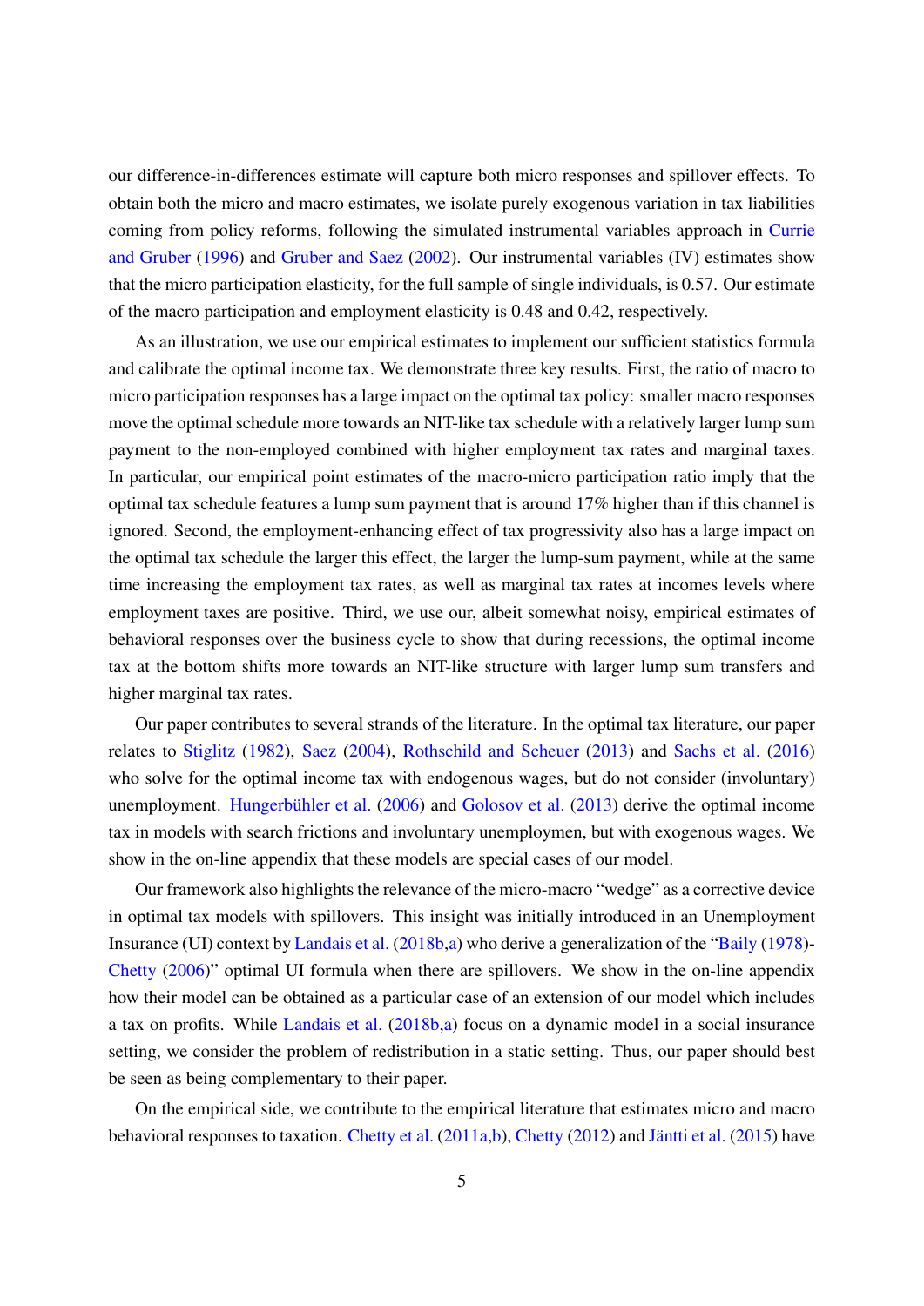our difference-in-differences estimate will capture both micro responses and spillover effects. To obtain both the micro and macro estimates, we isolate purely exogenous variation in tax liabilities coming from policy reforms, following the simulated instrumental variables approach in Currie and Gruber (1996) and Gruber and Saez (2002). Our instrumental variables (IV) estimates show that the micro participation elasticity, for the full sample of single individuals, is 0.57. Our estimate of the macro participation and employment elasticity is 0.48 and 0.42, respectively.

As an illustration, we use our empirical estimates to implement our sufficient statistics formula and calibrate the optimal income tax. We demonstrate three key results. First, the ratio of macro to micro participation responses has a large impact on the optimal tax policy: smaller macro responses move the optimal schedule more towards an NIT-like tax schedule with a relatively larger lump sum payment to the non-employed combined with higher employment tax rates and marginal taxes. In particular, our empirical point estimates of the macro-micro participation ratio imply that the optimal tax schedule features a lump sum payment that is around 17% higher than if this channel is ignored. Second, the employment-enhancing effect of tax progressivity also has a large impact on the optimal tax schedule the larger this effect, the larger the lump-sum payment, while at the same time increasing the employment tax rates, as well as marginal tax rates at incomes levels where employment taxes are positive. Third, we use our, albeit somewhat noisy, empirical estimates of behavioral responses over the business cycle to show that during recessions, the optimal income tax at the bottom shifts more towards an NIT-like structure with larger lump sum transfers and higher marginal tax rates.

Our paper contributes to several strands of the literature. In the optimal tax literature, our paper relates to Stiglitz (1982), Saez (2004), Rothschild and Scheuer (2013) and Sachs et al. (2016) who solve for the optimal income tax with endogenous wages, but do not consider (involuntary) unemployment. Hungerbühler et al. (2006) and Golosov et al. (2013) derive the optimal income tax in models with search frictions and involuntary unemploymen, but with exogenous wages. We show in the on-line appendix that these models are special cases of our model.

Our framework also highlights the relevance of the micro-macro "wedge" as a corrective device in optimal tax models with spillovers. This insight was initially introduced in an Unemployment Insurance (UI) context by Landais et al. (2018b,a) who derive a generalization of the "Baily (1978)-Chetty (2006)" optimal UI formula when there are spillovers. We show in the on-line appendix how their model can be obtained as a particular case of an extension of our model which includes a tax on profits. While Landais et al. (2018b,a) focus on a dynamic model in a social insurance setting, we consider the problem of redistribution in a static setting. Thus, our paper should best be seen as being complementary to their paper.

On the empirical side, we contribute to the empirical literature that estimates micro and macro behavioral responses to taxation. Chetty et al. (2011a,b), Chetty (2012) and Jäntti et al. (2015) have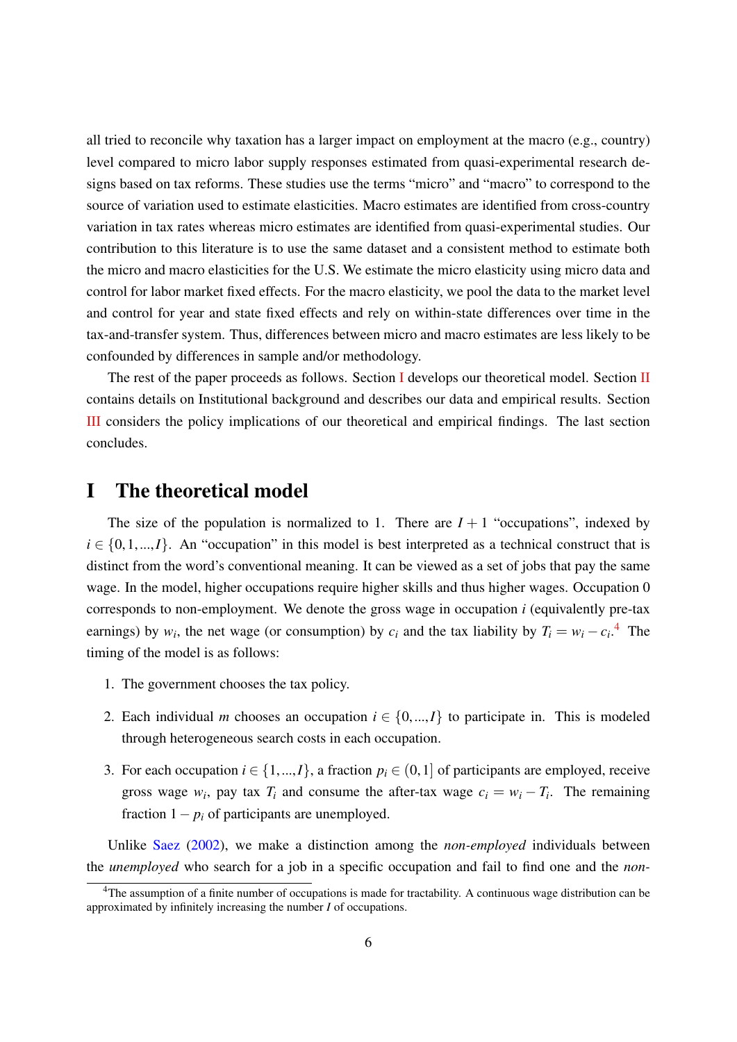all tried to reconcile why taxation has a larger impact on employment at the macro (e.g., country) level compared to micro labor supply responses estimated from quasi-experimental research designs based on tax reforms. These studies use the terms "micro" and "macro" to correspond to the source of variation used to estimate elasticities. Macro estimates are identified from cross-country variation in tax rates whereas micro estimates are identified from quasi-experimental studies. Our contribution to this literature is to use the same dataset and a consistent method to estimate both the micro and macro elasticities for the U.S. We estimate the micro elasticity using micro data and control for labor market fixed effects. For the macro elasticity, we pool the data to the market level and control for year and state fixed effects and rely on within-state differences over time in the tax-and-transfer system. Thus, differences between micro and macro estimates are less likely to be confounded by differences in sample and/or methodology.

The rest of the paper proceeds as follows. Section I develops our theoretical model. Section II contains details on Institutional background and describes our data and empirical results. Section III considers the policy implications of our theoretical and empirical findings. The last section concludes.

# I The theoretical model

The size of the population is normalized to 1. There are $I+1$ "occupations", indexed by $i \in \{0,1,...,I\}$. An "occupation" in this model is best interpreted as a technical construct that is distinct from the word's conventional meaning. It can be viewed as a set of jobs that pay the same wage. In the model, higher occupations require higher skills and thus higher wages. Occupation 0 corresponds to non-employment. We denote the gross wage in occupation $i$ (equivalently pre-tax earnings) by $w_i$, the net wage (or consumption) by $c_i$ and the tax liability by $T_i = w_i - c_i$.[4] The timing of the model is as follows:

1. The government chooses the tax policy.
2. Each individual $m$ chooses an occupation $i \in \{0,...,I\}$ to participate in. This is modeled through heterogeneous search costs in each occupation.
3. For each occupation $i \in \{1,...,I\}$, a fraction $p_i \in (0,1]$ of participants are employed, receive gross wage $w_i$, pay tax $T_i$ and consume the after-tax wage $c_i = w_i - T_i$. The remaining fraction $1-p_i$ of participants are unemployed.

Unlike Saez (2002), we make a distinction among the *non-employed* individuals between the *unemployed* who search for a job in a specific occupation and fail to find one and the *non-*

[4] The assumption of a finite number of occupations is made for tractability. A continuous wage distribution can be approximated by infinitely increasing the number $I$ of occupations.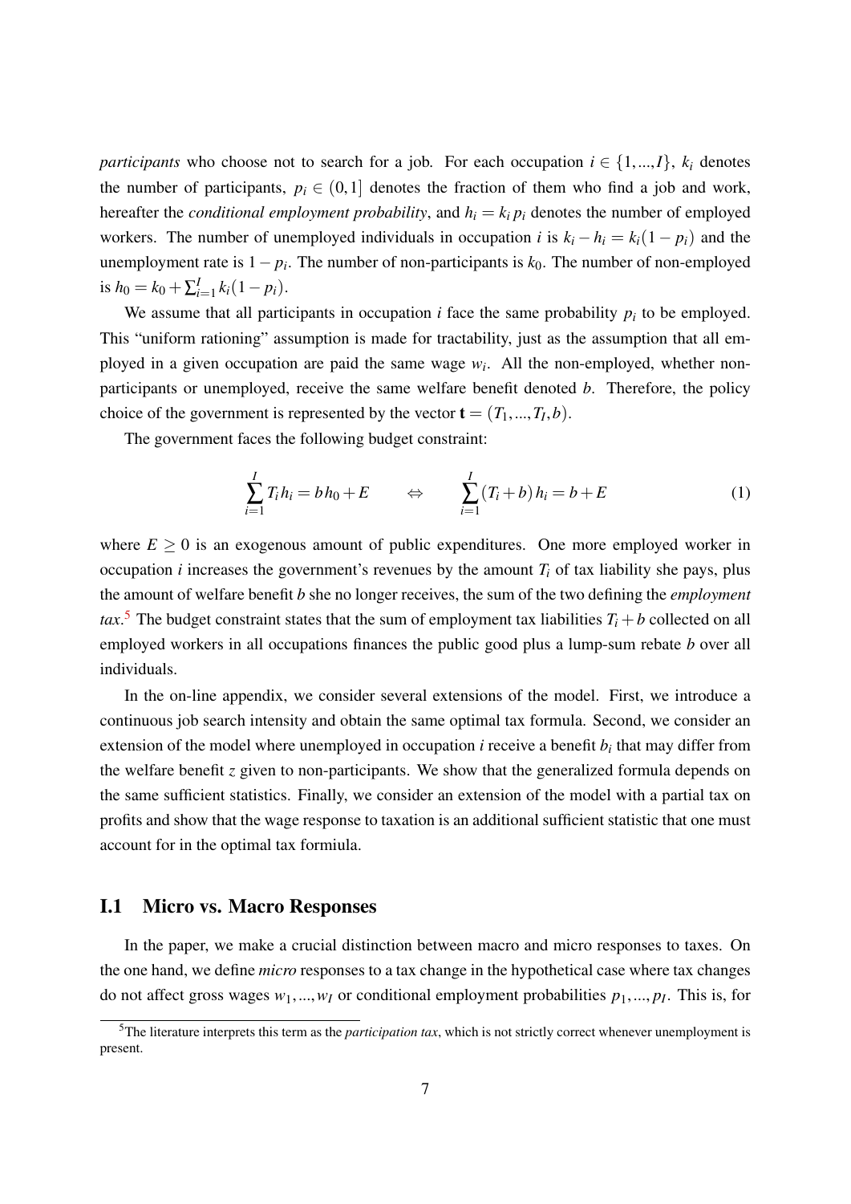*participants* who choose not to search for a job. For each occupation $i \in \{1,...,I\}$, $k_i$ denotes the number of participants, $p_i \in (0,1]$ denotes the fraction of them who find a job and work, hereafter the *conditional employment probability*, and $h_i = k_i\, p_i$ denotes the number of employed workers. The number of unemployed individuals in occupation $i$ is $k_i - h_i = k_i(1-p_i)$ and the unemployment rate is $1-p_i$. The number of non-participants is $k_0$. The number of non-employed is $h_0 = k_0 + \sum_{i=1}^{I} k_i(1-p_i)$.

We assume that all participants in occupation $i$ face the same probability $p_i$ to be employed. This "uniform rationing" assumption is made for tractability, just as the assumption that all employed in a given occupation are paid the same wage $w_i$. All the non-employed, whether non-participants or unemployed, receive the same welfare benefit denoted $b$. Therefore, the policy choice of the government is represented by the vector $\mathbf{t} = (T_1,...,T_I,b)$.

The government faces the following budget constraint:

$$\sum_{i=1}^{I} T_i h_i = b\, h_0 + E \qquad \Leftrightarrow \qquad \sum_{i=1}^{I} (T_i + b)\, h_i = b + E \tag{1}$$

where $E \geq 0$ is an exogenous amount of public expenditures. One more employed worker in occupation $i$ increases the government's revenues by the amount $T_i$ of tax liability she pays, plus the amount of welfare benefit $b$ she no longer receives, the sum of the two defining the *employment tax*.[5] The budget constraint states that the sum of employment tax liabilities $T_i + b$ collected on all employed workers in all occupations finances the public good plus a lump-sum rebate $b$ over all individuals.

In the on-line appendix, we consider several extensions of the model. First, we introduce a continuous job search intensity and obtain the same optimal tax formula. Second, we consider an extension of the model where unemployed in occupation $i$ receive a benefit $b_i$ that may differ from the welfare benefit $z$ given to non-participants. We show that the generalized formula depends on the same sufficient statistics. Finally, we consider an extension of the model with a partial tax on profits and show that the wage response to taxation is an additional sufficient statistic that one must account for in the optimal tax formiula.

## I.1 Micro vs. Macro Responses

In the paper, we make a crucial distinction between macro and micro responses to taxes. On the one hand, we define *micro* responses to a tax change in the hypothetical case where tax changes do not affect gross wages $w_1,...,w_I$ or conditional employment probabilities $p_1,...,p_I$. This is, for

[5] The literature interprets this term as the *participation tax*, which is not strictly correct whenever unemployment is present.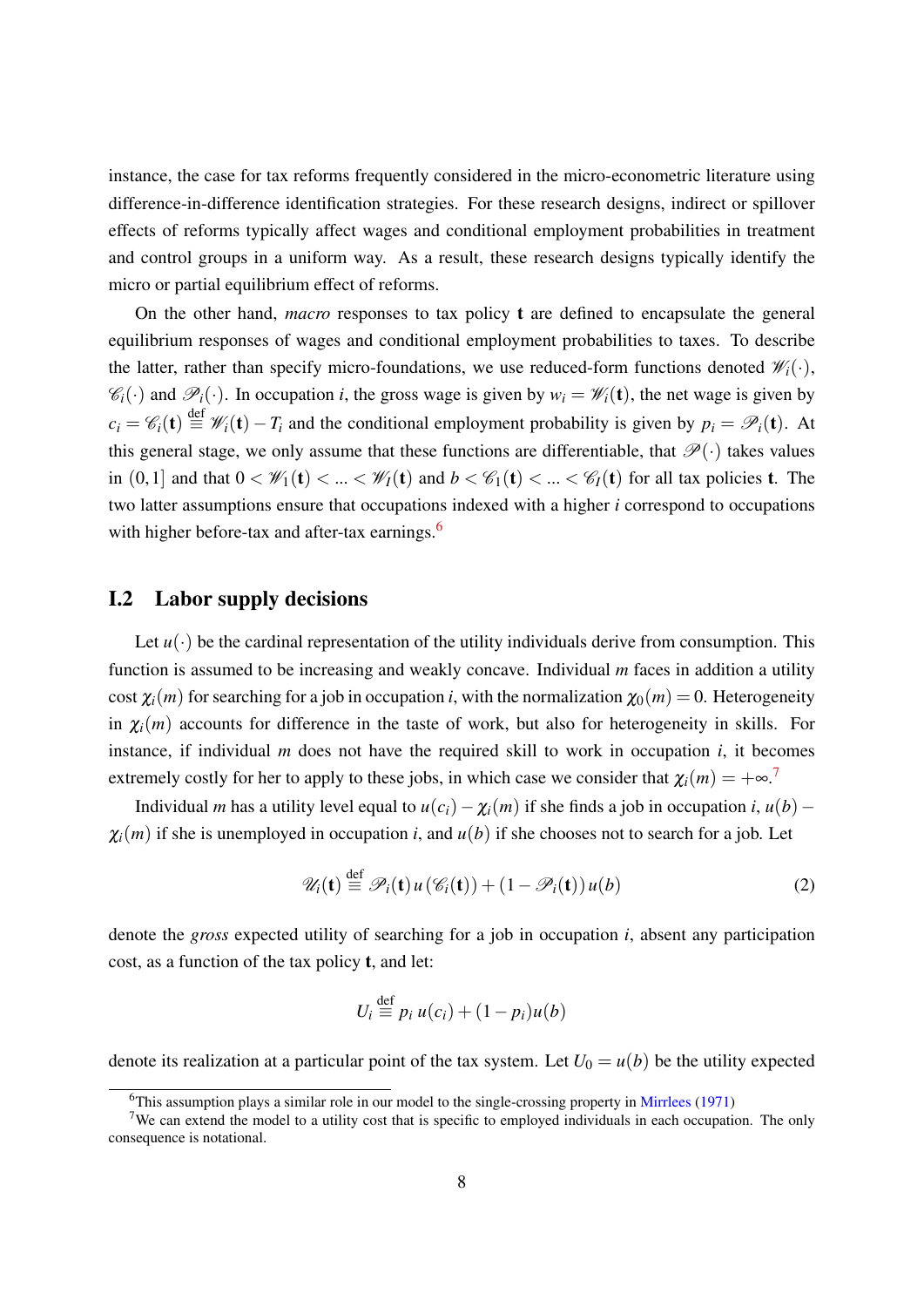instance, the case for tax reforms frequently considered in the micro-econometric literature using difference-in-difference identification strategies. For these research designs, indirect or spillover effects of reforms typically affect wages and conditional employment probabilities in treatment and control groups in a uniform way. As a result, these research designs typically identify the micro or partial equilibrium effect of reforms.

On the other hand, *macro* responses to tax policy $\mathbf{t}$ are defined to encapsulate the general equilibrium responses of wages and conditional employment probabilities to taxes. To describe the latter, rather than specify micro-foundations, we use reduced-form functions denoted $\mathscr{W}_i(\cdot)$, $\mathscr{C}_i(\cdot)$ and $\mathscr{P}_i(\cdot)$. In occupation $i$, the gross wage is given by $w_i = \mathscr{W}_i(\mathbf{t})$, the net wage is given by $c_i = \mathscr{C}_i(\mathbf{t}) \stackrel{\text{def}}{\equiv} \mathscr{W}_i(\mathbf{t}) - T_i$ and the conditional employment probability is given by $p_i = \mathscr{P}_i(\mathbf{t})$. At this general stage, we only assume that these functions are differentiable, that $\mathscr{P}(\cdot)$ takes values in $(0,1]$ and that $0 < \mathscr{W}_1(\mathbf{t}) < ... < \mathscr{W}_I(\mathbf{t})$ and $b < \mathscr{C}_1(\mathbf{t}) < ... < \mathscr{C}_I(\mathbf{t})$ for all tax policies $\mathbf{t}$. The two latter assumptions ensure that occupations indexed with a higher $i$ correspond to occupations with higher before-tax and after-tax earnings.[6]

## I.2 Labor supply decisions

Let $u(\cdot)$ be the cardinal representation of the utility individuals derive from consumption. This function is assumed to be increasing and weakly concave. Individual $m$ faces in addition a utility cost $\chi_i(m)$ for searching for a job in occupation $i$, with the normalization $\chi_0(m) = 0$. Heterogeneity in $\chi_i(m)$ accounts for difference in the taste of work, but also for heterogeneity in skills. For instance, if individual $m$ does not have the required skill to work in occupation $i$, it becomes extremely costly for her to apply to these jobs, in which case we consider that $\chi_i(m) = +\infty$.[7]

Individual $m$ has a utility level equal to $u(c_i) - \chi_i(m)$ if she finds a job in occupation $i$, $u(b) - \chi_i(m)$ if she is unemployed in occupation $i$, and $u(b)$ if she chooses not to search for a job. Let

$$\mathscr{U}_i(\mathbf{t}) \stackrel{\text{def}}{\equiv} \mathscr{P}_i(\mathbf{t})\, u\left(\mathscr{C}_i(\mathbf{t})\right) + \left(1 - \mathscr{P}_i(\mathbf{t})\right) u(b) \tag{2}$$

denote the *gross* expected utility of searching for a job in occupation $i$, absent any participation cost, as a function of the tax policy $\mathbf{t}$, and let:

$$U_i \stackrel{\text{def}}{\equiv} p_i\, u(c_i) + (1 - p_i) u(b)$$

denote its realization at a particular point of the tax system. Let $U_0 = u(b)$ be the utility expected

[6] This assumption plays a similar role in our model to the single-crossing property in Mirrlees (1971)

[7] We can extend the model to a utility cost that is specific to employed individuals in each occupation. The only consequence is notational.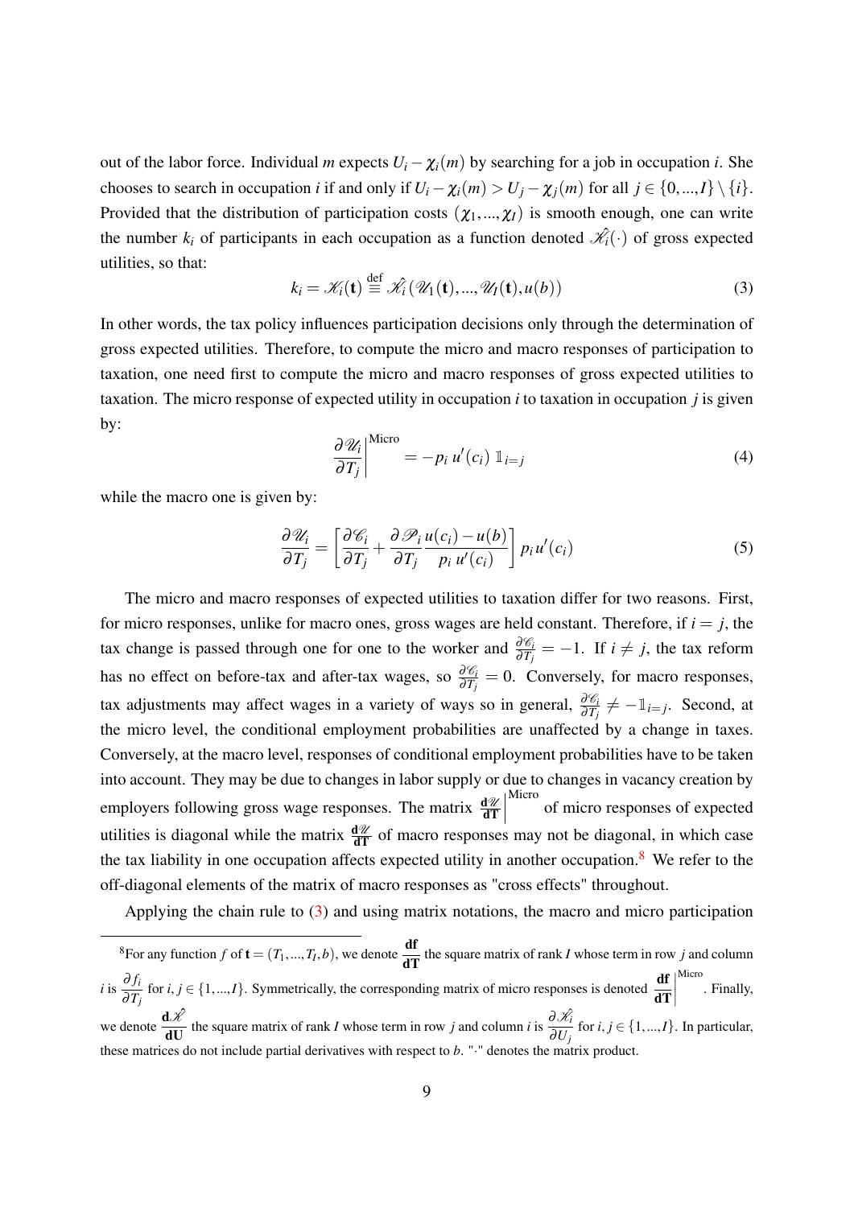out of the labor force. Individual $m$ expects $U_i - \chi_i(m)$ by searching for a job in occupation $i$. She chooses to search in occupation $i$ if and only if $U_i - \chi_i(m) > U_j - \chi_j(m)$ for all $j \in \{0,...,I\} \setminus \{i\}$. Provided that the distribution of participation costs $(\chi_1,...,\chi_I)$ is smooth enough, one can write the number $k_i$ of participants in each occupation as a function denoted $\hat{\mathscr{K}_i}(\cdot)$ of gross expected utilities, so that:

$$k_i = \mathscr{K}_i(\mathbf{t}) \stackrel{\text{def}}{\equiv} \hat{\mathscr{K}_i}(\mathscr{U}_1(\mathbf{t}),...,\mathscr{U}_I(\mathbf{t}),u(b)) \tag{3}$$

In other words, the tax policy influences participation decisions only through the determination of gross expected utilities. Therefore, to compute the micro and macro responses of participation to taxation, one need first to compute the micro and macro responses of gross expected utilities to taxation. The micro response of expected utility in occupation $i$ to taxation in occupation $j$ is given by:

$$\left.\frac{\partial \mathscr{U}_i}{\partial T_j}\right|^{\text{Micro}} = -p_i\, u'(c_i)\, \mathbb{1}_{i=j} \tag{4}$$

while the macro one is given by:

$$\frac{\partial \mathscr{U}_i}{\partial T_j} = \left[\frac{\partial \mathscr{C}_i}{\partial T_j} + \frac{\partial \mathscr{P}_i}{\partial T_j}\frac{u(c_i)-u(b)}{p_i\, u'(c_i)}\right] p_i u'(c_i) \tag{5}$$

The micro and macro responses of expected utilities to taxation differ for two reasons. First, for micro responses, unlike for macro ones, gross wages are held constant. Therefore, if $i = j$, the tax change is passed through one for one to the worker and $\frac{\partial \mathscr{C}_i}{\partial T_j} = -1$. If $i \neq j$, the tax reform has no effect on before-tax and after-tax wages, so $\frac{\partial \mathscr{C}_i}{\partial T_j} = 0$. Conversely, for macro responses, tax adjustments may affect wages in a variety of ways so in general, $\frac{\partial \mathscr{C}_i}{\partial T_j} \neq -\mathbb{1}_{i=j}$. Second, at the micro level, the conditional employment probabilities are unaffected by a change in taxes. Conversely, at the macro level, responses of conditional employment probabilities have to be taken into account. They may be due to changes in labor supply or due to changes in vacancy creation by employers following gross wage responses. The matrix $\left.\frac{\mathbf{d}\mathscr{U}}{\mathbf{dT}}\right|^{\text{Micro}}$ of micro responses of expected utilities is diagonal while the matrix $\frac{\mathbf{d}\mathscr{U}}{\mathbf{dT}}$ of macro responses may not be diagonal, in which case the tax liability in one occupation affects expected utility in another occupation.[8] We refer to the off-diagonal elements of the matrix of macro responses as "cross effects" throughout.

Applying the chain rule to (3) and using matrix notations, the macro and micro participation

[8]For any function $f$ of $\mathbf{t} = (T_1,...,T_I,b)$, we denote $\frac{\mathbf{df}}{\mathbf{dT}}$ the square matrix of rank $I$ whose term in row $j$ and column $i$ is $\frac{\partial f_i}{\partial T_j}$ for $i,j \in \{1,...,I\}$. Symmetrically, the corresponding matrix of micro responses is denoted $\left.\frac{\mathbf{df}}{\mathbf{dT}}\right|^{\text{Micro}}$. Finally, we denote $\frac{\mathbf{d}\hat{\mathscr{K}}}{\mathbf{dU}}$ the square matrix of rank $I$ whose term in row $j$ and column $i$ is $\frac{\partial \hat{\mathscr{K}_i}}{\partial U_j}$ for $i,j \in \{1,...,I\}$. In particular, these matrices do not include partial derivatives with respect to $b$. "$\cdot$" denotes the matrix product.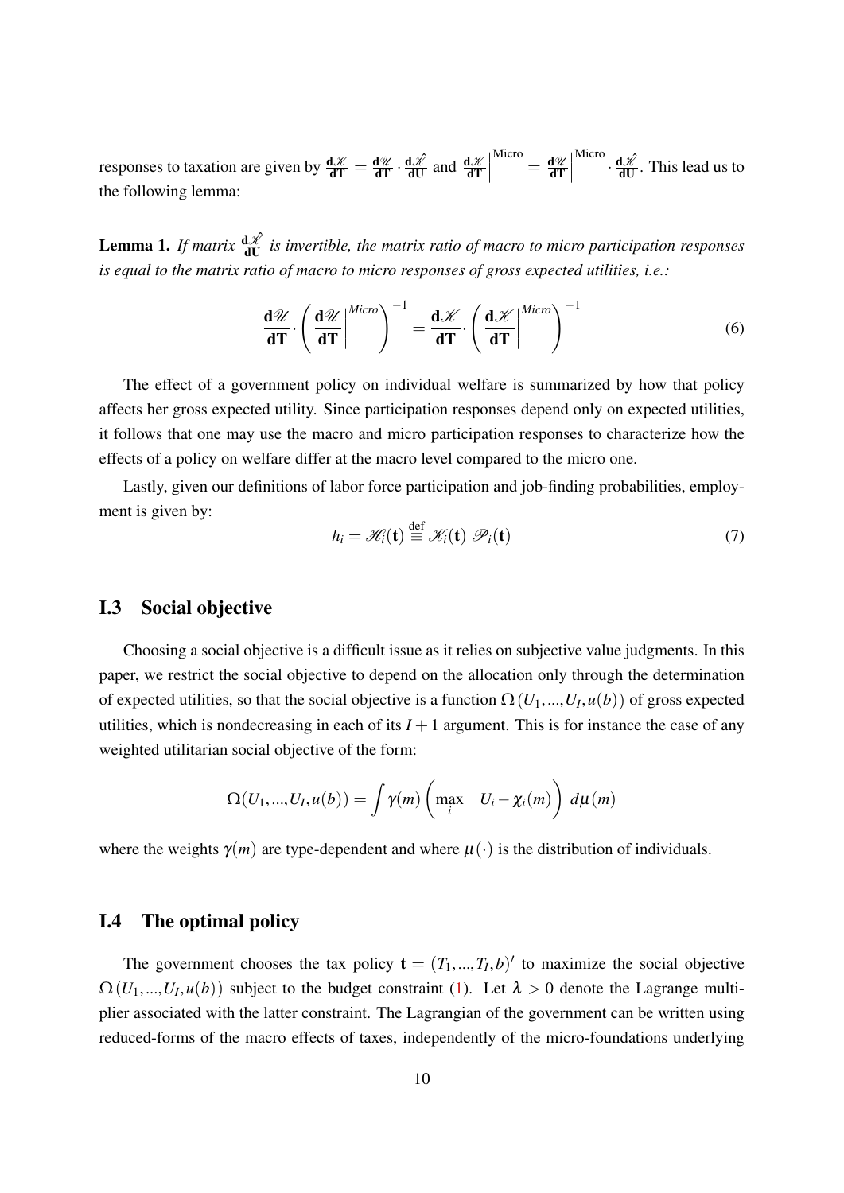responses to taxation are given by $\frac{\mathbf{d}\mathscr{K}}{\mathbf{dT}} = \frac{\mathbf{d}\mathscr{U}}{\mathbf{dT}} \cdot \frac{\mathbf{d}\hat{\mathscr{K}}}{\mathbf{dU}}$ and $\left.\frac{\mathbf{d}\mathscr{K}}{\mathbf{dT}}\right|^{\text{Micro}} = \left.\frac{\mathbf{d}\mathscr{U}}{\mathbf{dT}}\right|^{\text{Micro}} \cdot \frac{\mathbf{d}\hat{\mathscr{K}}}{\mathbf{dU}}$. This lead us to the following lemma:

**Lemma 1.** *If matrix $\frac{\mathbf{d}\hat{\mathscr{K}}}{\mathbf{dU}}$ is invertible, the matrix ratio of macro to micro participation responses is equal to the matrix ratio of macro to micro responses of gross expected utilities, i.e.:*

$$\frac{\mathbf{d}\mathscr{U}}{\mathbf{dT}} \cdot \left( \left.\frac{\mathbf{d}\mathscr{U}}{\mathbf{dT}}\right|^{Micro} \right)^{-1} = \frac{\mathbf{d}\mathscr{K}}{\mathbf{dT}} \cdot \left( \left.\frac{\mathbf{d}\mathscr{K}}{\mathbf{dT}}\right|^{Micro} \right)^{-1} \tag{6}$$

The effect of a government policy on individual welfare is summarized by how that policy affects her gross expected utility. Since participation responses depend only on expected utilities, it follows that one may use the macro and micro participation responses to characterize how the effects of a policy on welfare differ at the macro level compared to the micro one.

Lastly, given our definitions of labor force participation and job-finding probabilities, employment is given by:

$$h_i = \mathscr{H}_i(\mathbf{t}) \stackrel{\text{def}}{\equiv} \mathscr{K}_i(\mathbf{t})\ \mathscr{P}_i(\mathbf{t}) \tag{7}$$

## I.3 Social objective

Choosing a social objective is a difficult issue as it relies on subjective value judgments. In this paper, we restrict the social objective to depend on the allocation only through the determination of expected utilities, so that the social objective is a function $\Omega(U_1, ..., U_I, u(b))$ of gross expected utilities, which is nondecreasing in each of its $I+1$ argument. This is for instance the case of any weighted utilitarian social objective of the form:

$$\Omega(U_1, ..., U_I, u(b)) = \int \gamma(m) \left( \max_i \quad U_i - \chi_i(m) \right) \, d\mu(m)$$

where the weights $\gamma(m)$ are type-dependent and where $\mu(\cdot)$ is the distribution of individuals.

## I.4 The optimal policy

The government chooses the tax policy $\mathbf{t} = (T_1, ..., T_I, b)'$ to maximize the social objective $\Omega(U_1, ..., U_I, u(b))$ subject to the budget constraint (1). Let $\lambda > 0$ denote the Lagrange multiplier associated with the latter constraint. The Lagrangian of the government can be written using reduced-forms of the macro effects of taxes, independently of the micro-foundations underlying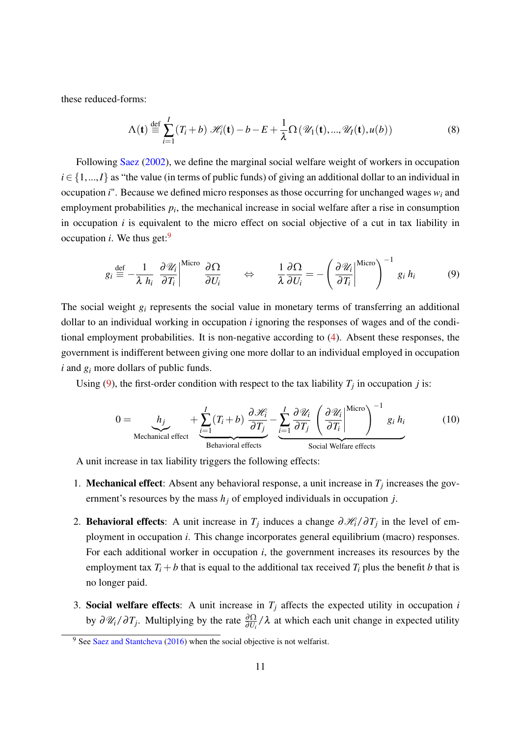these reduced-forms:

$$\Lambda(\mathbf{t}) \stackrel{\text{def}}{\equiv} \sum_{i=1}^{I} (T_i + b)\, \mathscr{H}_i(\mathbf{t}) - b - E + \frac{1}{\lambda} \Omega\left(\mathscr{U}_1(\mathbf{t}), ..., \mathscr{U}_I(\mathbf{t}), u(b)\right) \tag{8}$$

Following Saez (2002), we define the marginal social welfare weight of workers in occupation $i \in \{1, ..., I\}$ as "the value (in terms of public funds) of giving an additional dollar to an individual in occupation $i$". Because we defined micro responses as those occurring for unchanged wages $w_i$ and employment probabilities $p_i$, the mechanical increase in social welfare after a rise in consumption in occupation $i$ is equivalent to the micro effect on social objective of a cut in tax liability in occupation $i$. We thus get:[9]

$$g_i \stackrel{\text{def}}{\equiv} -\frac{1}{\lambda\, h_i} \left.\frac{\partial \mathscr{U}_i}{\partial T_i}\right|^{\text{Micro}} \frac{\partial \Omega}{\partial U_i} \qquad \Leftrightarrow \qquad \frac{1}{\lambda} \frac{\partial \Omega}{\partial U_i} = -\left( \left.\frac{\partial \mathscr{U}_i}{\partial T_i}\right|^{\text{Micro}} \right)^{-1} g_i\, h_i \tag{9}$$

The social weight $g_i$ represents the social value in monetary terms of transferring an additional dollar to an individual working in occupation $i$ ignoring the responses of wages and of the conditional employment probabilities. It is non-negative according to (4). Absent these responses, the government is indifferent between giving one more dollar to an individual employed in occupation $i$ and $g_i$ more dollars of public funds.

Using (9), the first-order condition with respect to the tax liability $T_j$ in occupation $j$ is:

$$0 = \underbrace{h_j}_{\text{Mechanical effect}} + \underbrace{\sum_{i=1}^{I} (T_i + b)\, \frac{\partial \mathscr{H}_i}{\partial T_j}}_{\text{Behavioral effects}} - \underbrace{\sum_{i=1}^{I} \frac{\partial \mathscr{U}_i}{\partial T_j} \left( \left.\frac{\partial \mathscr{U}_i}{\partial T_i}\right|^{\text{Micro}} \right)^{-1} g_i\, h_i}_{\text{Social Welfare effects}} \tag{10}$$

A unit increase in tax liability triggers the following effects:

1. **Mechanical effect**: Absent any behavioral response, a unit increase in $T_j$ increases the government's resources by the mass $h_j$ of employed individuals in occupation $j$.

2. **Behavioral effects**: A unit increase in $T_j$ induces a change $\partial \mathscr{H}_i / \partial T_j$ in the level of employment in occupation $i$. This change incorporates general equilibrium (macro) responses. For each additional worker in occupation $i$, the government increases its resources by the employment tax $T_i + b$ that is equal to the additional tax received $T_i$ plus the benefit $b$ that is no longer paid.

3. **Social welfare effects**: A unit increase in $T_j$ affects the expected utility in occupation $i$ by $\partial \mathscr{U}_i / \partial T_j$. Multiplying by the rate $\frac{\partial \Omega}{\partial U_i} / \lambda$ at which each unit change in expected utility

[9] See Saez and Stantcheva (2016) when the social objective is not welfarist.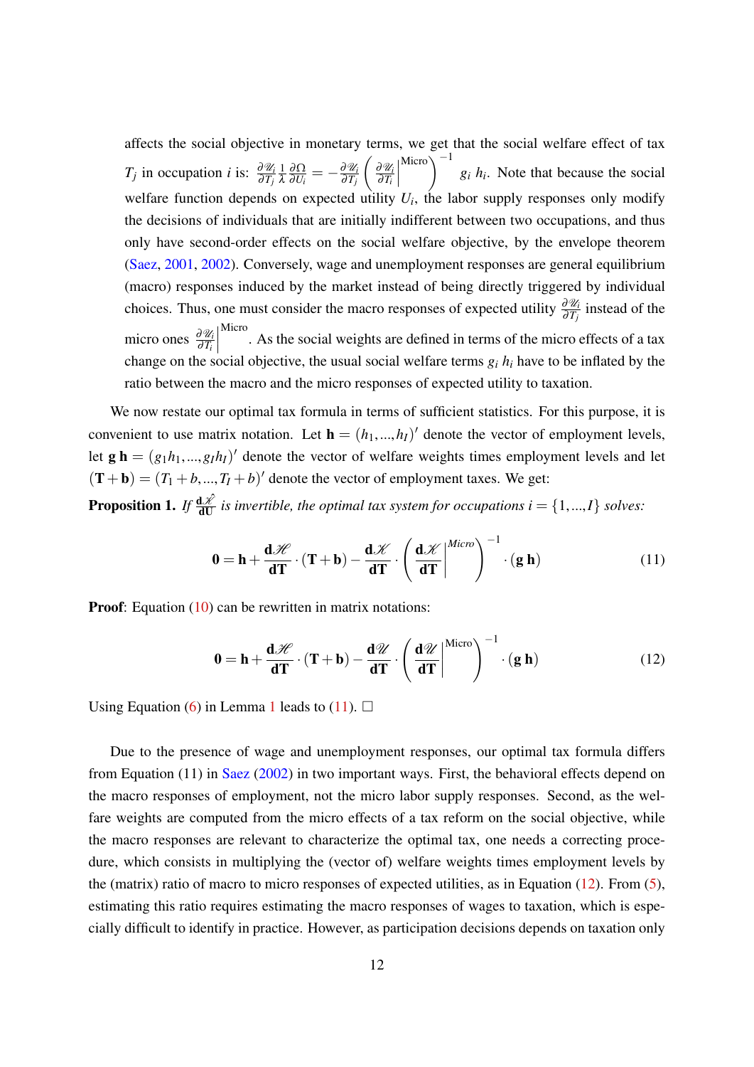affects the social objective in monetary terms, we get that the social welfare effect of tax $T_j$ in occupation $i$ is: $\frac{\partial \mathscr{U}_i}{\partial T_j} \frac{1}{\lambda} \frac{\partial \Omega}{\partial U_i} = -\frac{\partial \mathscr{U}_i}{\partial T_j} \left( \left. \frac{\partial \mathscr{U}_i}{\partial T_i} \right|^{\text{Micro}} \right)^{-1} g_i \, h_i$. Note that because the social welfare function depends on expected utility $U_i$, the labor supply responses only modify the decisions of individuals that are initially indifferent between two occupations, and thus only have second-order effects on the social welfare objective, by the envelope theorem (Saez, 2001, 2002). Conversely, wage and unemployment responses are general equilibrium (macro) responses induced by the market instead of being directly triggered by individual choices. Thus, one must consider the macro responses of expected utility $\frac{\partial \mathscr{U}_i}{\partial T_j}$ instead of the micro ones $\left. \frac{\partial \mathscr{U}_i}{\partial T_i} \right|^{\text{Micro}}$. As the social weights are defined in terms of the micro effects of a tax change on the social objective, the usual social welfare terms $g_i \, h_i$ have to be inflated by the ratio between the macro and the micro responses of expected utility to taxation.

We now restate our optimal tax formula in terms of sufficient statistics. For this purpose, it is convenient to use matrix notation. Let $\mathbf{h} = (h_1, ..., h_I)'$ denote the vector of employment levels, let $\mathbf{g} \, \mathbf{h} = (g_1 h_1, ..., g_I h_I)'$ denote the vector of welfare weights times employment levels and let $(\mathbf{T} + \mathbf{b}) = (T_1 + b, ..., T_I + b)'$ denote the vector of employment taxes. We get:

**Proposition 1.** *If* $\frac{\mathbf{d}\hat{\mathscr{K}}}{\mathbf{dU}}$ *is invertible, the optimal tax system for occupations* $i = \{1, ..., I\}$ *solves:*

$$\mathbf{0} = \mathbf{h} + \frac{\mathbf{d}\mathscr{H}}{\mathbf{dT}} \cdot (\mathbf{T} + \mathbf{b}) - \frac{\mathbf{d}\mathscr{K}}{\mathbf{dT}} \cdot \left( \left. \frac{\mathbf{d}\mathscr{K}}{\mathbf{dT}} \right|^{Micro} \right)^{-1} \cdot (\mathbf{g} \, \mathbf{h}) \tag{11}$$

**Proof**: Equation (10) can be rewritten in matrix notations:

$$\mathbf{0} = \mathbf{h} + \frac{\mathbf{d}\mathscr{H}}{\mathbf{dT}} \cdot (\mathbf{T} + \mathbf{b}) - \frac{\mathbf{d}\mathscr{U}}{\mathbf{dT}} \cdot \left( \left. \frac{\mathbf{d}\mathscr{U}}{\mathbf{dT}} \right|^{\text{Micro}} \right)^{-1} \cdot (\mathbf{g} \, \mathbf{h}) \tag{12}$$

Using Equation (6) in Lemma 1 leads to (11). □

Due to the presence of wage and unemployment responses, our optimal tax formula differs from Equation (11) in Saez (2002) in two important ways. First, the behavioral effects depend on the macro responses of employment, not the micro labor supply responses. Second, as the welfare weights are computed from the micro effects of a tax reform on the social objective, while the macro responses are relevant to characterize the optimal tax, one needs a correcting procedure, which consists in multiplying the (vector of) welfare weights times employment levels by the (matrix) ratio of macro to micro responses of expected utilities, as in Equation (12). From (5), estimating this ratio requires estimating the macro responses of wages to taxation, which is especially difficult to identify in practice. However, as participation decisions depends on taxation only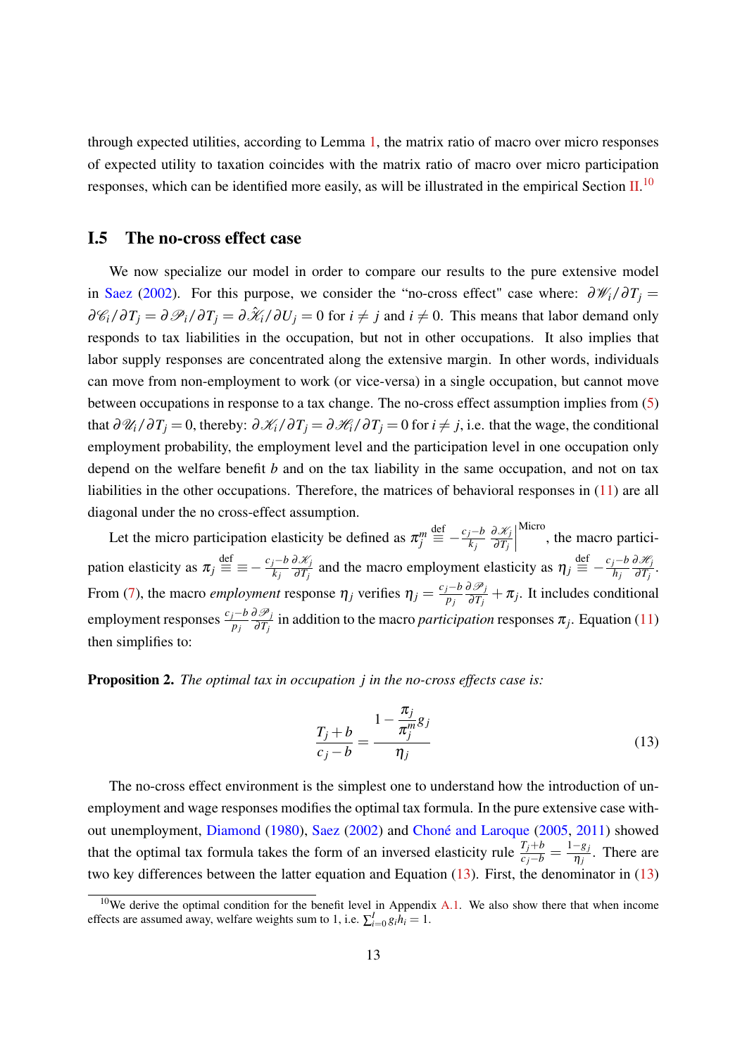through expected utilities, according to Lemma 1, the matrix ratio of macro over micro responses of expected utility to taxation coincides with the matrix ratio of macro over micro participation responses, which can be identified more easily, as will be illustrated in the empirical Section II.[10]

## I.5 The no-cross effect case

We now specialize our model in order to compare our results to the pure extensive model in Saez (2002). For this purpose, we consider the "no-cross effect" case where: $\partial \mathscr{W}_i/\partial T_j = \partial \mathscr{C}_i/\partial T_j = \partial \mathscr{P}_i/\partial T_j = \partial \hat{\mathscr{K}}_i/\partial U_j = 0$ for $i \neq j$ and $i \neq 0$. This means that labor demand only responds to tax liabilities in the occupation, but not in other occupations. It also implies that labor supply responses are concentrated along the extensive margin. In other words, individuals can move from non-employment to work (or vice-versa) in a single occupation, but cannot move between occupations in response to a tax change. The no-cross effect assumption implies from (5) that $\partial \mathscr{U}_i/\partial T_j = 0$, thereby: $\partial \mathscr{K}_i/\partial T_j = \partial \mathscr{H}_i/\partial T_j = 0$ for $i \neq j$, i.e. that the wage, the conditional employment probability, the employment level and the participation level in one occupation only depend on the welfare benefit $b$ and on the tax liability in the same occupation, and not on tax liabilities in the other occupations. Therefore, the matrices of behavioral responses in (11) are all diagonal under the no cross-effect assumption.

Let the micro participation elasticity be defined as $\pi_j^m \stackrel{\text{def}}{\equiv} -\frac{c_j-b}{k_j} \frac{\partial \mathscr{K}_j}{\partial T_j}\Big|^{\text{Micro}}$, the macro participation elasticity as $\pi_j \stackrel{\text{def}}{\equiv} \equiv -\frac{c_j-b}{k_j} \frac{\partial \mathscr{K}_j}{\partial T_j}$ and the macro employment elasticity as $\eta_j \stackrel{\text{def}}{\equiv} -\frac{c_j-b}{h_j} \frac{\partial \mathscr{H}_j}{\partial T_j}$. From (7), the macro *employment* response $\eta_j$ verifies $\eta_j = \frac{c_j-b}{p_j} \frac{\partial \mathscr{P}_j}{\partial T_j} + \pi_j$. It includes conditional employment responses $\frac{c_j-b}{p_j} \frac{\partial \mathscr{P}_j}{\partial T_j}$ in addition to the macro *participation* responses $\pi_j$. Equation (11) then simplifies to:

**Proposition 2.** *The optimal tax in occupation $j$ in the no-cross effects case is:*

$$\frac{T_j + b}{c_j - b} = \frac{1 - \dfrac{\pi_j}{\pi_j^m} g_j}{\eta_j} \tag{13}$$

The no-cross effect environment is the simplest one to understand how the introduction of unemployment and wage responses modifies the optimal tax formula. In the pure extensive case without unemployment, Diamond (1980), Saez (2002) and Choné and Laroque (2005, 2011) showed that the optimal tax formula takes the form of an inversed elasticity rule $\frac{T_j+b}{c_j-b} = \frac{1-g_j}{\eta_j}$. There are two key differences between the latter equation and Equation (13). First, the denominator in (13)

[10] We derive the optimal condition for the benefit level in Appendix A.1. We also show there that when income effects are assumed away, welfare weights sum to 1, i.e. $\sum_{i=0}^{I} g_i h_i = 1$.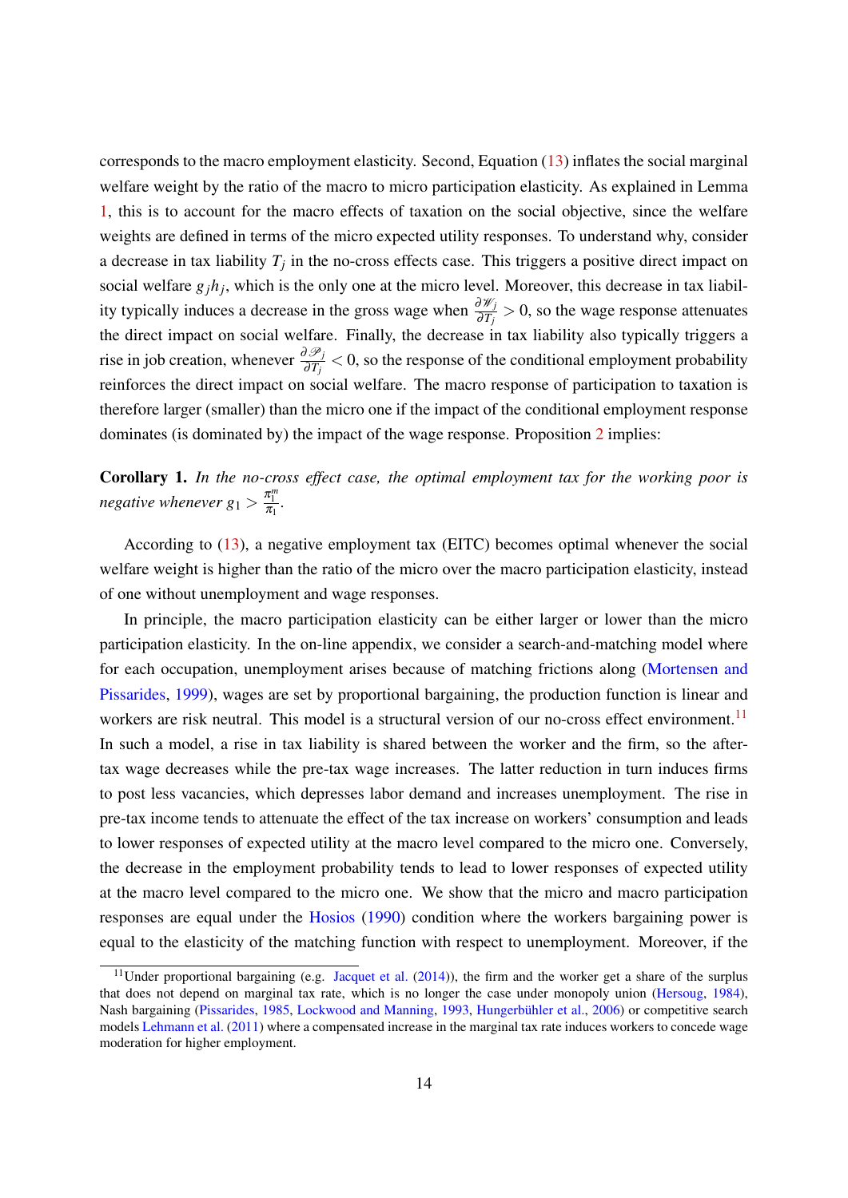corresponds to the macro employment elasticity. Second, Equation (13) inflates the social marginal welfare weight by the ratio of the macro to micro participation elasticity. As explained in Lemma 1, this is to account for the macro effects of taxation on the social objective, since the welfare weights are defined in terms of the micro expected utility responses. To understand why, consider a decrease in tax liability $T_j$ in the no-cross effects case. This triggers a positive direct impact on social welfare $g_j h_j$, which is the only one at the micro level. Moreover, this decrease in tax liability typically induces a decrease in the gross wage when $\frac{\partial \mathscr{W}_j}{\partial T_j} > 0$, so the wage response attenuates the direct impact on social welfare. Finally, the decrease in tax liability also typically triggers a rise in job creation, whenever $\frac{\partial \mathscr{P}_j}{\partial T_j} < 0$, so the response of the conditional employment probability reinforces the direct impact on social welfare. The macro response of participation to taxation is therefore larger (smaller) than the micro one if the impact of the conditional employment response dominates (is dominated by) the impact of the wage response. Proposition 2 implies:

**Corollary 1.** *In the no-cross effect case, the optimal employment tax for the working poor is negative whenever* $g_1 > \frac{\pi_1^m}{\pi_1}$.

According to (13), a negative employment tax (EITC) becomes optimal whenever the social welfare weight is higher than the ratio of the micro over the macro participation elasticity, instead of one without unemployment and wage responses.

In principle, the macro participation elasticity can be either larger or lower than the micro participation elasticity. In the on-line appendix, we consider a search-and-matching model where for each occupation, unemployment arises because of matching frictions along (Mortensen and Pissarides, 1999), wages are set by proportional bargaining, the production function is linear and workers are risk neutral. This model is a structural version of our no-cross effect environment.[11] In such a model, a rise in tax liability is shared between the worker and the firm, so the after-tax wage decreases while the pre-tax wage increases. The latter reduction in turn induces firms to post less vacancies, which depresses labor demand and increases unemployment. The rise in pre-tax income tends to attenuate the effect of the tax increase on workers' consumption and leads to lower responses of expected utility at the macro level compared to the micro one. Conversely, the decrease in the employment probability tends to lead to lower responses of expected utility at the macro level compared to the micro one. We show that the micro and macro participation responses are equal under the Hosios (1990) condition where the workers bargaining power is equal to the elasticity of the matching function with respect to unemployment. Moreover, if the

[11] Under proportional bargaining (e.g. Jacquet et al. (2014)), the firm and the worker get a share of the surplus that does not depend on marginal tax rate, which is no longer the case under monopoly union (Hersoug, 1984), Nash bargaining (Pissarides, 1985, Lockwood and Manning, 1993, Hungerbühler et al., 2006) or competitive search models Lehmann et al. (2011) where a compensated increase in the marginal tax rate induces workers to concede wage moderation for higher employment.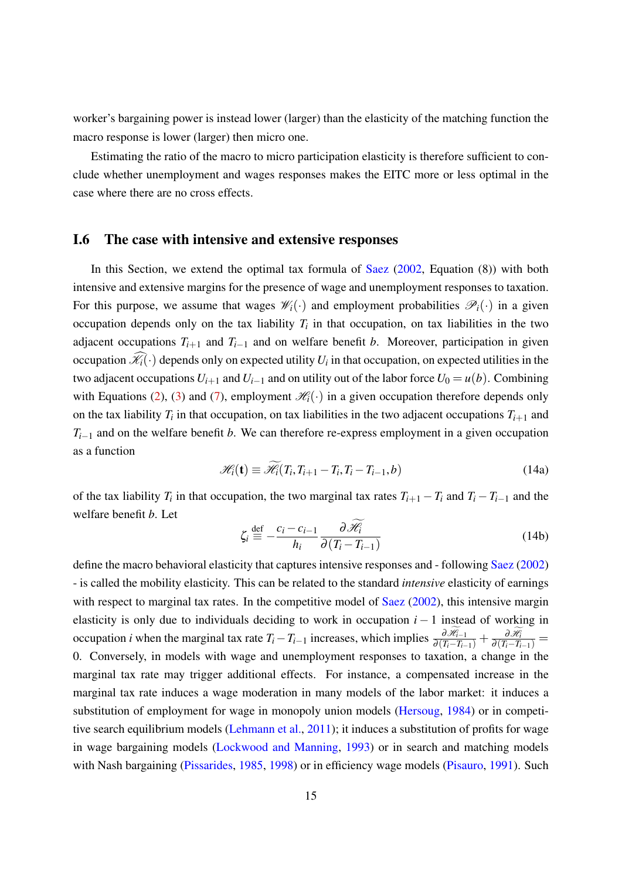worker's bargaining power is instead lower (larger) than the elasticity of the matching function the macro response is lower (larger) then micro one.

Estimating the ratio of the macro to micro participation elasticity is therefore sufficient to conclude whether unemployment and wages responses makes the EITC more or less optimal in the case where there are no cross effects.

## I.6 The case with intensive and extensive responses

In this Section, we extend the optimal tax formula of Saez (2002, Equation (8)) with both intensive and extensive margins for the presence of wage and unemployment responses to taxation. For this purpose, we assume that wages $\mathscr{W}_i(\cdot)$ and employment probabilities $\mathscr{P}_i(\cdot)$ in a given occupation depends only on the tax liability $T_i$ in that occupation, on tax liabilities in the two adjacent occupations $T_{i+1}$ and $T_{i-1}$ and on welfare benefit $b$. Moreover, participation in given occupation $\widehat{\mathscr{K}_i}(\cdot)$ depends only on expected utility $U_i$ in that occupation, on expected utilities in the two adjacent occupations $U_{i+1}$ and $U_{i-1}$ and on utility out of the labor force $U_0 = u(b)$. Combining with Equations (2), (3) and (7), employment $\mathscr{H}_i(\cdot)$ in a given occupation therefore depends only on the tax liability $T_i$ in that occupation, on tax liabilities in the two adjacent occupations $T_{i+1}$ and $T_{i-1}$ and on the welfare benefit $b$. We can therefore re-express employment in a given occupation as a function

$$\mathscr{H}_i(\mathbf{t}) \equiv \widetilde{\mathscr{H}_i}(T_i, T_{i+1} - T_i, T_i - T_{i-1}, b) \tag{14a}$$

of the tax liability $T_i$ in that occupation, the two marginal tax rates $T_{i+1} - T_i$ and $T_i - T_{i-1}$ and the welfare benefit $b$. Let

$$\zeta_i \stackrel{\text{def}}{\equiv} -\frac{c_i - c_{i-1}}{h_i} \frac{\partial \widetilde{\mathscr{H}_i}}{\partial (T_i - T_{i-1})} \tag{14b}$$

define the macro behavioral elasticity that captures intensive responses and - following Saez (2002) - is called the mobility elasticity. This can be related to the standard *intensive* elasticity of earnings with respect to marginal tax rates. In the competitive model of Saez (2002), this intensive margin elasticity is only due to individuals deciding to work in occupation $i-1$ instead of working in occupation $i$ when the marginal tax rate $T_i - T_{i-1}$ increases, which implies $\frac{\partial \widetilde{\mathscr{H}}_{i-1}}{\partial (T_i - T_{i-1})} + \frac{\partial \widetilde{\mathscr{H}_i}}{\partial (T_i - T_{i-1})} = 0$. Conversely, in models with wage and unemployment responses to taxation, a change in the marginal tax rate may trigger additional effects. For instance, a compensated increase in the marginal tax rate induces a wage moderation in many models of the labor market: it induces a substitution of employment for wage in monopoly union models (Hersoug, 1984) or in competitive search equilibrium models (Lehmann et al., 2011); it induces a substitution of profits for wage in wage bargaining models (Lockwood and Manning, 1993) or in search and matching models with Nash bargaining (Pissarides, 1985, 1998) or in efficiency wage models (Pisauro, 1991). Such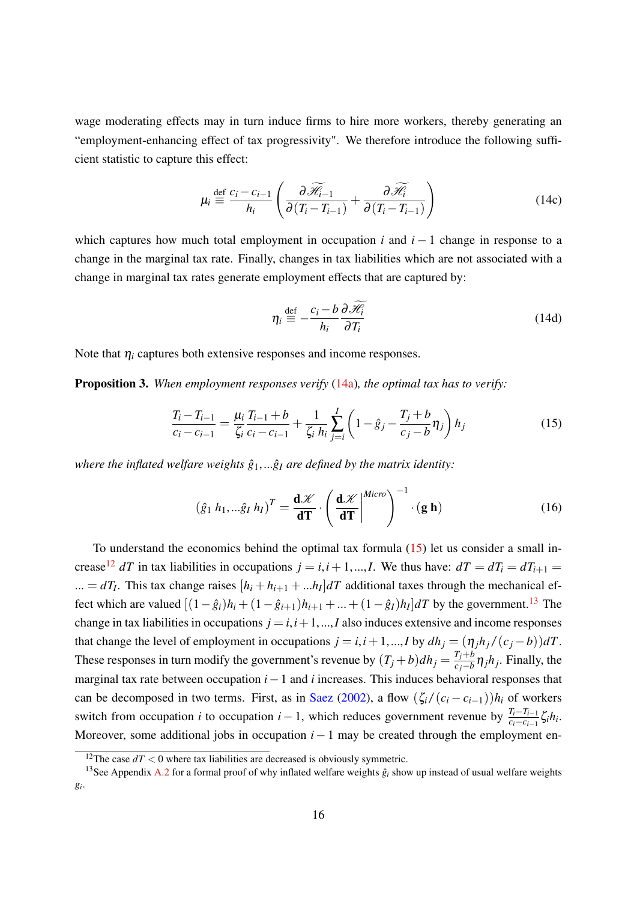wage moderating effects may in turn induce firms to hire more workers, thereby generating an "employment-enhancing effect of tax progressivity". We therefore introduce the following sufficient statistic to capture this effect:

$$\mu_i \stackrel{\text{def}}{\equiv} \frac{c_i - c_{i-1}}{h_i} \left( \frac{\partial \widetilde{\mathscr{H}_{i-1}}}{\partial (T_i - T_{i-1})} + \frac{\partial \widetilde{\mathscr{H}_i}}{\partial (T_i - T_{i-1})} \right) \tag{14c}$$

which captures how much total employment in occupation $i$ and $i-1$ change in response to a change in the marginal tax rate. Finally, changes in tax liabilities which are not associated with a change in marginal tax rates generate employment effects that are captured by:

$$\eta_i \stackrel{\text{def}}{\equiv} -\frac{c_i - b}{h_i} \frac{\partial \widetilde{\mathscr{H}_i}}{\partial T_i} \tag{14d}$$

Note that $\eta_i$ captures both extensive responses and income responses.

**Proposition 3.** *When employment responses verify* (14a)*, the optimal tax has to verify:*

$$\frac{T_i - T_{i-1}}{c_i - c_{i-1}} = \frac{\mu_i}{\zeta_i} \frac{T_{i-1} + b}{c_i - c_{i-1}} + \frac{1}{\zeta_i \, h_i} \sum_{j=i}^{I} \left( 1 - \hat{g}_j - \frac{T_j + b}{c_j - b} \eta_j \right) h_j \tag{15}$$

*where the inflated welfare weights $\hat{g}_1, \ldots \hat{g}_I$ are defined by the matrix identity:*

$$(\hat{g}_1 \, h_1, \ldots \hat{g}_I \, h_I)^T = \frac{\mathbf{d}\mathscr{K}}{\mathbf{dT}} \cdot \left( \left. \frac{\mathbf{d}\mathscr{K}}{\mathbf{dT}} \right|^{Micro} \right)^{-1} \cdot (\mathbf{g} \, \mathbf{h}) \tag{16}$$

To understand the economics behind the optimal tax formula (15) let us consider a small increase[12] $dT$ in tax liabilities in occupations $j = i, i+1, \ldots, I$. We thus have: $dT = dT_i = dT_{i+1} = \ldots = dT_I$. This tax change raises $[h_i + h_{i+1} + \ldots h_I]dT$ additional taxes through the mechanical effect which are valued $[(1 - \hat{g}_i)h_i + (1 - \hat{g}_{i+1})h_{i+1} + \ldots + (1 - \hat{g}_I)h_I]dT$ by the government.[13] The change in tax liabilities in occupations $j = i, i+1, \ldots, I$ also induces extensive and income responses that change the level of employment in occupations $j = i, i+1, \ldots, I$ by $dh_j = (\eta_j h_j / (c_j - b))dT$. These responses in turn modify the government's revenue by $(T_j + b)dh_j = \frac{T_j + b}{c_j - b} \eta_j h_j$. Finally, the marginal tax rate between occupation $i-1$ and $i$ increases. This induces behavioral responses that can be decomposed in two terms. First, as in Saez (2002), a flow $(\zeta_i / (c_i - c_{i-1}))h_i$ of workers switch from occupation $i$ to occupation $i-1$, which reduces government revenue by $\frac{T_i - T_{i-1}}{c_i - c_{i-1}} \zeta_i h_i$. Moreover, some additional jobs in occupation $i-1$ may be created through the employment en-

[12] The case $dT < 0$ where tax liabilities are decreased is obviously symmetric.

[13] See Appendix A.2 for a formal proof of why inflated welfare weights $\hat{g}_i$ show up instead of usual welfare weights $g_i$.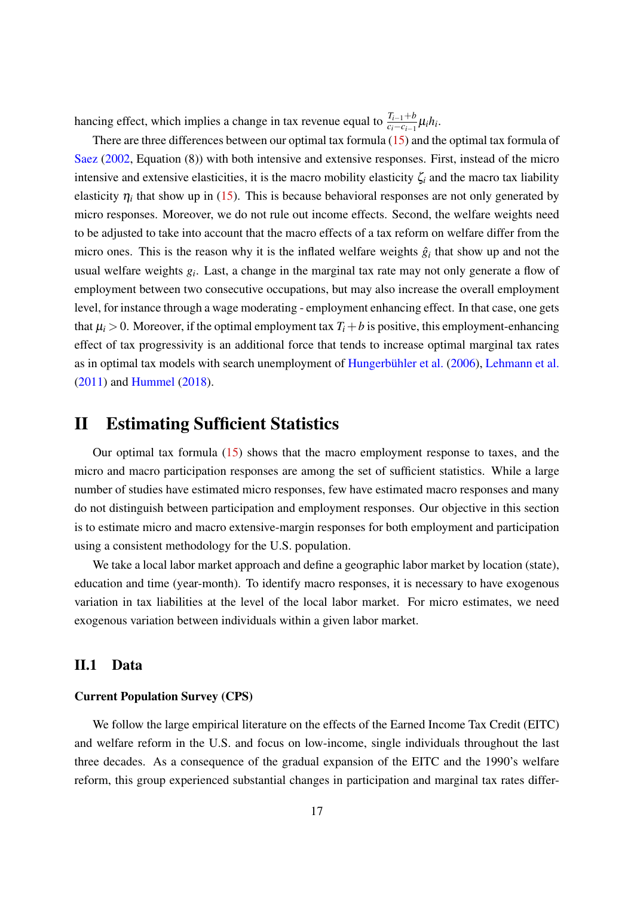hancing effect, which implies a change in tax revenue equal to $\frac{T_{i-1}+b}{c_i - c_{i-1}}\mu_i h_i$.

There are three differences between our optimal tax formula (15) and the optimal tax formula of Saez (2002, Equation (8)) with both intensive and extensive responses. First, instead of the micro intensive and extensive elasticities, it is the macro mobility elasticity $\zeta_i$ and the macro tax liability elasticity $\eta_i$ that show up in (15). This is because behavioral responses are not only generated by micro responses. Moreover, we do not rule out income effects. Second, the welfare weights need to be adjusted to take into account that the macro effects of a tax reform on welfare differ from the micro ones. This is the reason why it is the inflated welfare weights $\hat{g}_i$ that show up and not the usual welfare weights $g_i$. Last, a change in the marginal tax rate may not only generate a flow of employment between two consecutive occupations, but may also increase the overall employment level, for instance through a wage moderating - employment enhancing effect. In that case, one gets that $\mu_i > 0$. Moreover, if the optimal employment tax $T_i + b$ is positive, this employment-enhancing effect of tax progressivity is an additional force that tends to increase optimal marginal tax rates as in optimal tax models with search unemployment of Hungerbühler et al. (2006), Lehmann et al. (2011) and Hummel (2018).

# II Estimating Sufficient Statistics

Our optimal tax formula (15) shows that the macro employment response to taxes, and the micro and macro participation responses are among the set of sufficient statistics. While a large number of studies have estimated micro responses, few have estimated macro responses and many do not distinguish between participation and employment responses. Our objective in this section is to estimate micro and macro extensive-margin responses for both employment and participation using a consistent methodology for the U.S. population.

We take a local labor market approach and define a geographic labor market by location (state), education and time (year-month). To identify macro responses, it is necessary to have exogenous variation in tax liabilities at the level of the local labor market. For micro estimates, we need exogenous variation between individuals within a given labor market.

## II.1 Data

### Current Population Survey (CPS)

We follow the large empirical literature on the effects of the Earned Income Tax Credit (EITC) and welfare reform in the U.S. and focus on low-income, single individuals throughout the last three decades. As a consequence of the gradual expansion of the EITC and the 1990's welfare reform, this group experienced substantial changes in participation and marginal tax rates differ-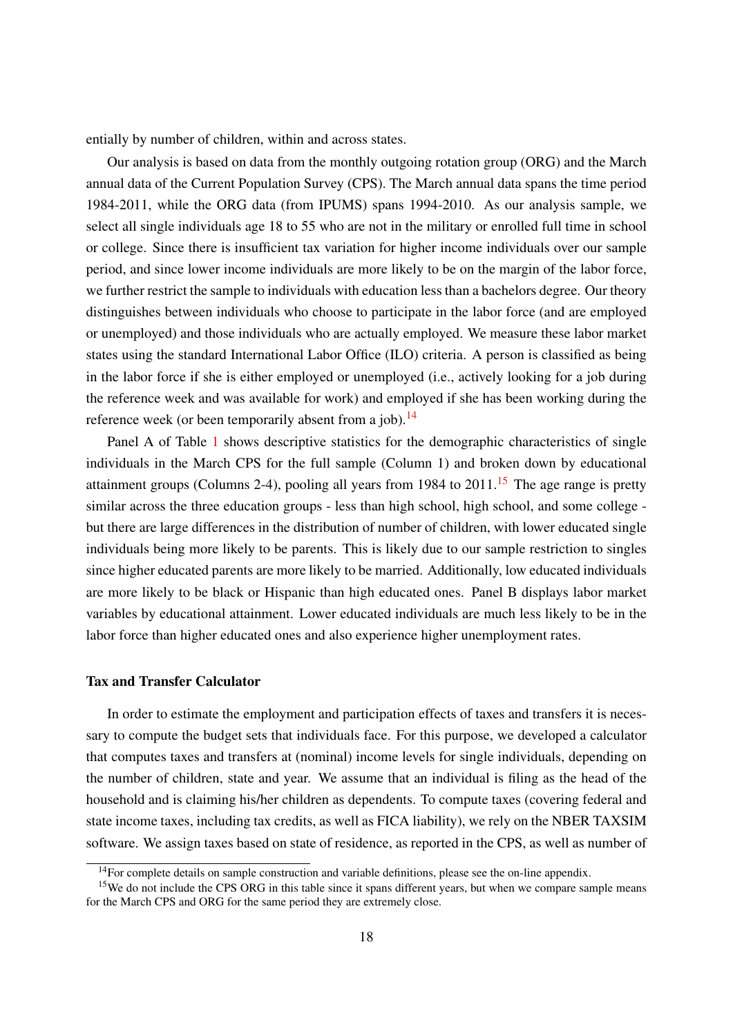entially by number of children, within and across states.

Our analysis is based on data from the monthly outgoing rotation group (ORG) and the March annual data of the Current Population Survey (CPS). The March annual data spans the time period 1984-2011, while the ORG data (from IPUMS) spans 1994-2010. As our analysis sample, we select all single individuals age 18 to 55 who are not in the military or enrolled full time in school or college. Since there is insufficient tax variation for higher income individuals over our sample period, and since lower income individuals are more likely to be on the margin of the labor force, we further restrict the sample to individuals with education less than a bachelors degree. Our theory distinguishes between individuals who choose to participate in the labor force (and are employed or unemployed) and those individuals who are actually employed. We measure these labor market states using the standard International Labor Office (ILO) criteria. A person is classified as being in the labor force if she is either employed or unemployed (i.e., actively looking for a job during the reference week and was available for work) and employed if she has been working during the reference week (or been temporarily absent from a job).[14]

Panel A of Table 1 shows descriptive statistics for the demographic characteristics of single individuals in the March CPS for the full sample (Column 1) and broken down by educational attainment groups (Columns 2-4), pooling all years from 1984 to 2011.[15] The age range is pretty similar across the three education groups - less than high school, high school, and some college - but there are large differences in the distribution of number of children, with lower educated single individuals being more likely to be parents. This is likely due to our sample restriction to singles since higher educated parents are more likely to be married. Additionally, low educated individuals are more likely to be black or Hispanic than high educated ones. Panel B displays labor market variables by educational attainment. Lower educated individuals are much less likely to be in the labor force than higher educated ones and also experience higher unemployment rates.

### Tax and Transfer Calculator

In order to estimate the employment and participation effects of taxes and transfers it is necessary to compute the budget sets that individuals face. For this purpose, we developed a calculator that computes taxes and transfers at (nominal) income levels for single individuals, depending on the number of children, state and year. We assume that an individual is filing as the head of the household and is claiming his/her children as dependents. To compute taxes (covering federal and state income taxes, including tax credits, as well as FICA liability), we rely on the NBER TAXSIM software. We assign taxes based on state of residence, as reported in the CPS, as well as number of

[14] For complete details on sample construction and variable definitions, please see the on-line appendix.

[15] We do not include the CPS ORG in this table since it spans different years, but when we compare sample means for the March CPS and ORG for the same period they are extremely close.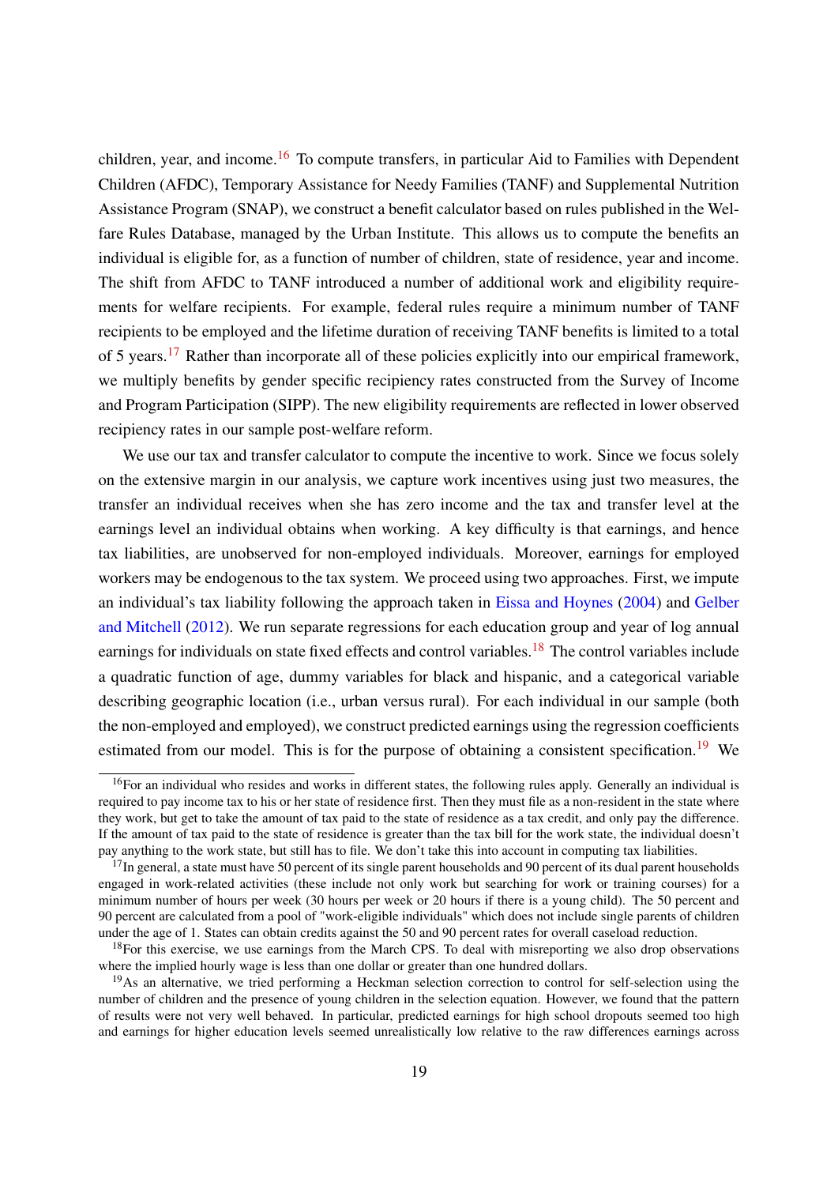children, year, and income.[16] To compute transfers, in particular Aid to Families with Dependent Children (AFDC), Temporary Assistance for Needy Families (TANF) and Supplemental Nutrition Assistance Program (SNAP), we construct a benefit calculator based on rules published in the Welfare Rules Database, managed by the Urban Institute. This allows us to compute the benefits an individual is eligible for, as a function of number of children, state of residence, year and income. The shift from AFDC to TANF introduced a number of additional work and eligibility requirements for welfare recipients. For example, federal rules require a minimum number of TANF recipients to be employed and the lifetime duration of receiving TANF benefits is limited to a total of 5 years.[17] Rather than incorporate all of these policies explicitly into our empirical framework, we multiply benefits by gender specific recipiency rates constructed from the Survey of Income and Program Participation (SIPP). The new eligibility requirements are reflected in lower observed recipiency rates in our sample post-welfare reform.

We use our tax and transfer calculator to compute the incentive to work. Since we focus solely on the extensive margin in our analysis, we capture work incentives using just two measures, the transfer an individual receives when she has zero income and the tax and transfer level at the earnings level an individual obtains when working. A key difficulty is that earnings, and hence tax liabilities, are unobserved for non-employed individuals. Moreover, earnings for employed workers may be endogenous to the tax system. We proceed using two approaches. First, we impute an individual's tax liability following the approach taken in Eissa and Hoynes (2004) and Gelber and Mitchell (2012). We run separate regressions for each education group and year of log annual earnings for individuals on state fixed effects and control variables.[18] The control variables include a quadratic function of age, dummy variables for black and hispanic, and a categorical variable describing geographic location (i.e., urban versus rural). For each individual in our sample (both the non-employed and employed), we construct predicted earnings using the regression coefficients estimated from our model. This is for the purpose of obtaining a consistent specification.[19] We

---

[16] For an individual who resides and works in different states, the following rules apply. Generally an individual is required to pay income tax to his or her state of residence first. Then they must file as a non-resident in the state where they work, but get to take the amount of tax paid to the state of residence as a tax credit, and only pay the difference. If the amount of tax paid to the state of residence is greater than the tax bill for the work state, the individual doesn't pay anything to the work state, but still has to file. We don't take this into account in computing tax liabilities.

[17] In general, a state must have 50 percent of its single parent households and 90 percent of its dual parent households engaged in work-related activities (these include not only work but searching for work or training courses) for a minimum number of hours per week (30 hours per week or 20 hours if there is a young child). The 50 percent and 90 percent are calculated from a pool of "work-eligible individuals" which does not include single parents of children under the age of 1. States can obtain credits against the 50 and 90 percent rates for overall caseload reduction.

[18] For this exercise, we use earnings from the March CPS. To deal with misreporting we also drop observations where the implied hourly wage is less than one dollar or greater than one hundred dollars.

[19] As an alternative, we tried performing a Heckman selection correction to control for self-selection using the number of children and the presence of young children in the selection equation. However, we found that the pattern of results were not very well behaved. In particular, predicted earnings for high school dropouts seemed too high and earnings for higher education levels seemed unrealistically low relative to the raw differences earnings across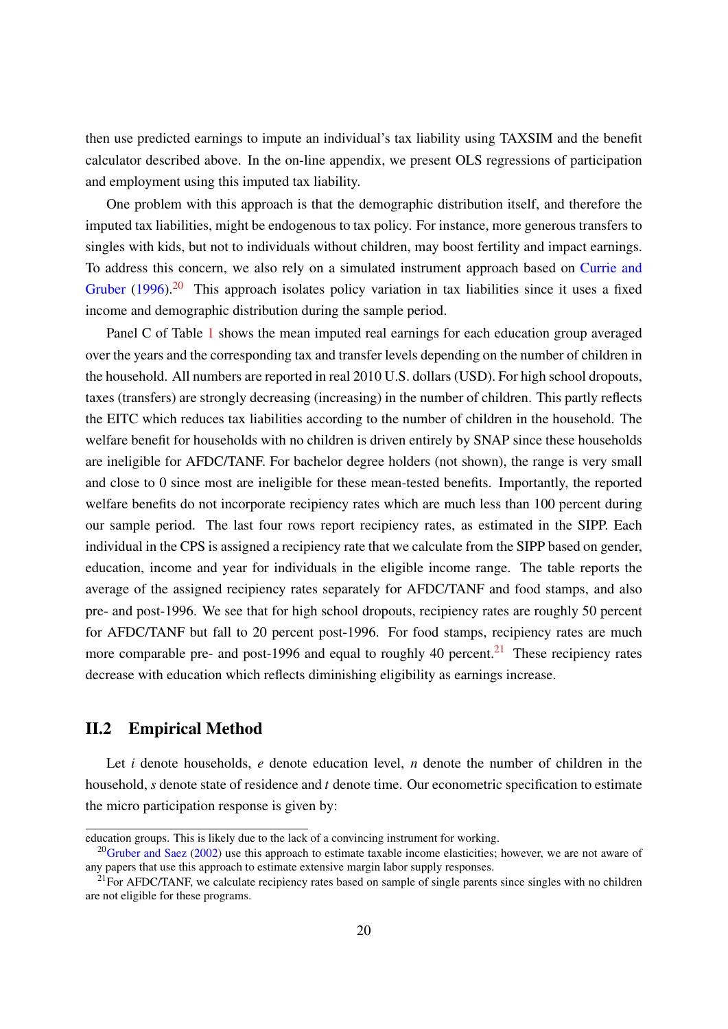then use predicted earnings to impute an individual's tax liability using TAXSIM and the benefit calculator described above. In the on-line appendix, we present OLS regressions of participation and employment using this imputed tax liability.

One problem with this approach is that the demographic distribution itself, and therefore the imputed tax liabilities, might be endogenous to tax policy. For instance, more generous transfers to singles with kids, but not to individuals without children, may boost fertility and impact earnings. To address this concern, we also rely on a simulated instrument approach based on Currie and Gruber (1996).[20] This approach isolates policy variation in tax liabilities since it uses a fixed income and demographic distribution during the sample period.

Panel C of Table 1 shows the mean imputed real earnings for each education group averaged over the years and the corresponding tax and transfer levels depending on the number of children in the household. All numbers are reported in real 2010 U.S. dollars (USD). For high school dropouts, taxes (transfers) are strongly decreasing (increasing) in the number of children. This partly reflects the EITC which reduces tax liabilities according to the number of children in the household. The welfare benefit for households with no children is driven entirely by SNAP since these households are ineligible for AFDC/TANF. For bachelor degree holders (not shown), the range is very small and close to 0 since most are ineligible for these mean-tested benefits. Importantly, the reported welfare benefits do not incorporate recipiency rates which are much less than 100 percent during our sample period. The last four rows report recipiency rates, as estimated in the SIPP. Each individual in the CPS is assigned a recipiency rate that we calculate from the SIPP based on gender, education, income and year for individuals in the eligible income range. The table reports the average of the assigned recipiency rates separately for AFDC/TANF and food stamps, and also pre- and post-1996. We see that for high school dropouts, recipiency rates are roughly 50 percent for AFDC/TANF but fall to 20 percent post-1996. For food stamps, recipiency rates are much more comparable pre- and post-1996 and equal to roughly 40 percent.[21] These recipiency rates decrease with education which reflects diminishing eligibility as earnings increase.

## II.2 Empirical Method

Let $i$ denote households, $e$ denote education level, $n$ denote the number of children in the household, $s$ denote state of residence and $t$ denote time. Our econometric specification to estimate the micro participation response is given by:

---

education groups. This is likely due to the lack of a convincing instrument for working.

[20] Gruber and Saez (2002) use this approach to estimate taxable income elasticities; however, we are not aware of any papers that use this approach to estimate extensive margin labor supply responses.

[21] For AFDC/TANF, we calculate recipiency rates based on sample of single parents since singles with no children are not eligible for these programs.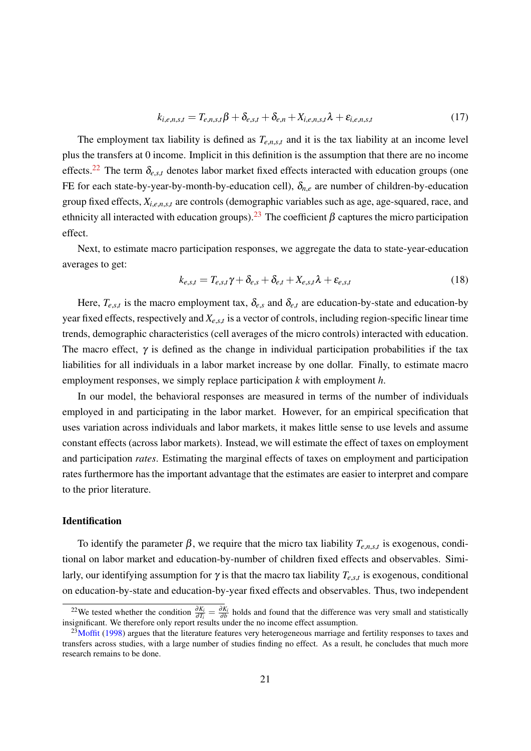$$k_{i,e,n,s,t} = T_{e,n,s,t}\beta + \delta_{e,s,t} + \delta_{e,n} + X_{i,e,n,s,t}\lambda + \varepsilon_{i,e,n,s,t} \tag{17}$$

The employment tax liability is defined as $T_{e,n,s,t}$ and it is the tax liability at an income level plus the transfers at 0 income. Implicit in this definition is the assumption that there are no income effects.[22] The term $\delta_{e,s,t}$ denotes labor market fixed effects interacted with education groups (one FE for each state-by-year-by-month-by-education cell), $\delta_{n,e}$ are number of children-by-education group fixed effects, $X_{i,e,n,s,t}$ are controls (demographic variables such as age, age-squared, race, and ethnicity all interacted with education groups).[23] The coefficient $\beta$ captures the micro participation effect.

Next, to estimate macro participation responses, we aggregate the data to state-year-education averages to get:

$$k_{e,s,t} = T_{e,s,t}\gamma + \delta_{e,s} + \delta_{e,t} + X_{e,s,t}\lambda + \varepsilon_{e,s,t} \tag{18}$$

Here, $T_{e,s,t}$ is the macro employment tax, $\delta_{e,s}$ and $\delta_{e,t}$ are education-by-state and education-by year fixed effects, respectively and $X_{e,s,t}$ is a vector of controls, including region-specific linear time trends, demographic characteristics (cell averages of the micro controls) interacted with education. The macro effect, $\gamma$ is defined as the change in individual participation probabilities if the tax liabilities for all individuals in a labor market increase by one dollar. Finally, to estimate macro employment responses, we simply replace participation $k$ with employment $h$.

In our model, the behavioral responses are measured in terms of the number of individuals employed in and participating in the labor market. However, for an empirical specification that uses variation across individuals and labor markets, it makes little sense to use levels and assume constant effects (across labor markets). Instead, we will estimate the effect of taxes on employment and participation *rates*. Estimating the marginal effects of taxes on employment and participation rates furthermore has the important advantage that the estimates are easier to interpret and compare to the prior literature.

**Identification**

To identify the parameter $\beta$, we require that the micro tax liability $T_{e,n,s,t}$ is exogenous, conditional on labor market and education-by-number of children fixed effects and observables. Similarly, our identifying assumption for $\gamma$ is that the macro tax liability $T_{e,s,t}$ is exogenous, conditional on education-by-state and education-by-year fixed effects and observables. Thus, two independent

[22] We tested whether the condition $\frac{\partial K_i}{\partial T_i} = \frac{\partial K_i}{\partial b}$ holds and found that the difference was very small and statistically insignificant. We therefore only report results under the no income effect assumption.

[23] Moffit (1998) argues that the literature features very heterogeneous marriage and fertility responses to taxes and transfers across studies, with a large number of studies finding no effect. As a result, he concludes that much more research remains to be done.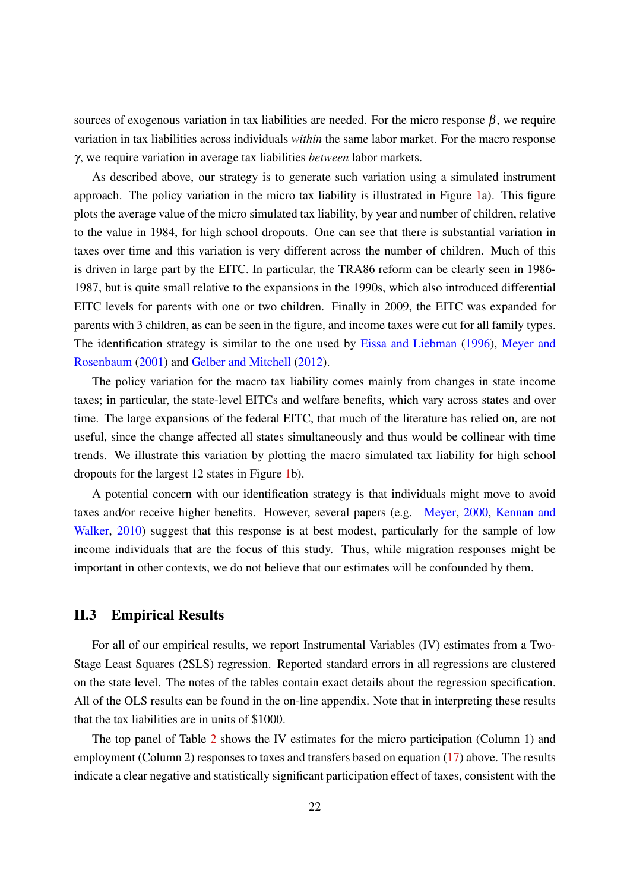sources of exogenous variation in tax liabilities are needed. For the micro response $\beta$, we require variation in tax liabilities across individuals *within* the same labor market. For the macro response $\gamma$, we require variation in average tax liabilities *between* labor markets.

As described above, our strategy is to generate such variation using a simulated instrument approach. The policy variation in the micro tax liability is illustrated in Figure 1a). This figure plots the average value of the micro simulated tax liability, by year and number of children, relative to the value in 1984, for high school dropouts. One can see that there is substantial variation in taxes over time and this variation is very different across the number of children. Much of this is driven in large part by the EITC. In particular, the TRA86 reform can be clearly seen in 1986-1987, but is quite small relative to the expansions in the 1990s, which also introduced differential EITC levels for parents with one or two children. Finally in 2009, the EITC was expanded for parents with 3 children, as can be seen in the figure, and income taxes were cut for all family types. The identification strategy is similar to the one used by Eissa and Liebman (1996), Meyer and Rosenbaum (2001) and Gelber and Mitchell (2012).

The policy variation for the macro tax liability comes mainly from changes in state income taxes; in particular, the state-level EITCs and welfare benefits, which vary across states and over time. The large expansions of the federal EITC, that much of the literature has relied on, are not useful, since the change affected all states simultaneously and thus would be collinear with time trends. We illustrate this variation by plotting the macro simulated tax liability for high school dropouts for the largest 12 states in Figure 1b).

A potential concern with our identification strategy is that individuals might move to avoid taxes and/or receive higher benefits. However, several papers (e.g. Meyer, 2000, Kennan and Walker, 2010) suggest that this response is at best modest, particularly for the sample of low income individuals that are the focus of this study. Thus, while migration responses might be important in other contexts, we do not believe that our estimates will be confounded by them.

## II.3 Empirical Results

For all of our empirical results, we report Instrumental Variables (IV) estimates from a Two-Stage Least Squares (2SLS) regression. Reported standard errors in all regressions are clustered on the state level. The notes of the tables contain exact details about the regression specification. All of the OLS results can be found in the on-line appendix. Note that in interpreting these results that the tax liabilities are in units of $1000.

The top panel of Table 2 shows the IV estimates for the micro participation (Column 1) and employment (Column 2) responses to taxes and transfers based on equation (17) above. The results indicate a clear negative and statistically significant participation effect of taxes, consistent with the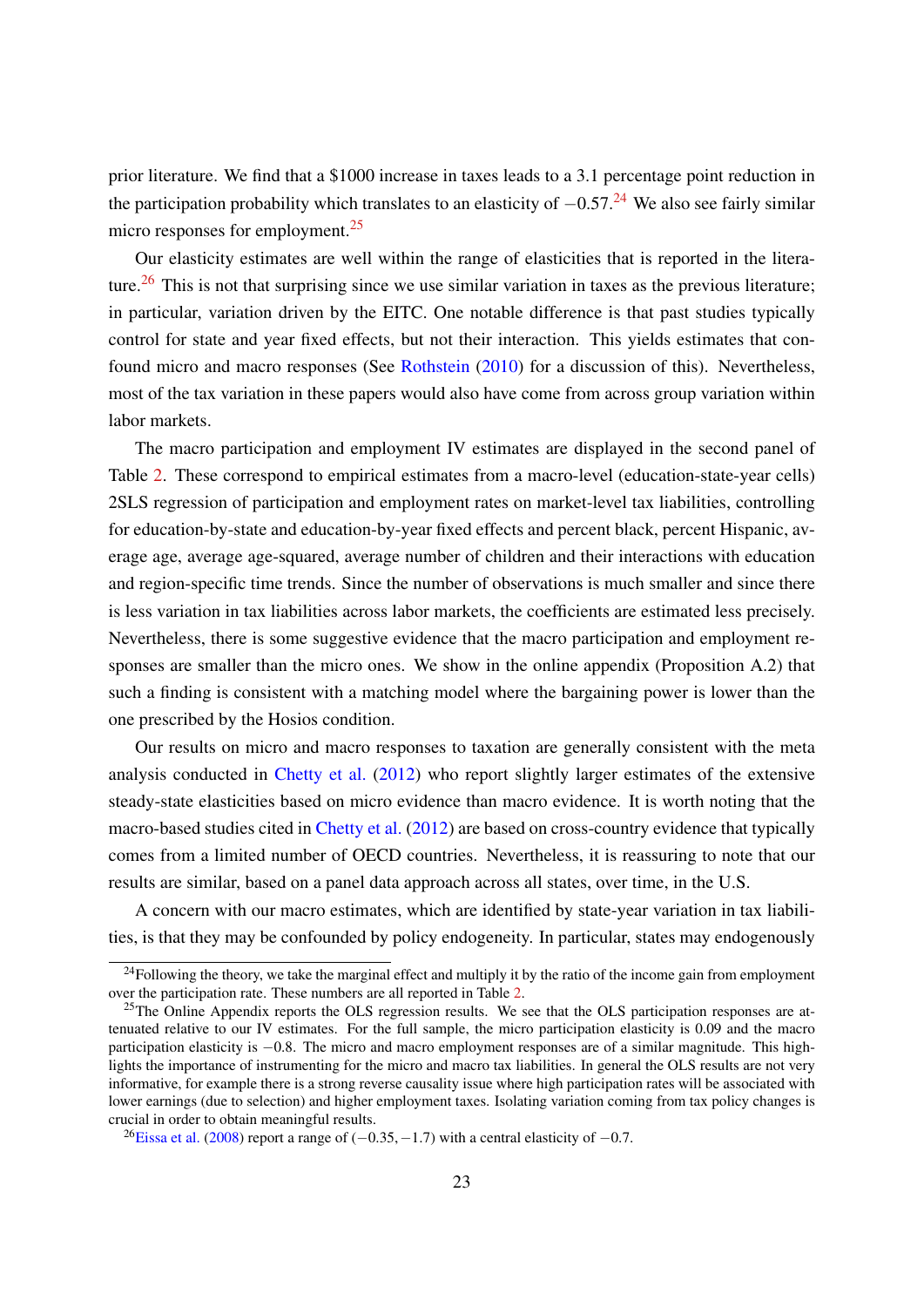prior literature. We find that a \$1000 increase in taxes leads to a 3.1 percentage point reduction in the participation probability which translates to an elasticity of $-0.57$.[24] We also see fairly similar micro responses for employment.[25]

Our elasticity estimates are well within the range of elasticities that is reported in the literature.[26] This is not that surprising since we use similar variation in taxes as the previous literature; in particular, variation driven by the EITC. One notable difference is that past studies typically control for state and year fixed effects, but not their interaction. This yields estimates that confound micro and macro responses (See Rothstein (2010) for a discussion of this). Nevertheless, most of the tax variation in these papers would also have come from across group variation within labor markets.

The macro participation and employment IV estimates are displayed in the second panel of Table 2. These correspond to empirical estimates from a macro-level (education-state-year cells) 2SLS regression of participation and employment rates on market-level tax liabilities, controlling for education-by-state and education-by-year fixed effects and percent black, percent Hispanic, average age, average age-squared, average number of children and their interactions with education and region-specific time trends. Since the number of observations is much smaller and since there is less variation in tax liabilities across labor markets, the coefficients are estimated less precisely. Nevertheless, there is some suggestive evidence that the macro participation and employment responses are smaller than the micro ones. We show in the online appendix (Proposition A.2) that such a finding is consistent with a matching model where the bargaining power is lower than the one prescribed by the Hosios condition.

Our results on micro and macro responses to taxation are generally consistent with the meta analysis conducted in Chetty et al. (2012) who report slightly larger estimates of the extensive steady-state elasticities based on micro evidence than macro evidence. It is worth noting that the macro-based studies cited in Chetty et al. (2012) are based on cross-country evidence that typically comes from a limited number of OECD countries. Nevertheless, it is reassuring to note that our results are similar, based on a panel data approach across all states, over time, in the U.S.

A concern with our macro estimates, which are identified by state-year variation in tax liabilities, is that they may be confounded by policy endogeneity. In particular, states may endogenously

[24] Following the theory, we take the marginal effect and multiply it by the ratio of the income gain from employment over the participation rate. These numbers are all reported in Table 2.

[25] The Online Appendix reports the OLS regression results. We see that the OLS participation responses are attenuated relative to our IV estimates. For the full sample, the micro participation elasticity is 0.09 and the macro participation elasticity is $-0.8$. The micro and macro employment responses are of a similar magnitude. This highlights the importance of instrumenting for the micro and macro tax liabilities. In general the OLS results are not very informative, for example there is a strong reverse causality issue where high participation rates will be associated with lower earnings (due to selection) and higher employment taxes. Isolating variation coming from tax policy changes is crucial in order to obtain meaningful results.

[26] Eissa et al. (2008) report a range of $(-0.35, -1.7)$ with a central elasticity of $-0.7$.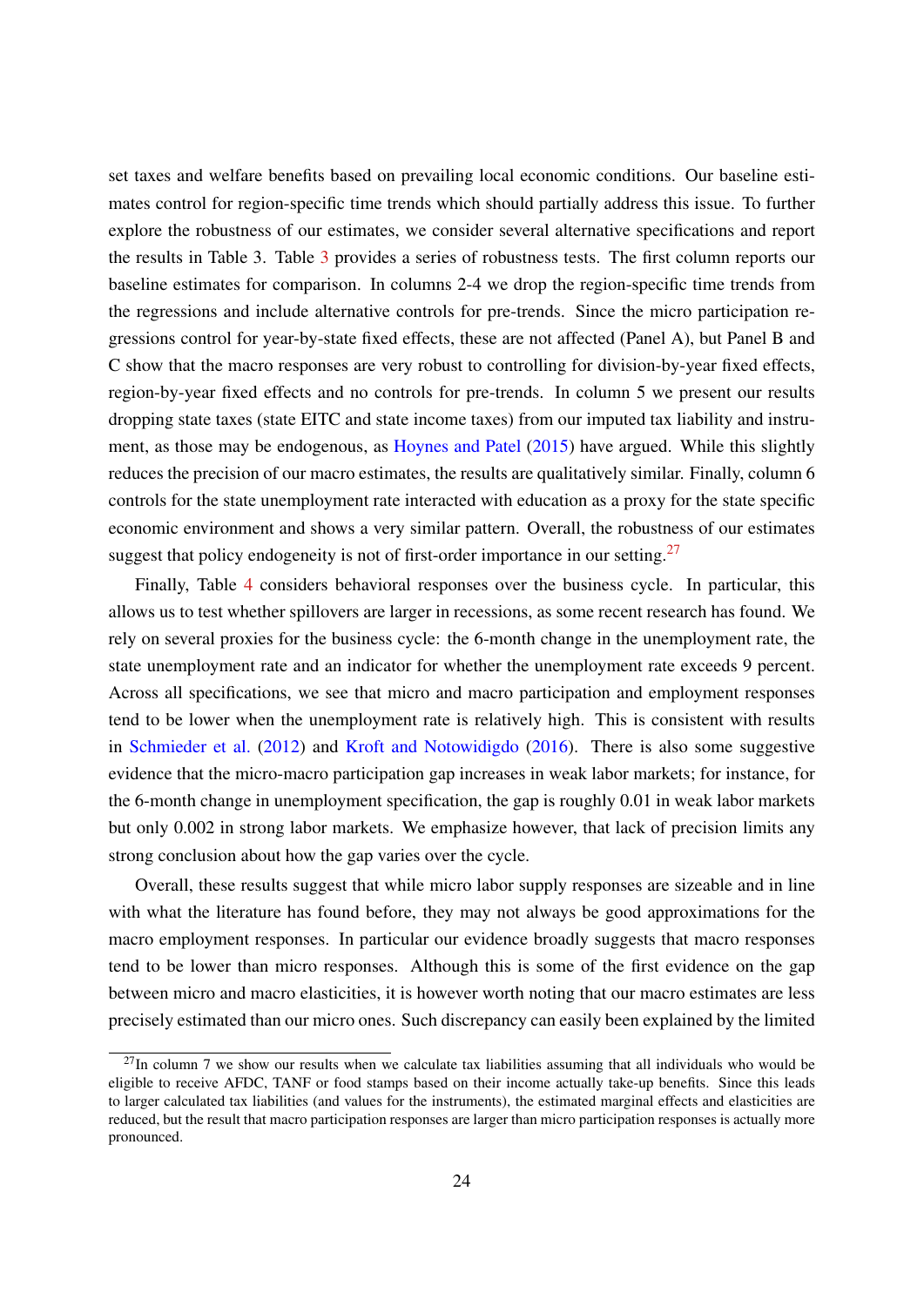set taxes and welfare benefits based on prevailing local economic conditions. Our baseline estimates control for region-specific time trends which should partially address this issue. To further explore the robustness of our estimates, we consider several alternative specifications and report the results in Table 3. Table 3 provides a series of robustness tests. The first column reports our baseline estimates for comparison. In columns 2-4 we drop the region-specific time trends from the regressions and include alternative controls for pre-trends. Since the micro participation regressions control for year-by-state fixed effects, these are not affected (Panel A), but Panel B and C show that the macro responses are very robust to controlling for division-by-year fixed effects, region-by-year fixed effects and no controls for pre-trends. In column 5 we present our results dropping state taxes (state EITC and state income taxes) from our imputed tax liability and instrument, as those may be endogenous, as Hoynes and Patel (2015) have argued. While this slightly reduces the precision of our macro estimates, the results are qualitatively similar. Finally, column 6 controls for the state unemployment rate interacted with education as a proxy for the state specific economic environment and shows a very similar pattern. Overall, the robustness of our estimates suggest that policy endogeneity is not of first-order importance in our setting.[27]

Finally, Table 4 considers behavioral responses over the business cycle. In particular, this allows us to test whether spillovers are larger in recessions, as some recent research has found. We rely on several proxies for the business cycle: the 6-month change in the unemployment rate, the state unemployment rate and an indicator for whether the unemployment rate exceeds 9 percent. Across all specifications, we see that micro and macro participation and employment responses tend to be lower when the unemployment rate is relatively high. This is consistent with results in Schmieder et al. (2012) and Kroft and Notowidigdo (2016). There is also some suggestive evidence that the micro-macro participation gap increases in weak labor markets; for instance, for the 6-month change in unemployment specification, the gap is roughly 0.01 in weak labor markets but only 0.002 in strong labor markets. We emphasize however, that lack of precision limits any strong conclusion about how the gap varies over the cycle.

Overall, these results suggest that while micro labor supply responses are sizeable and in line with what the literature has found before, they may not always be good approximations for the macro employment responses. In particular our evidence broadly suggests that macro responses tend to be lower than micro responses. Although this is some of the first evidence on the gap between micro and macro elasticities, it is however worth noting that our macro estimates are less precisely estimated than our micro ones. Such discrepancy can easily been explained by the limited

[27] In column 7 we show our results when we calculate tax liabilities assuming that all individuals who would be eligible to receive AFDC, TANF or food stamps based on their income actually take-up benefits. Since this leads to larger calculated tax liabilities (and values for the instruments), the estimated marginal effects and elasticities are reduced, but the result that macro participation responses are larger than micro participation responses is actually more pronounced.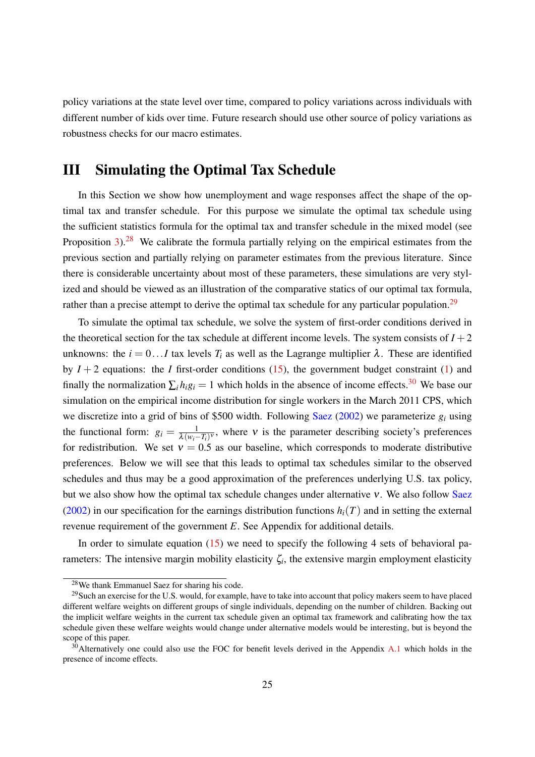policy variations at the state level over time, compared to policy variations across individuals with different number of kids over time. Future research should use other source of policy variations as robustness checks for our macro estimates.

# III Simulating the Optimal Tax Schedule

In this Section we show how unemployment and wage responses affect the shape of the optimal tax and transfer schedule. For this purpose we simulate the optimal tax schedule using the sufficient statistics formula for the optimal tax and transfer schedule in the mixed model (see Proposition 3).[28] We calibrate the formula partially relying on the empirical estimates from the previous section and partially relying on parameter estimates from the previous literature. Since there is considerable uncertainty about most of these parameters, these simulations are very stylized and should be viewed as an illustration of the comparative statics of our optimal tax formula, rather than a precise attempt to derive the optimal tax schedule for any particular population.[29]

To simulate the optimal tax schedule, we solve the system of first-order conditions derived in the theoretical section for the tax schedule at different income levels. The system consists of $I+2$ unknowns: the $i = 0 \ldots I$ tax levels $T_i$ as well as the Lagrange multiplier $\lambda$. These are identified by $I+2$ equations: the $I$ first-order conditions (15), the government budget constraint (1) and finally the normalization $\sum_i h_i g_i = 1$ which holds in the absence of income effects.[30] We base our simulation on the empirical income distribution for single workers in the March 2011 CPS, which we discretize into a grid of bins of \$500 width. Following Saez (2002) we parameterize $g_i$ using the functional form: $g_i = \frac{1}{\lambda (w_i - T_i)^{\nu}}$, where $\nu$ is the parameter describing society's preferences for redistribution. We set $\nu = 0.5$ as our baseline, which corresponds to moderate distributive preferences. Below we will see that this leads to optimal tax schedules similar to the observed schedules and thus may be a good approximation of the preferences underlying U.S. tax policy, but we also show how the optimal tax schedule changes under alternative $\nu$. We also follow Saez (2002) in our specification for the earnings distribution functions $h_i(T)$ and in setting the external revenue requirement of the government $E$. See Appendix for additional details.

In order to simulate equation (15) we need to specify the following 4 sets of behavioral parameters: The intensive margin mobility elasticity $\zeta_i$, the extensive margin employment elasticity

[28] We thank Emmanuel Saez for sharing his code.

[29] Such an exercise for the U.S. would, for example, have to take into account that policy makers seem to have placed different welfare weights on different groups of single individuals, depending on the number of children. Backing out the implicit welfare weights in the current tax schedule given an optimal tax framework and calibrating how the tax schedule given these welfare weights would change under alternative models would be interesting, but is beyond the scope of this paper.

[30] Alternatively one could also use the FOC for benefit levels derived in the Appendix A.1 which holds in the presence of income effects.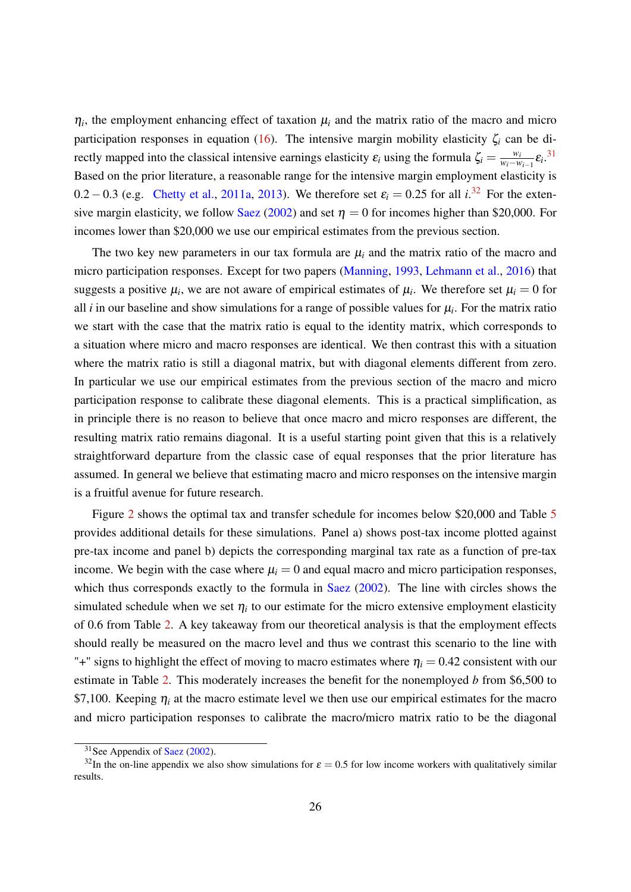$\eta_i$, the employment enhancing effect of taxation $\mu_i$ and the matrix ratio of the macro and micro participation responses in equation (16). The intensive margin mobility elasticity $\zeta_i$ can be directly mapped into the classical intensive earnings elasticity $\varepsilon_i$ using the formula $\zeta_i = \frac{w_i}{w_i - w_{i-1}}\varepsilon_i$.[31] Based on the prior literature, a reasonable range for the intensive margin employment elasticity is $0.2-0.3$ (e.g. Chetty et al., 2011a, 2013). We therefore set $\varepsilon_i = 0.25$ for all $i$.[32] For the extensive margin elasticity, we follow Saez (2002) and set $\eta = 0$ for incomes higher than \$20,000. For incomes lower than \$20,000 we use our empirical estimates from the previous section.

The two key new parameters in our tax formula are $\mu_i$ and the matrix ratio of the macro and micro participation responses. Except for two papers (Manning, 1993, Lehmann et al., 2016) that suggests a positive $\mu_i$, we are not aware of empirical estimates of $\mu_i$. We therefore set $\mu_i = 0$ for all $i$ in our baseline and show simulations for a range of possible values for $\mu_i$. For the matrix ratio we start with the case that the matrix ratio is equal to the identity matrix, which corresponds to a situation where micro and macro responses are identical. We then contrast this with a situation where the matrix ratio is still a diagonal matrix, but with diagonal elements different from zero. In particular we use our empirical estimates from the previous section of the macro and micro participation response to calibrate these diagonal elements. This is a practical simplification, as in principle there is no reason to believe that once macro and micro responses are different, the resulting matrix ratio remains diagonal. It is a useful starting point given that this is a relatively straightforward departure from the classic case of equal responses that the prior literature has assumed. In general we believe that estimating macro and micro responses on the intensive margin is a fruitful avenue for future research.

Figure 2 shows the optimal tax and transfer schedule for incomes below \$20,000 and Table 5 provides additional details for these simulations. Panel a) shows post-tax income plotted against pre-tax income and panel b) depicts the corresponding marginal tax rate as a function of pre-tax income. We begin with the case where $\mu_i = 0$ and equal macro and micro participation responses, which thus corresponds exactly to the formula in Saez (2002). The line with circles shows the simulated schedule when we set $\eta_i$ to our estimate for the micro extensive employment elasticity of 0.6 from Table 2. A key takeaway from our theoretical analysis is that the employment effects should really be measured on the macro level and thus we contrast this scenario to the line with "+" signs to highlight the effect of moving to macro estimates where $\eta_i = 0.42$ consistent with our estimate in Table 2. This moderately increases the benefit for the nonemployed $b$ from \$6,500 to \$7,100. Keeping $\eta_i$ at the macro estimate level we then use our empirical estimates for the macro and micro participation responses to calibrate the macro/micro matrix ratio to be the diagonal

[31] See Appendix of Saez (2002).

[32] In the on-line appendix we also show simulations for $\varepsilon = 0.5$ for low income workers with qualitatively similar results.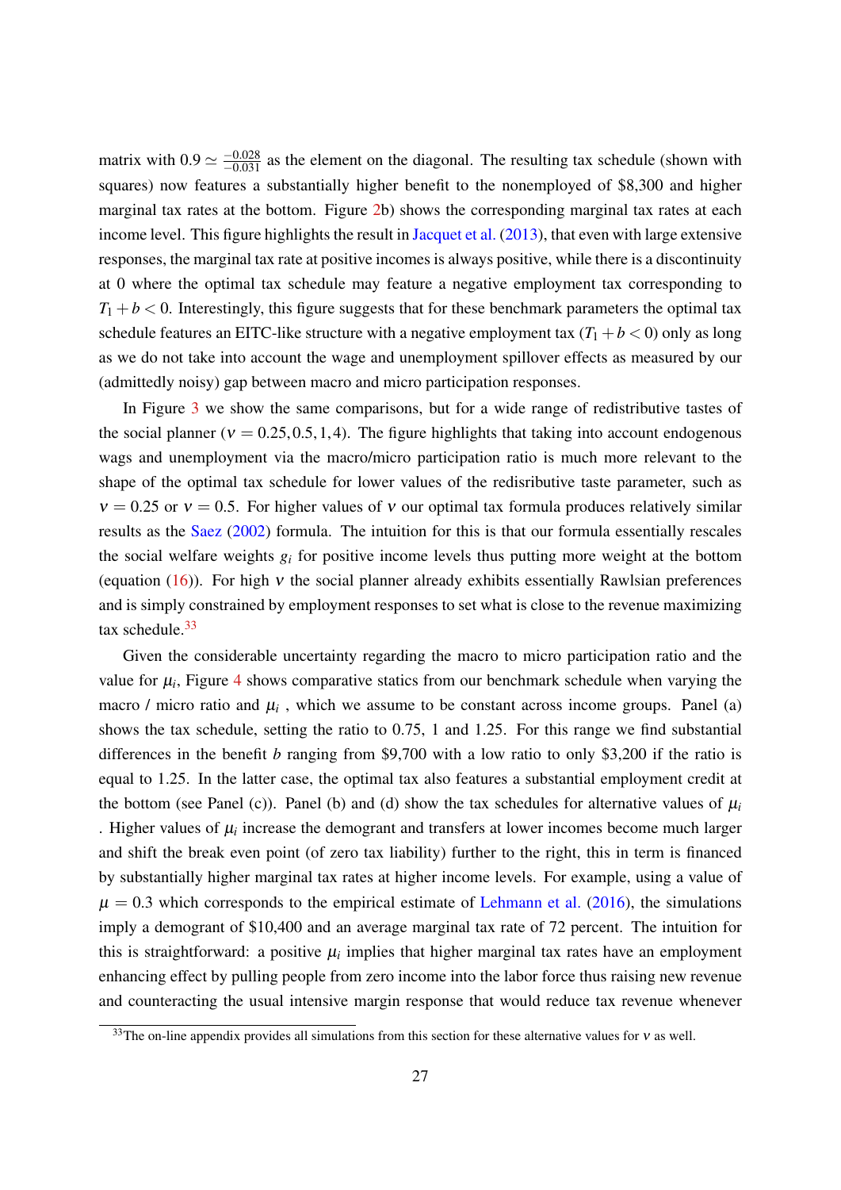matrix with $0.9 \simeq \frac{-0.028}{-0.031}$ as the element on the diagonal. The resulting tax schedule (shown with squares) now features a substantially higher benefit to the nonemployed of \$8,300 and higher marginal tax rates at the bottom. Figure 2b) shows the corresponding marginal tax rates at each income level. This figure highlights the result in Jacquet et al. (2013), that even with large extensive responses, the marginal tax rate at positive incomes is always positive, while there is a discontinuity at 0 where the optimal tax schedule may feature a negative employment tax corresponding to $T_1 + b < 0$. Interestingly, this figure suggests that for these benchmark parameters the optimal tax schedule features an EITC-like structure with a negative employment tax ($T_1 + b < 0$) only as long as we do not take into account the wage and unemployment spillover effects as measured by our (admittedly noisy) gap between macro and micro participation responses.

In Figure 3 we show the same comparisons, but for a wide range of redistributive tastes of the social planner ($\nu = 0.25, 0.5, 1, 4$). The figure highlights that taking into account endogenous wags and unemployment via the macro/micro participation ratio is much more relevant to the shape of the optimal tax schedule for lower values of the redisributive taste parameter, such as $\nu = 0.25$ or $\nu = 0.5$. For higher values of $\nu$ our optimal tax formula produces relatively similar results as the Saez (2002) formula. The intuition for this is that our formula essentially rescales the social welfare weights $g_i$ for positive income levels thus putting more weight at the bottom (equation (16)). For high $\nu$ the social planner already exhibits essentially Rawlsian preferences and is simply constrained by employment responses to set what is close to the revenue maximizing tax schedule.[33]

Given the considerable uncertainty regarding the macro to micro participation ratio and the value for $\mu_i$, Figure 4 shows comparative statics from our benchmark schedule when varying the macro / micro ratio and $\mu_i$ , which we assume to be constant across income groups. Panel (a) shows the tax schedule, setting the ratio to 0.75, 1 and 1.25. For this range we find substantial differences in the benefit $b$ ranging from \$9,700 with a low ratio to only \$3,200 if the ratio is equal to 1.25. In the latter case, the optimal tax also features a substantial employment credit at the bottom (see Panel (c)). Panel (b) and (d) show the tax schedules for alternative values of $\mu_i$ . Higher values of $\mu_i$ increase the demogrant and transfers at lower incomes become much larger and shift the break even point (of zero tax liability) further to the right, this in term is financed by substantially higher marginal tax rates at higher income levels. For example, using a value of $\mu = 0.3$ which corresponds to the empirical estimate of Lehmann et al. (2016), the simulations imply a demogrant of \$10,400 and an average marginal tax rate of 72 percent. The intuition for this is straightforward: a positive $\mu_i$ implies that higher marginal tax rates have an employment enhancing effect by pulling people from zero income into the labor force thus raising new revenue and counteracting the usual intensive margin response that would reduce tax revenue whenever

[33]The on-line appendix provides all simulations from this section for these alternative values for $\nu$ as well.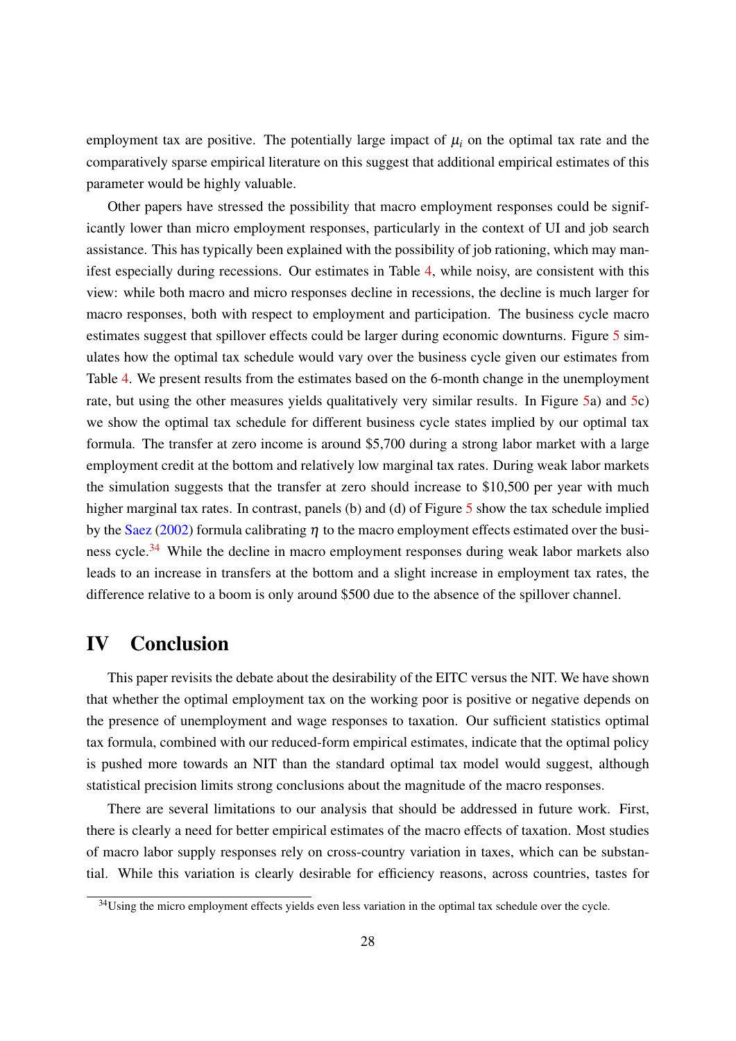employment tax are positive. The potentially large impact of $\mu_i$ on the optimal tax rate and the comparatively sparse empirical literature on this suggest that additional empirical estimates of this parameter would be highly valuable.

Other papers have stressed the possibility that macro employment responses could be significantly lower than micro employment responses, particularly in the context of UI and job search assistance. This has typically been explained with the possibility of job rationing, which may manifest especially during recessions. Our estimates in Table 4, while noisy, are consistent with this view: while both macro and micro responses decline in recessions, the decline is much larger for macro responses, both with respect to employment and participation. The business cycle macro estimates suggest that spillover effects could be larger during economic downturns. Figure 5 simulates how the optimal tax schedule would vary over the business cycle given our estimates from Table 4. We present results from the estimates based on the 6-month change in the unemployment rate, but using the other measures yields qualitatively very similar results. In Figure 5a) and 5c) we show the optimal tax schedule for different business cycle states implied by our optimal tax formula. The transfer at zero income is around $5,700 during a strong labor market with a large employment credit at the bottom and relatively low marginal tax rates. During weak labor markets the simulation suggests that the transfer at zero should increase to $10,500 per year with much higher marginal tax rates. In contrast, panels (b) and (d) of Figure 5 show the tax schedule implied by the Saez (2002) formula calibrating $\eta$ to the macro employment effects estimated over the business cycle.[34] While the decline in macro employment responses during weak labor markets also leads to an increase in transfers at the bottom and a slight increase in employment tax rates, the difference relative to a boom is only around $500 due to the absence of the spillover channel.

# IV Conclusion

This paper revisits the debate about the desirability of the EITC versus the NIT. We have shown that whether the optimal employment tax on the working poor is positive or negative depends on the presence of unemployment and wage responses to taxation. Our sufficient statistics optimal tax formula, combined with our reduced-form empirical estimates, indicate that the optimal policy is pushed more towards an NIT than the standard optimal tax model would suggest, although statistical precision limits strong conclusions about the magnitude of the macro responses.

There are several limitations to our analysis that should be addressed in future work. First, there is clearly a need for better empirical estimates of the macro effects of taxation. Most studies of macro labor supply responses rely on cross-country variation in taxes, which can be substantial. While this variation is clearly desirable for efficiency reasons, across countries, tastes for

[34] Using the micro employment effects yields even less variation in the optimal tax schedule over the cycle.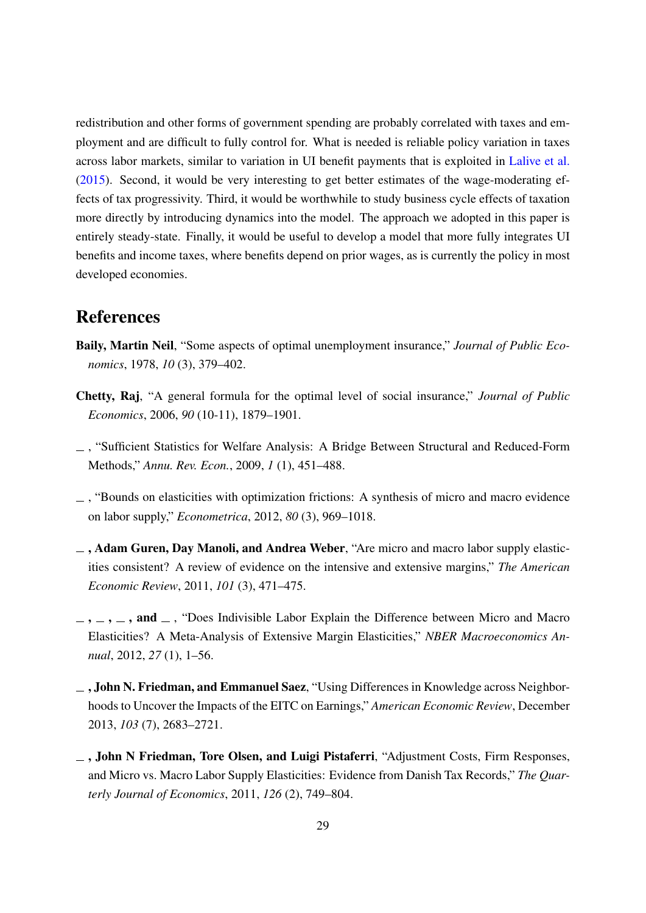redistribution and other forms of government spending are probably correlated with taxes and employment and are difficult to fully control for. What is needed is reliable policy variation in taxes across labor markets, similar to variation in UI benefit payments that is exploited in Lalive et al. (2015). Second, it would be very interesting to get better estimates of the wage-moderating effects of tax progressivity. Third, it would be worthwhile to study business cycle effects of taxation more directly by introducing dynamics into the model. The approach we adopted in this paper is entirely steady-state. Finally, it would be useful to develop a model that more fully integrates UI benefits and income taxes, where benefits depend on prior wages, as is currently the policy in most developed economies.

# References

**Baily, Martin Neil**, "Some aspects of optimal unemployment insurance," *Journal of Public Economics*, 1978, *10* (3), 379–402.

**Chetty, Raj**, "A general formula for the optimal level of social insurance," *Journal of Public Economics*, 2006, *90* (10-11), 1879–1901.

_ , "Sufficient Statistics for Welfare Analysis: A Bridge Between Structural and Reduced-Form Methods," *Annu. Rev. Econ.*, 2009, *1* (1), 451–488.

_ , "Bounds on elasticities with optimization frictions: A synthesis of micro and macro evidence on labor supply," *Econometrica*, 2012, *80* (3), 969–1018.

**_ , Adam Guren, Day Manoli, and Andrea Weber**, "Are micro and macro labor supply elasticities consistent? A review of evidence on the intensive and extensive margins," *The American Economic Review*, 2011, *101* (3), 471–475.

**_ , _ , _ , and _** , "Does Indivisible Labor Explain the Difference between Micro and Macro Elasticities? A Meta-Analysis of Extensive Margin Elasticities," *NBER Macroeconomics Annual*, 2012, *27* (1), 1–56.

**_ , John N. Friedman, and Emmanuel Saez**, "Using Differences in Knowledge across Neighborhoods to Uncover the Impacts of the EITC on Earnings," *American Economic Review*, December 2013, *103* (7), 2683–2721.

**_ , John N Friedman, Tore Olsen, and Luigi Pistaferri**, "Adjustment Costs, Firm Responses, and Micro vs. Macro Labor Supply Elasticities: Evidence from Danish Tax Records," *The Quarterly Journal of Economics*, 2011, *126* (2), 749–804.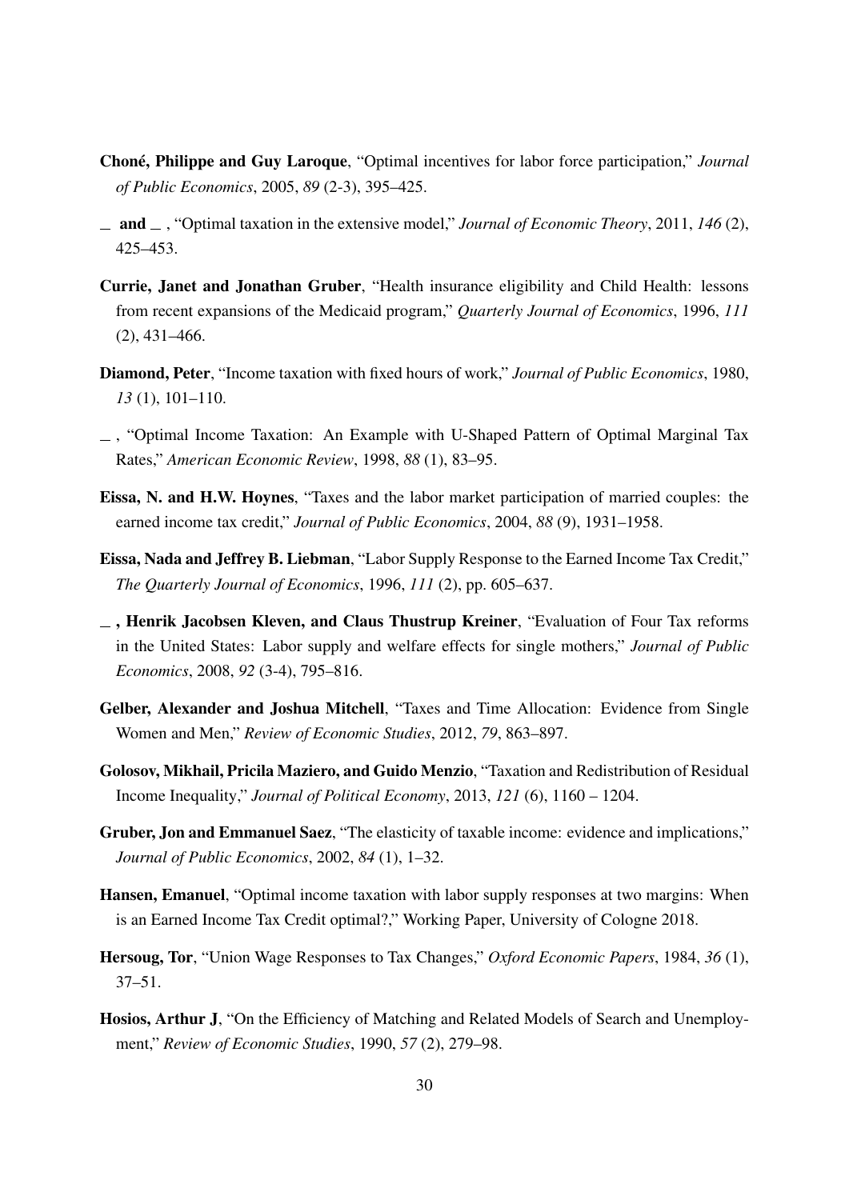**Choné, Philippe and Guy Laroque**, "Optimal incentives for labor force participation," *Journal of Public Economics*, 2005, *89* (2-3), 395–425.

**\_ and \_** , "Optimal taxation in the extensive model," *Journal of Economic Theory*, 2011, *146* (2), 425–453.

**Currie, Janet and Jonathan Gruber**, "Health insurance eligibility and Child Health: lessons from recent expansions of the Medicaid program," *Quarterly Journal of Economics*, 1996, *111* (2), 431–466.

**Diamond, Peter**, "Income taxation with fixed hours of work," *Journal of Public Economics*, 1980, *13* (1), 101–110.

\_ , "Optimal Income Taxation: An Example with U-Shaped Pattern of Optimal Marginal Tax Rates," *American Economic Review*, 1998, *88* (1), 83–95.

**Eissa, N. and H.W. Hoynes**, "Taxes and the labor market participation of married couples: the earned income tax credit," *Journal of Public Economics*, 2004, *88* (9), 1931–1958.

**Eissa, Nada and Jeffrey B. Liebman**, "Labor Supply Response to the Earned Income Tax Credit," *The Quarterly Journal of Economics*, 1996, *111* (2), pp. 605–637.

**\_ , Henrik Jacobsen Kleven, and Claus Thustrup Kreiner**, "Evaluation of Four Tax reforms in the United States: Labor supply and welfare effects for single mothers," *Journal of Public Economics*, 2008, *92* (3-4), 795–816.

**Gelber, Alexander and Joshua Mitchell**, "Taxes and Time Allocation: Evidence from Single Women and Men," *Review of Economic Studies*, 2012, *79*, 863–897.

**Golosov, Mikhail, Pricila Maziero, and Guido Menzio**, "Taxation and Redistribution of Residual Income Inequality," *Journal of Political Economy*, 2013, *121* (6), 1160 – 1204.

**Gruber, Jon and Emmanuel Saez**, "The elasticity of taxable income: evidence and implications," *Journal of Public Economics*, 2002, *84* (1), 1–32.

**Hansen, Emanuel**, "Optimal income taxation with labor supply responses at two margins: When is an Earned Income Tax Credit optimal?," Working Paper, University of Cologne 2018.

**Hersoug, Tor**, "Union Wage Responses to Tax Changes," *Oxford Economic Papers*, 1984, *36* (1), 37–51.

**Hosios, Arthur J**, "On the Efficiency of Matching and Related Models of Search and Unemployment," *Review of Economic Studies*, 1990, *57* (2), 279–98.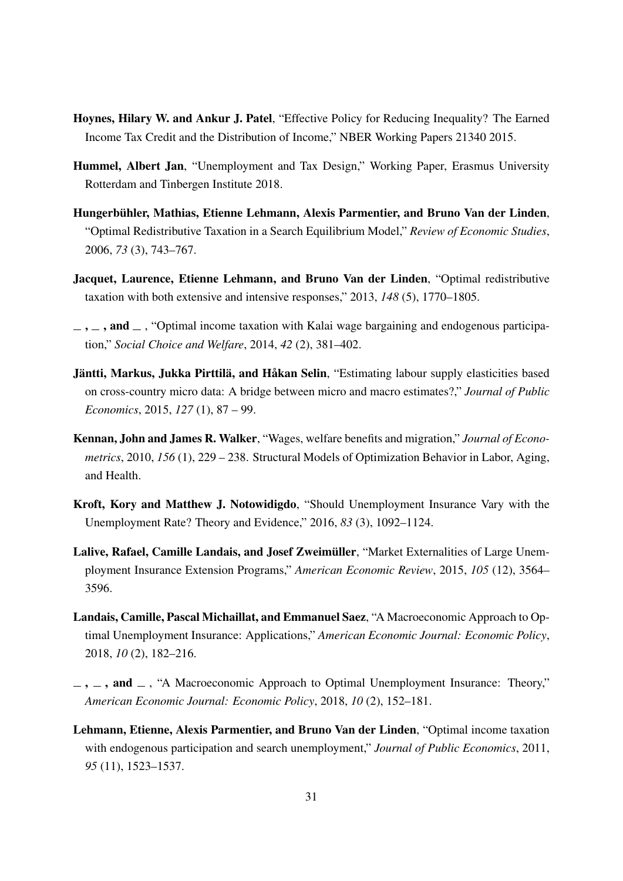**Hoynes, Hilary W. and Ankur J. Patel**, "Effective Policy for Reducing Inequality? The Earned Income Tax Credit and the Distribution of Income," NBER Working Papers 21340 2015.

**Hummel, Albert Jan**, "Unemployment and Tax Design," Working Paper, Erasmus University Rotterdam and Tinbergen Institute 2018.

**Hungerbühler, Mathias, Etienne Lehmann, Alexis Parmentier, and Bruno Van der Linden**, "Optimal Redistributive Taxation in a Search Equilibrium Model," *Review of Economic Studies*, 2006, *73* (3), 743–767.

**Jacquet, Laurence, Etienne Lehmann, and Bruno Van der Linden**, "Optimal redistributive taxation with both extensive and intensive responses," 2013, *148* (5), 1770–1805.

**_ , _ , and _** , "Optimal income taxation with Kalai wage bargaining and endogenous participation," *Social Choice and Welfare*, 2014, *42* (2), 381–402.

**Jäntti, Markus, Jukka Pirttilä, and Håkan Selin**, "Estimating labour supply elasticities based on cross-country micro data: A bridge between micro and macro estimates?," *Journal of Public Economics*, 2015, *127* (1), 87 – 99.

**Kennan, John and James R. Walker**, "Wages, welfare benefits and migration," *Journal of Econometrics*, 2010, *156* (1), 229 – 238. Structural Models of Optimization Behavior in Labor, Aging, and Health.

**Kroft, Kory and Matthew J. Notowidigdo**, "Should Unemployment Insurance Vary with the Unemployment Rate? Theory and Evidence," 2016, *83* (3), 1092–1124.

**Lalive, Rafael, Camille Landais, and Josef Zweimüller**, "Market Externalities of Large Unemployment Insurance Extension Programs," *American Economic Review*, 2015, *105* (12), 3564–3596.

**Landais, Camille, Pascal Michaillat, and Emmanuel Saez**, "A Macroeconomic Approach to Optimal Unemployment Insurance: Applications," *American Economic Journal: Economic Policy*, 2018, *10* (2), 182–216.

**_ , _ , and _** , "A Macroeconomic Approach to Optimal Unemployment Insurance: Theory," *American Economic Journal: Economic Policy*, 2018, *10* (2), 152–181.

**Lehmann, Etienne, Alexis Parmentier, and Bruno Van der Linden**, "Optimal income taxation with endogenous participation and search unemployment," *Journal of Public Economics*, 2011, *95* (11), 1523–1537.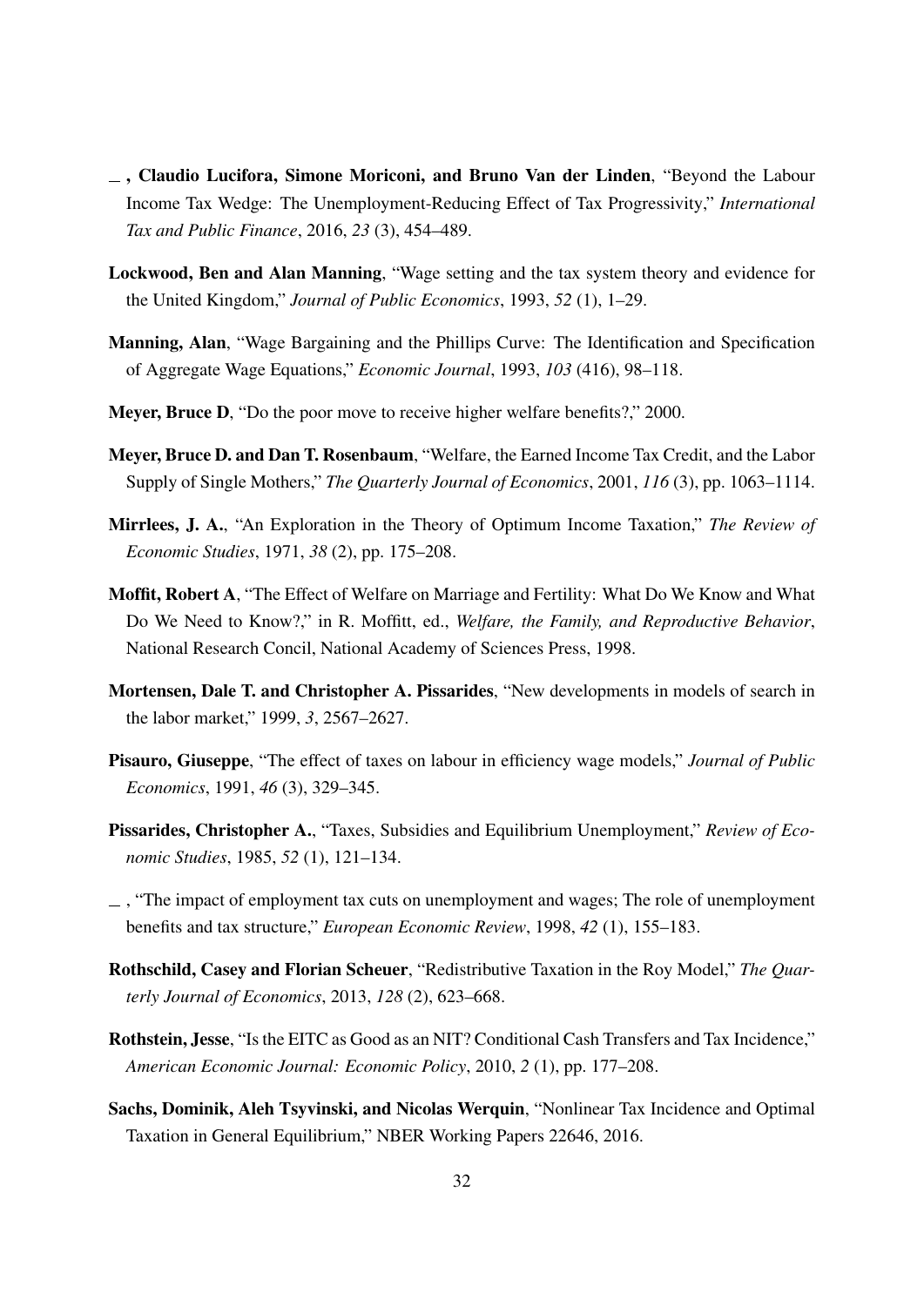— , **Claudio Lucifora, Simone Moriconi, and Bruno Van der Linden**, "Beyond the Labour Income Tax Wedge: The Unemployment-Reducing Effect of Tax Progressivity," *International Tax and Public Finance*, 2016, *23* (3), 454–489.

**Lockwood, Ben and Alan Manning**, "Wage setting and the tax system theory and evidence for the United Kingdom," *Journal of Public Economics*, 1993, *52* (1), 1–29.

**Manning, Alan**, "Wage Bargaining and the Phillips Curve: The Identification and Specification of Aggregate Wage Equations," *Economic Journal*, 1993, *103* (416), 98–118.

**Meyer, Bruce D**, "Do the poor move to receive higher welfare benefits?," 2000.

**Meyer, Bruce D. and Dan T. Rosenbaum**, "Welfare, the Earned Income Tax Credit, and the Labor Supply of Single Mothers," *The Quarterly Journal of Economics*, 2001, *116* (3), pp. 1063–1114.

**Mirrlees, J. A.**, "An Exploration in the Theory of Optimum Income Taxation," *The Review of Economic Studies*, 1971, *38* (2), pp. 175–208.

**Moffit, Robert A**, "The Effect of Welfare on Marriage and Fertility: What Do We Know and What Do We Need to Know?," in R. Moffitt, ed., *Welfare, the Family, and Reproductive Behavior*, National Research Concil, National Academy of Sciences Press, 1998.

**Mortensen, Dale T. and Christopher A. Pissarides**, "New developments in models of search in the labor market," 1999, *3*, 2567–2627.

**Pisauro, Giuseppe**, "The effect of taxes on labour in efficiency wage models," *Journal of Public Economics*, 1991, *46* (3), 329–345.

**Pissarides, Christopher A.**, "Taxes, Subsidies and Equilibrium Unemployment," *Review of Economic Studies*, 1985, *52* (1), 121–134.

— , "The impact of employment tax cuts on unemployment and wages; The role of unemployment benefits and tax structure," *European Economic Review*, 1998, *42* (1), 155–183.

**Rothschild, Casey and Florian Scheuer**, "Redistributive Taxation in the Roy Model," *The Quarterly Journal of Economics*, 2013, *128* (2), 623–668.

**Rothstein, Jesse**, "Is the EITC as Good as an NIT? Conditional Cash Transfers and Tax Incidence," *American Economic Journal: Economic Policy*, 2010, *2* (1), pp. 177–208.

**Sachs, Dominik, Aleh Tsyvinski, and Nicolas Werquin**, "Nonlinear Tax Incidence and Optimal Taxation in General Equilibrium," NBER Working Papers 22646, 2016.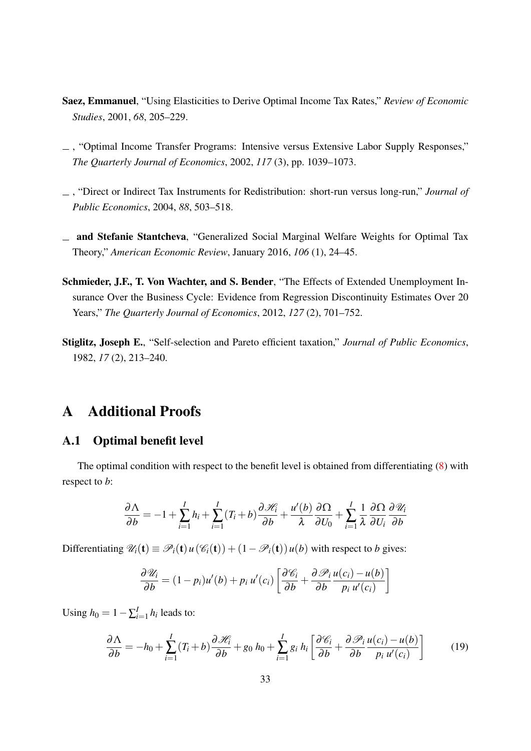**Saez, Emmanuel**, "Using Elasticities to Derive Optimal Income Tax Rates," *Review of Economic Studies*, 2001, *68*, 205–229.

_ , "Optimal Income Transfer Programs: Intensive versus Extensive Labor Supply Responses," *The Quarterly Journal of Economics*, 2002, *117* (3), pp. 1039–1073.

_ , "Direct or Indirect Tax Instruments for Redistribution: short-run versus long-run," *Journal of Public Economics*, 2004, *88*, 503–518.

_ **and Stefanie Stantcheva**, "Generalized Social Marginal Welfare Weights for Optimal Tax Theory," *American Economic Review*, January 2016, *106* (1), 24–45.

**Schmieder, J.F., T. Von Wachter, and S. Bender**, "The Effects of Extended Unemployment Insurance Over the Business Cycle: Evidence from Regression Discontinuity Estimates Over 20 Years," *The Quarterly Journal of Economics*, 2012, *127* (2), 701–752.

**Stiglitz, Joseph E.**, "Self-selection and Pareto efficient taxation," *Journal of Public Economics*, 1982, *17* (2), 213–240.

# A Additional Proofs

## A.1 Optimal benefit level

The optimal condition with respect to the benefit level is obtained from differentiating (8) with respect to $b$:

$$\frac{\partial \Lambda}{\partial b} = -1 + \sum_{i=1}^{I} h_i + \sum_{i=1}^{I} (T_i + b) \frac{\partial \mathscr{H}_i}{\partial b} + \frac{u'(b)}{\lambda} \frac{\partial \Omega}{\partial U_0} + \sum_{i=1}^{I} \frac{1}{\lambda} \frac{\partial \Omega}{\partial U_i} \frac{\partial \mathscr{U}_i}{\partial b}$$

Differentiating $\mathscr{U}_i(\mathbf{t}) \equiv \mathscr{P}_i(\mathbf{t})\, u\left(\mathscr{C}_i(\mathbf{t})\right) + \left(1 - \mathscr{P}_i(\mathbf{t})\right) u(b)$ with respect to $b$ gives:

$$\frac{\partial \mathscr{U}_i}{\partial b} = (1 - p_i) u'(b) + p_i\, u'(c_i) \left[ \frac{\partial \mathscr{C}_i}{\partial b} + \frac{\partial \mathscr{P}_i}{\partial b} \frac{u(c_i) - u(b)}{p_i\, u'(c_i)} \right]$$

Using $h_0 = 1 - \sum_{i=1}^{I} h_i$ leads to:

$$\frac{\partial \Lambda}{\partial b} = -h_0 + \sum_{i=1}^{I} (T_i + b) \frac{\partial \mathscr{H}_i}{\partial b} + g_0\, h_0 + \sum_{i=1}^{I} g_i\, h_i \left[ \frac{\partial \mathscr{C}_i}{\partial b} + \frac{\partial \mathscr{P}_i}{\partial b} \frac{u(c_i) - u(b)}{p_i\, u'(c_i)} \right] \tag{19}$$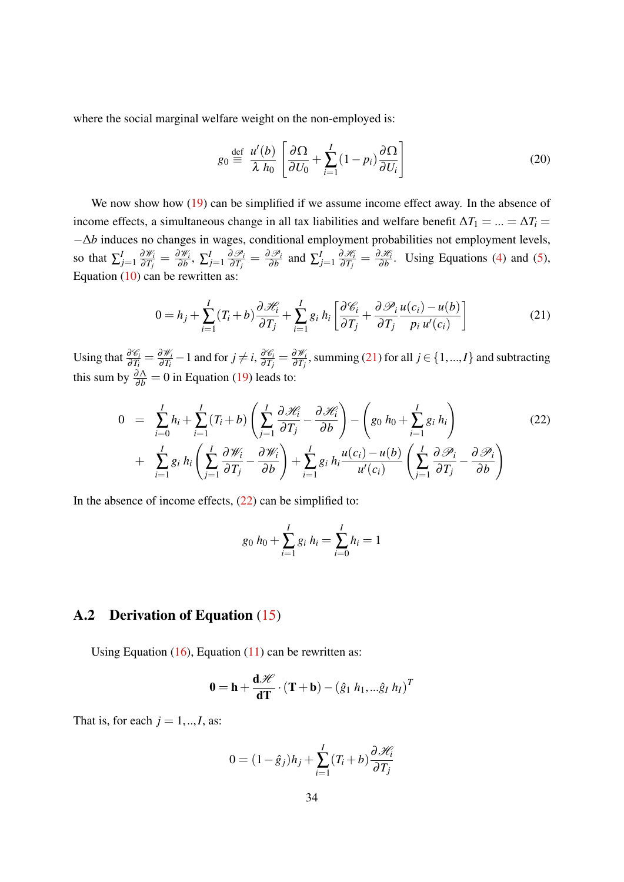where the social marginal welfare weight on the non-employed is:

$$g_0 \stackrel{\text{def}}{\equiv} \frac{u'(b)}{\lambda \; h_0} \left[ \frac{\partial \Omega}{\partial U_0} + \sum_{i=1}^{I} (1-p_i) \frac{\partial \Omega}{\partial U_i} \right] \tag{20}$$

We now show how (19) can be simplified if we assume income effect away. In the absence of income effects, a simultaneous change in all tax liabilities and welfare benefit $\Delta T_1 = ... = \Delta T_i = -\Delta b$ induces no changes in wages, conditional employment probabilities not employment levels, so that $\sum_{j=1}^{I} \frac{\partial \mathscr{W}_i}{\partial T_j} = \frac{\partial \mathscr{W}_i}{\partial b}$, $\sum_{j=1}^{I} \frac{\partial \mathscr{P}_i}{\partial T_j} = \frac{\partial \mathscr{P}_i}{\partial b}$ and $\sum_{j=1}^{I} \frac{\partial \mathscr{H}_i}{\partial T_j} = \frac{\partial \mathscr{H}_i}{\partial b}$. Using Equations (4) and (5), Equation (10) can be rewritten as:

$$0 = h_j + \sum_{i=1}^{I} (T_i + b) \frac{\partial \mathscr{H}_i}{\partial T_j} + \sum_{i=1}^{I} g_i \; h_i \left[ \frac{\partial \mathscr{C}_i}{\partial T_j} + \frac{\partial \mathscr{P}_i}{\partial T_j} \frac{u(c_i) - u(b)}{p_i \; u'(c_i)} \right] \tag{21}$$

Using that $\frac{\partial \mathscr{C}_i}{\partial T_i} = \frac{\partial \mathscr{W}_i}{\partial T_i} - 1$ and for $j \neq i$, $\frac{\partial \mathscr{C}_i}{\partial T_j} = \frac{\partial \mathscr{W}_i}{\partial T_j}$, summing (21) for all $j \in \{1, ..., I\}$ and subtracting this sum by $\frac{\partial \Lambda}{\partial b} = 0$ in Equation (19) leads to:

$$\begin{aligned} 0 \quad = \quad & \sum_{i=0}^{I} h_i + \sum_{i=1}^{I} (T_i + b) \left( \sum_{j=1}^{I} \frac{\partial \mathscr{H}_i}{\partial T_j} - \frac{\partial \mathscr{H}_i}{\partial b} \right) - \left( g_0 \; h_0 + \sum_{i=1}^{I} g_i \; h_i \right) \\ + \quad & \sum_{i=1}^{I} g_i \; h_i \left( \sum_{j=1}^{I} \frac{\partial \mathscr{W}_i}{\partial T_j} - \frac{\partial \mathscr{W}_i}{\partial b} \right) + \sum_{i=1}^{I} g_i \; h_i \frac{u(c_i) - u(b)}{u'(c_i)} \left( \sum_{j=1}^{I} \frac{\partial \mathscr{P}_i}{\partial T_j} - \frac{\partial \mathscr{P}_i}{\partial b} \right) \end{aligned} \tag{22}$$

In the absence of income effects, (22) can be simplified to:

$$g_0 \; h_0 + \sum_{i=1}^{I} g_i \; h_i = \sum_{i=0}^{I} h_i = 1$$

## A.2 Derivation of Equation (15)

Using Equation (16), Equation (11) can be rewritten as:

$$\mathbf{0} = \mathbf{h} + \frac{\mathbf{d}\mathscr{H}}{\mathbf{dT}} \cdot (\mathbf{T} + \mathbf{b}) - (\hat{g}_1 \; h_1, ... \hat{g}_I \; h_I)^T$$

That is, for each $j = 1, .., I$, as:

$$0 = (1 - \hat{g}_j) h_j + \sum_{i=1}^{I} (T_i + b) \frac{\partial \mathscr{H}_i}{\partial T_j}$$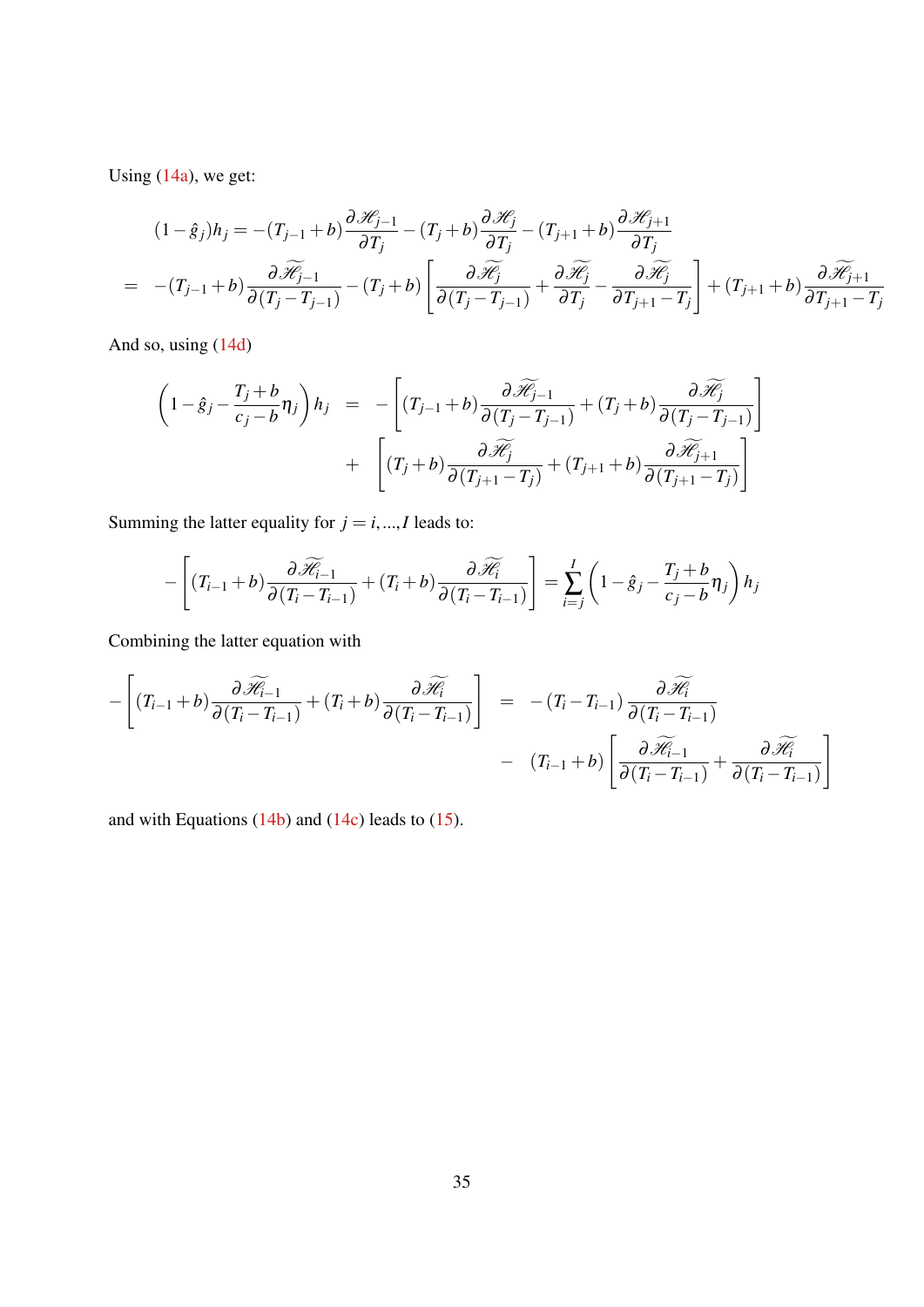Using (14a), we get:

$$
\begin{aligned}
(1-\hat{g}_j)h_j &= -(T_{j-1}+b)\frac{\partial \mathscr{H}_{j-1}}{\partial T_j} - (T_j+b)\frac{\partial \mathscr{H}_j}{\partial T_j} - (T_{j+1}+b)\frac{\partial \mathscr{H}_{j+1}}{\partial T_j} \\
= \quad & -(T_{j-1}+b)\frac{\partial \widetilde{\mathscr{H}_{j-1}}}{\partial (T_j - T_{j-1})} - (T_j+b)\left[\frac{\partial \widetilde{\mathscr{H}_j}}{\partial (T_j - T_{j-1})} + \frac{\partial \widetilde{\mathscr{H}_j}}{\partial T_j} - \frac{\partial \widetilde{\mathscr{H}_j}}{\partial T_{j+1} - T_j}\right] + (T_{j+1}+b)\frac{\partial \widetilde{\mathscr{H}_{j+1}}}{\partial T_{j+1} - T_j}
\end{aligned}
$$

And so, using (14d)

$$
\begin{aligned}
\left(1-\hat{g}_j - \frac{T_j+b}{c_j-b}\eta_j\right)h_j \quad &= \quad -\left[(T_{j-1}+b)\frac{\partial \widetilde{\mathscr{H}_{j-1}}}{\partial (T_j - T_{j-1})} + (T_j+b)\frac{\partial \widetilde{\mathscr{H}_j}}{\partial (T_j - T_{j-1})}\right] \\
&+ \quad \left[(T_j+b)\frac{\partial \widetilde{\mathscr{H}_j}}{\partial (T_{j+1} - T_j)} + (T_{j+1}+b)\frac{\partial \widetilde{\mathscr{H}_{j+1}}}{\partial (T_{j+1} - T_j)}\right]
\end{aligned}
$$

Summing the latter equality for $j = i, ..., I$ leads to:

$$
-\left[(T_{i-1}+b)\frac{\partial \widetilde{\mathscr{H}_{i-1}}}{\partial (T_i - T_{i-1})} + (T_i+b)\frac{\partial \widetilde{\mathscr{H}_i}}{\partial (T_i - T_{i-1})}\right] = \sum_{i=j}^{I}\left(1-\hat{g}_j - \frac{T_j+b}{c_j-b}\eta_j\right)h_j
$$

Combining the latter equation with

$$
\begin{aligned}
-\left[(T_{i-1}+b)\frac{\partial \widetilde{\mathscr{H}_{i-1}}}{\partial (T_i - T_{i-1})} + (T_i+b)\frac{\partial \widetilde{\mathscr{H}_i}}{\partial (T_i - T_{i-1})}\right] \quad &= \quad -(T_i - T_{i-1})\frac{\partial \widetilde{\mathscr{H}_i}}{\partial (T_i - T_{i-1})} \\
&- \quad (T_{i-1}+b)\left[\frac{\partial \widetilde{\mathscr{H}_{i-1}}}{\partial (T_i - T_{i-1})} + \frac{\partial \widetilde{\mathscr{H}_i}}{\partial (T_i - T_{i-1})}\right]
\end{aligned}
$$

and with Equations (14b) and (14c) leads to (15).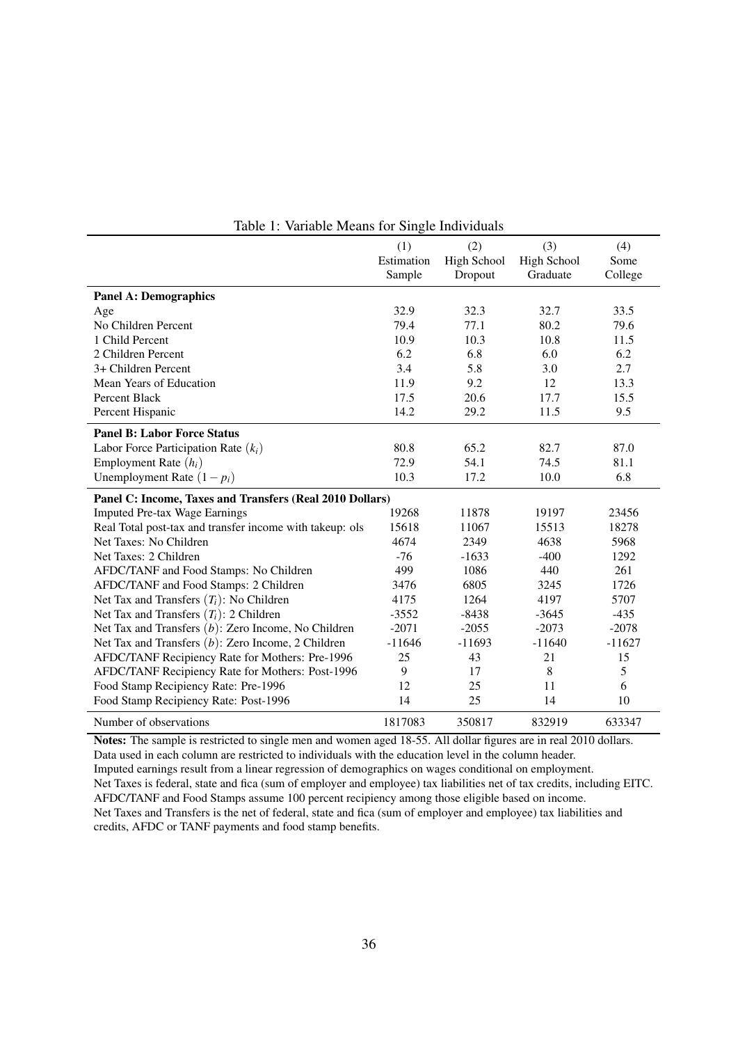Table 1: Variable Means for Single Individuals

| | (1) Estimation Sample | (2) High School Dropout | (3) High School Graduate | (4) Some College |
|---|---|---|---|---|
| **Panel A: Demographics** | | | | |
| Age | 32.9 | 32.3 | 32.7 | 33.5 |
| No Children Percent | 79.4 | 77.1 | 80.2 | 79.6 |
| 1 Child Percent | 10.9 | 10.3 | 10.8 | 11.5 |
| 2 Children Percent | 6.2 | 6.8 | 6.0 | 6.2 |
| 3+ Children Percent | 3.4 | 5.8 | 3.0 | 2.7 |
| Mean Years of Education | 11.9 | 9.2 | 12 | 13.3 |
| Percent Black | 17.5 | 20.6 | 17.7 | 15.5 |
| Percent Hispanic | 14.2 | 29.2 | 11.5 | 9.5 |
| **Panel B: Labor Force Status** | | | | |
| Labor Force Participation Rate ($k_i$) | 80.8 | 65.2 | 82.7 | 87.0 |
| Employment Rate ($h_i$) | 72.9 | 54.1 | 74.5 | 81.1 |
| Unemployment Rate ($1-p_i$) | 10.3 | 17.2 | 10.0 | 6.8 |
| **Panel C: Income, Taxes and Transfers (Real 2010 Dollars)** | | | | |
| Imputed Pre-tax Wage Earnings | 19268 | 11878 | 19197 | 23456 |
| Real Total post-tax and transfer income with takeup: ols | 15618 | 11067 | 15513 | 18278 |
| Net Taxes: No Children | 4674 | 2349 | 4638 | 5968 |
| Net Taxes: 2 Children | -76 | -1633 | -400 | 1292 |
| AFDC/TANF and Food Stamps: No Children | 499 | 1086 | 440 | 261 |
| AFDC/TANF and Food Stamps: 2 Children | 3476 | 6805 | 3245 | 1726 |
| Net Tax and Transfers ($T_i$): No Children | 4175 | 1264 | 4197 | 5707 |
| Net Tax and Transfers ($T_i$): 2 Children | -3552 | -8438 | -3645 | -435 |
| Net Tax and Transfers ($b$): Zero Income, No Children | -2071 | -2055 | -2073 | -2078 |
| Net Tax and Transfers ($b$): Zero Income, 2 Children | -11646 | -11693 | -11640 | -11627 |
| AFDC/TANF Recipiency Rate for Mothers: Pre-1996 | 25 | 43 | 21 | 15 |
| AFDC/TANF Recipiency Rate for Mothers: Post-1996 | 9 | 17 | 8 | 5 |
| Food Stamp Recipiency Rate: Pre-1996 | 12 | 25 | 11 | 6 |
| Food Stamp Recipiency Rate: Post-1996 | 14 | 25 | 14 | 10 |
| Number of observations | 1817083 | 350817 | 832919 | 633347 |

**Notes:** The sample is restricted to single men and women aged 18-55. All dollar figures are in real 2010 dollars. Data used in each column are restricted to individuals with the education level in the column header. Imputed earnings result from a linear regression of demographics on wages conditional on employment. Net Taxes is federal, state and fica (sum of employer and employee) tax liabilities net of tax credits, including EITC. AFDC/TANF and Food Stamps assume 100 percent recipiency among those eligible based on income. Net Taxes and Transfers is the net of federal, state and fica (sum of employer and employee) tax liabilities and credits, AFDC or TANF payments and food stamp benefits.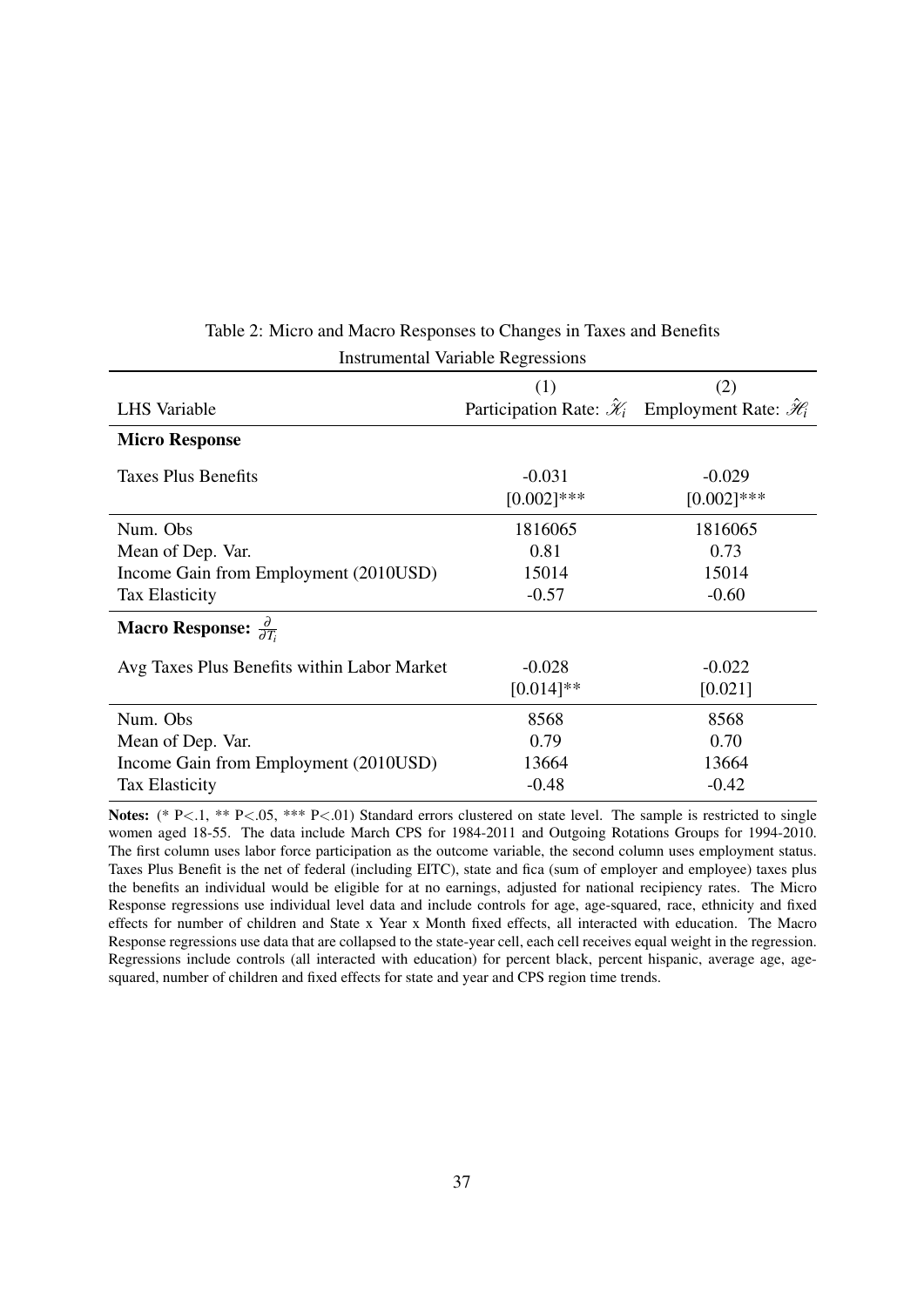Table 2: Micro and Macro Responses to Changes in Taxes and Benefits

Instrumental Variable Regressions

| LHS Variable | (1) Participation Rate: $\hat{\mathscr{K}}_i$ | (2) Employment Rate: $\hat{\mathscr{H}}_i$ |
|---|---|---|
| **Micro Response** | | |
| Taxes Plus Benefits | -0.031 | -0.029 |
| | [0.002]*** | [0.002]*** |
| Num. Obs | 1816065 | 1816065 |
| Mean of Dep. Var. | 0.81 | 0.73 |
| Income Gain from Employment (2010USD) | 15014 | 15014 |
| Tax Elasticity | -0.57 | -0.60 |
| **Macro Response:** $\frac{\partial}{\partial T_i}$ | | |
| Avg Taxes Plus Benefits within Labor Market | -0.028 | -0.022 |
| | [0.014]** | [0.021] |
| Num. Obs | 8568 | 8568 |
| Mean of Dep. Var. | 0.79 | 0.70 |
| Income Gain from Employment (2010USD) | 13664 | 13664 |
| Tax Elasticity | -0.48 | -0.42 |

**Notes:** (* P<.1, ** P<.05, *** P<.01) Standard errors clustered on state level. The sample is restricted to single women aged 18-55. The data include March CPS for 1984-2011 and Outgoing Rotations Groups for 1994-2010. The first column uses labor force participation as the outcome variable, the second column uses employment status. Taxes Plus Benefit is the net of federal (including EITC), state and fica (sum of employer and employee) taxes plus the benefits an individual would be eligible for at no earnings, adjusted for national recipiency rates. The Micro Response regressions use individual level data and include controls for age, age-squared, race, ethnicity and fixed effects for number of children and State x Year x Month fixed effects, all interacted with education. The Macro Response regressions use data that are collapsed to the state-year cell, each cell receives equal weight in the regression. Regressions include controls (all interacted with education) for percent black, percent hispanic, average age, age-squared, number of children and fixed effects for state and year and CPS region time trends.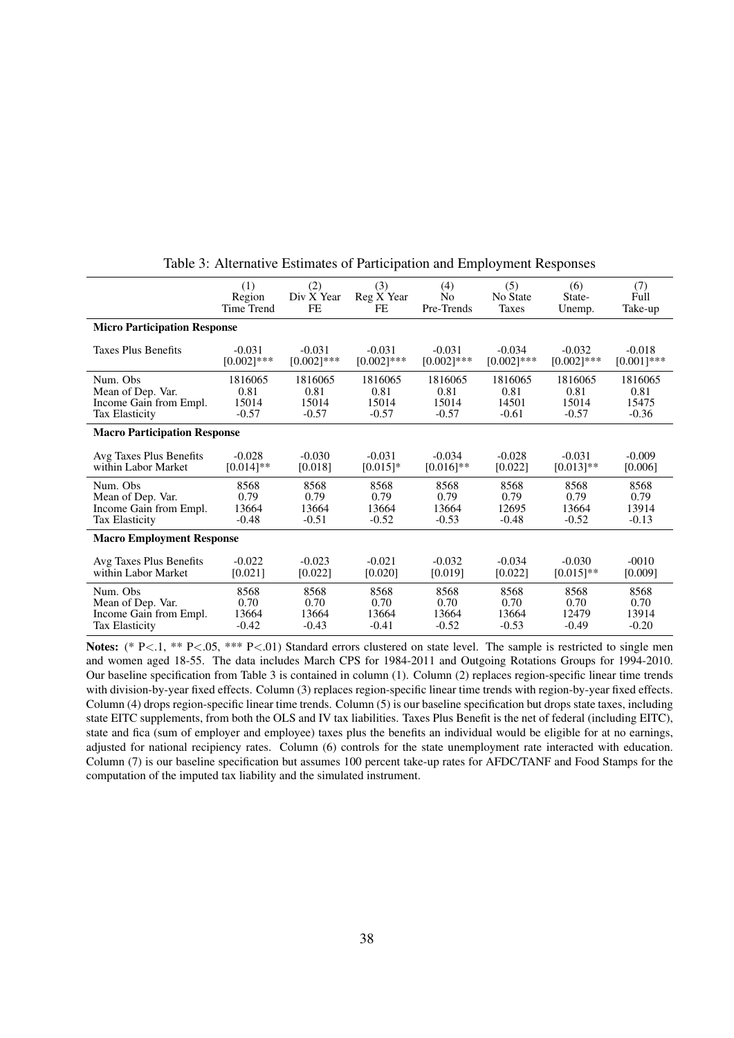Table 3: Alternative Estimates of Participation and Employment Responses

| | (1) Region Time Trend | (2) Div X Year FE | (3) Reg X Year FE | (4) No Pre-Trends | (5) No State Taxes | (6) State-Unemp. | (7) Full Take-up |
|---|---|---|---|---|---|---|---|
| **Micro Participation Response** | | | | | | | |
| Taxes Plus Benefits | -0.031 | -0.031 | -0.031 | -0.031 | -0.034 | -0.032 | -0.018 |
| | [0.002]*** | [0.002]*** | [0.002]*** | [0.002]*** | [0.002]*** | [0.002]*** | [0.001]*** |
| Num. Obs | 1816065 | 1816065 | 1816065 | 1816065 | 1816065 | 1816065 | 1816065 |
| Mean of Dep. Var. | 0.81 | 0.81 | 0.81 | 0.81 | 0.81 | 0.81 | 0.81 |
| Income Gain from Empl. | 15014 | 15014 | 15014 | 15014 | 14501 | 15014 | 15475 |
| Tax Elasticity | -0.57 | -0.57 | -0.57 | -0.57 | -0.61 | -0.57 | -0.36 |
| **Macro Participation Response** | | | | | | | |
| Avg Taxes Plus Benefits within Labor Market | -0.028 | -0.030 | -0.031 | -0.034 | -0.028 | -0.031 | -0.009 |
| | [0.014]** | [0.018] | [0.015]* | [0.016]** | [0.022] | [0.013]** | [0.006] |
| Num. Obs | 8568 | 8568 | 8568 | 8568 | 8568 | 8568 | 8568 |
| Mean of Dep. Var. | 0.79 | 0.79 | 0.79 | 0.79 | 0.79 | 0.79 | 0.79 |
| Income Gain from Empl. | 13664 | 13664 | 13664 | 13664 | 12695 | 13664 | 13914 |
| Tax Elasticity | -0.48 | -0.51 | -0.52 | -0.53 | -0.48 | -0.52 | -0.13 |
| **Macro Employment Response** | | | | | | | |
| Avg Taxes Plus Benefits within Labor Market | -0.022 | -0.023 | -0.021 | -0.032 | -0.034 | -0.030 | -0010 |
| | [0.021] | [0.022] | [0.020] | [0.019] | [0.022] | [0.015]** | [0.009] |
| Num. Obs | 8568 | 8568 | 8568 | 8568 | 8568 | 8568 | 8568 |
| Mean of Dep. Var. | 0.70 | 0.70 | 0.70 | 0.70 | 0.70 | 0.70 | 0.70 |
| Income Gain from Empl. | 13664 | 13664 | 13664 | 13664 | 13664 | 12479 | 13914 |
| Tax Elasticity | -0.42 | -0.43 | -0.41 | -0.52 | -0.53 | -0.49 | -0.20 |

**Notes:** (* P<.1, ** P<.05, *** P<.01) Standard errors clustered on state level. The sample is restricted to single men and women aged 18-55. The data includes March CPS for 1984-2011 and Outgoing Rotations Groups for 1994-2010. Our baseline specification from Table 3 is contained in column (1). Column (2) replaces region-specific linear time trends with division-by-year fixed effects. Column (3) replaces region-specific linear time trends with region-by-year fixed effects. Column (4) drops region-specific linear time trends. Column (5) is our baseline specification but drops state taxes, including state EITC supplements, from both the OLS and IV tax liabilities. Taxes Plus Benefit is the net of federal (including EITC), state and fica (sum of employer and employee) taxes plus the benefits an individual would be eligible for at no earnings, adjusted for national recipiency rates. Column (6) controls for the state unemployment rate interacted with education. Column (7) is our baseline specification but assumes 100 percent take-up rates for AFDC/TANF and Food Stamps for the computation of the imputed tax liability and the simulated instrument.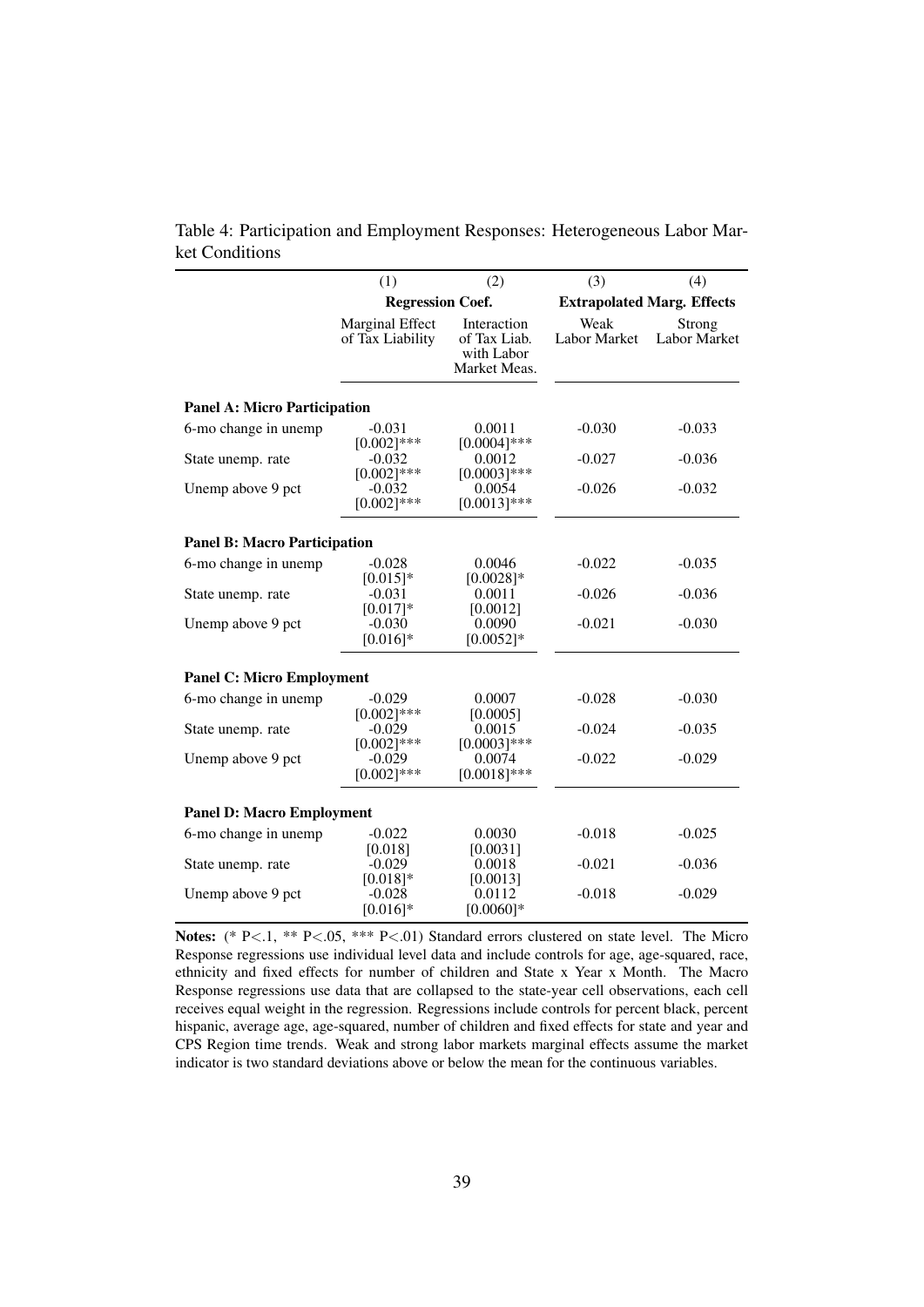Table 4: Participation and Employment Responses: Heterogeneous Labor Market Conditions

| | (1) | (2) | (3) | (4) |
|---|---|---|---|---|
| | **Regression Coef.** | | **Extrapolated Marg. Effects** | |
| | Marginal Effect of Tax Liability | Interaction of Tax Liab. with Labor Market Meas. | Weak Labor Market | Strong Labor Market |
| **Panel A: Micro Participation** | | | | |
| 6-mo change in unemp | -0.031 [0.002]*** | 0.0011 [0.0004]*** | -0.030 | -0.033 |
| State unemp. rate | -0.032 [0.002]*** | 0.0012 [0.0003]*** | -0.027 | -0.036 |
| Unemp above 9 pct | -0.032 [0.002]*** | 0.0054 [0.0013]*** | -0.026 | -0.032 |
| **Panel B: Macro Participation** | | | | |
| 6-mo change in unemp | -0.028 [0.015]* | 0.0046 [0.0028]* | -0.022 | -0.035 |
| State unemp. rate | -0.031 [0.017]* | 0.0011 [0.0012] | -0.026 | -0.036 |
| Unemp above 9 pct | -0.030 [0.016]* | 0.0090 [0.0052]* | -0.021 | -0.030 |
| **Panel C: Micro Employment** | | | | |
| 6-mo change in unemp | -0.029 [0.002]*** | 0.0007 [0.0005] | -0.028 | -0.030 |
| State unemp. rate | -0.029 [0.002]*** | 0.0015 [0.0003]*** | -0.024 | -0.035 |
| Unemp above 9 pct | -0.029 [0.002]*** | 0.0074 [0.0018]*** | -0.022 | -0.029 |
| **Panel D: Macro Employment** | | | | |
| 6-mo change in unemp | -0.022 [0.018] | 0.0030 [0.0031] | -0.018 | -0.025 |
| State unemp. rate | -0.029 [0.018]* | 0.0018 [0.0013] | -0.021 | -0.036 |
| Unemp above 9 pct | -0.028 [0.016]* | 0.0112 [0.0060]* | -0.018 | -0.029 |

**Notes:** (* P<.1, ** P<.05, *** P<.01) Standard errors clustered on state level. The Micro Response regressions use individual level data and include controls for age, age-squared, race, ethnicity and fixed effects for number of children and State x Year x Month. The Macro Response regressions use data that are collapsed to the state-year cell observations, each cell receives equal weight in the regression. Regressions include controls for percent black, percent hispanic, average age, age-squared, number of children and fixed effects for state and year and CPS Region time trends. Weak and strong labor markets marginal effects assume the market indicator is two standard deviations above or below the mean for the continuous variables.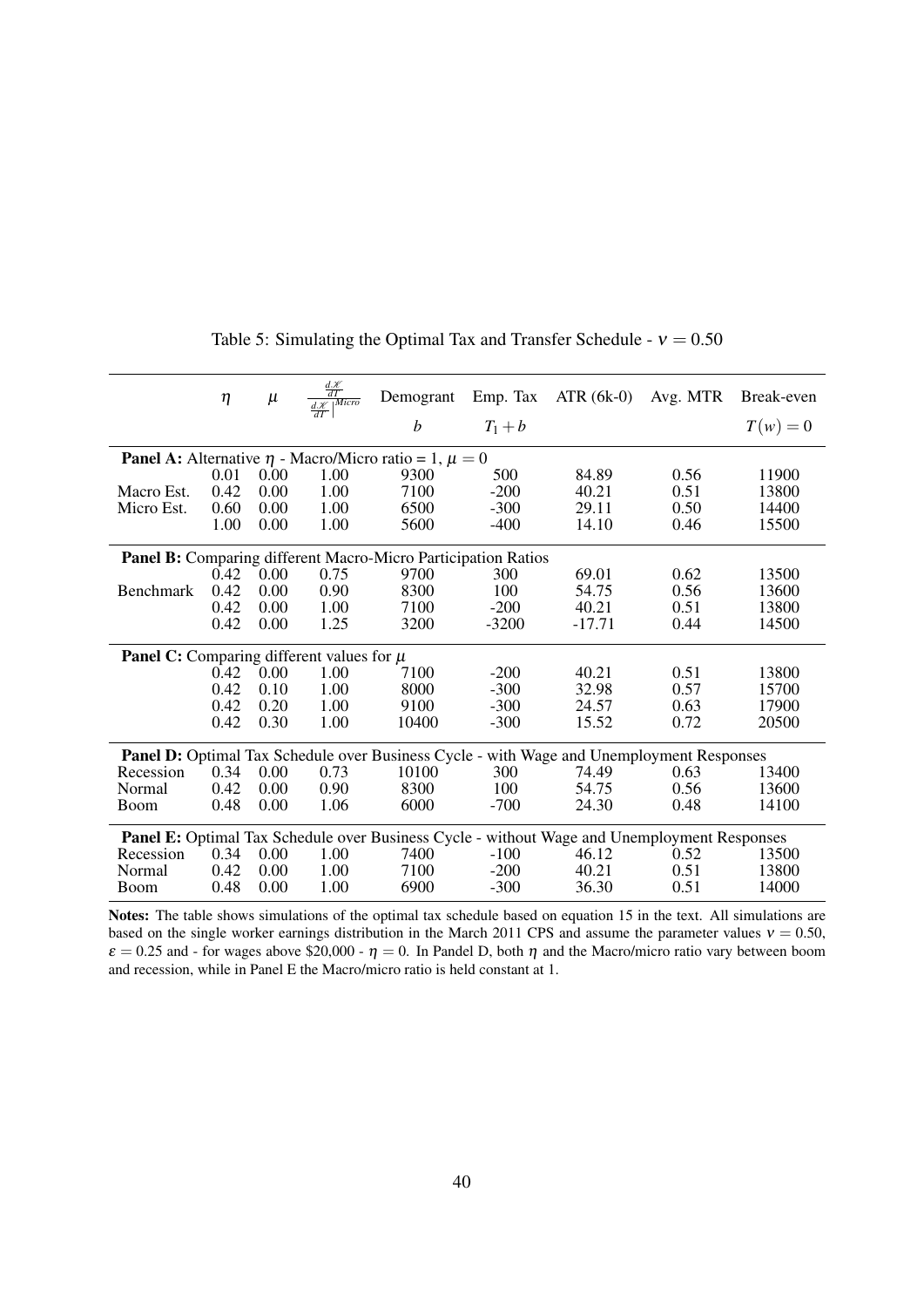Table 5: Simulating the Optimal Tax and Transfer Schedule - $\nu = 0.50$

|  | $\eta$ | $\mu$ | $\frac{\frac{d\mathcal{K}}{dT}}{\frac{d\mathcal{K}}{dT}\Big\vert^{Micro}}$ | Demogrant | Emp. Tax | ATR (6k-0) | Avg. MTR | Break-even |
|---|---|---|---|---|---|---|---|---|
|  |  |  |  | $b$ | $T_1 + b$ |  |  | $T(w) = 0$ |
| **Panel A:** Alternative $\eta$ - Macro/Micro ratio = 1, $\mu = 0$ |  |  |  |  |  |  |  |  |
|  | 0.01 | 0.00 | 1.00 | 9300 | 500 | 84.89 | 0.56 | 11900 |
| Macro Est. | 0.42 | 0.00 | 1.00 | 7100 | -200 | 40.21 | 0.51 | 13800 |
| Micro Est. | 0.60 | 0.00 | 1.00 | 6500 | -300 | 29.11 | 0.50 | 14400 |
|  | 1.00 | 0.00 | 1.00 | 5600 | -400 | 14.10 | 0.46 | 15500 |
| **Panel B:** Comparing different Macro-Micro Participation Ratios |  |  |  |  |  |  |  |  |
|  | 0.42 | 0.00 | 0.75 | 9700 | 300 | 69.01 | 0.62 | 13500 |
| Benchmark | 0.42 | 0.00 | 0.90 | 8300 | 100 | 54.75 | 0.56 | 13600 |
|  | 0.42 | 0.00 | 1.00 | 7100 | -200 | 40.21 | 0.51 | 13800 |
|  | 0.42 | 0.00 | 1.25 | 3200 | -3200 | -17.71 | 0.44 | 14500 |
| **Panel C:** Comparing different values for $\mu$ |  |  |  |  |  |  |  |  |
|  | 0.42 | 0.00 | 1.00 | 7100 | -200 | 40.21 | 0.51 | 13800 |
|  | 0.42 | 0.10 | 1.00 | 8000 | -300 | 32.98 | 0.57 | 15700 |
|  | 0.42 | 0.20 | 1.00 | 9100 | -300 | 24.57 | 0.63 | 17900 |
|  | 0.42 | 0.30 | 1.00 | 10400 | -300 | 15.52 | 0.72 | 20500 |
| **Panel D:** Optimal Tax Schedule over Business Cycle - with Wage and Unemployment Responses |  |  |  |  |  |  |  |  |
| Recession | 0.34 | 0.00 | 0.73 | 10100 | 300 | 74.49 | 0.63 | 13400 |
| Normal | 0.42 | 0.00 | 0.90 | 8300 | 100 | 54.75 | 0.56 | 13600 |
| Boom | 0.48 | 0.00 | 1.06 | 6000 | -700 | 24.30 | 0.48 | 14100 |
| **Panel E:** Optimal Tax Schedule over Business Cycle - without Wage and Unemployment Responses |  |  |  |  |  |  |  |  |
| Recession | 0.34 | 0.00 | 1.00 | 7400 | -100 | 46.12 | 0.52 | 13500 |
| Normal | 0.42 | 0.00 | 1.00 | 7100 | -200 | 40.21 | 0.51 | 13800 |
| Boom | 0.48 | 0.00 | 1.00 | 6900 | -300 | 36.30 | 0.51 | 14000 |

**Notes:** The table shows simulations of the optimal tax schedule based on equation 15 in the text. All simulations are based on the single worker earnings distribution in the March 2011 CPS and assume the parameter values $\nu = 0.50$, $\varepsilon = 0.25$ and - for wages above \$20,000 - $\eta = 0$. In Pandel D, both $\eta$ and the Macro/micro ratio vary between boom and recession, while in Panel E the Macro/micro ratio is held constant at 1.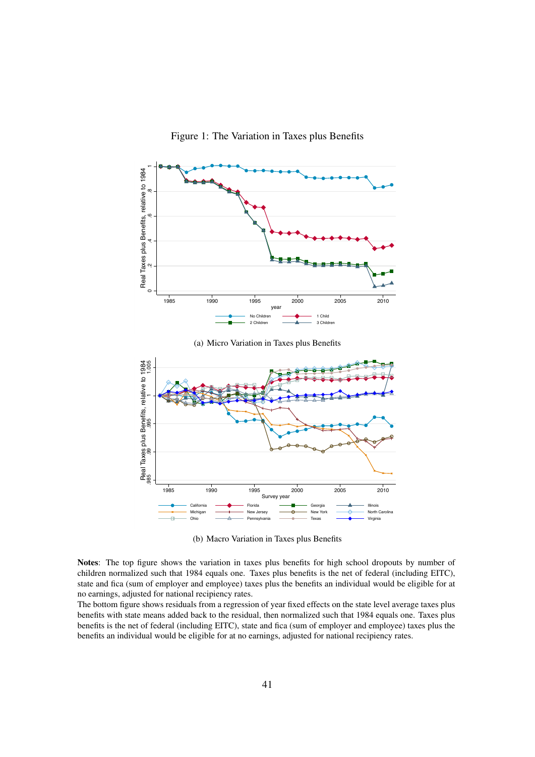Figure 1: The Variation in Taxes plus Benefits

(a) Micro Variation in Taxes plus Benefits

(b) Macro Variation in Taxes plus Benefits

**Notes**: The top figure shows the variation in taxes plus benefits for high school dropouts by number of children normalized such that 1984 equals one. Taxes plus benefits is the net of federal (including EITC), state and fica (sum of employer and employee) taxes plus the benefits an individual would be eligible for at no earnings, adjusted for national recipiency rates.

The bottom figure shows residuals from a regression of year fixed effects on the state level average taxes plus benefits with state means added back to the residual, then normalized such that 1984 equals one. Taxes plus benefits is the net of federal (including EITC), state and fica (sum of employer and employee) taxes plus the benefits an individual would be eligible for at no earnings, adjusted for national recipiency rates.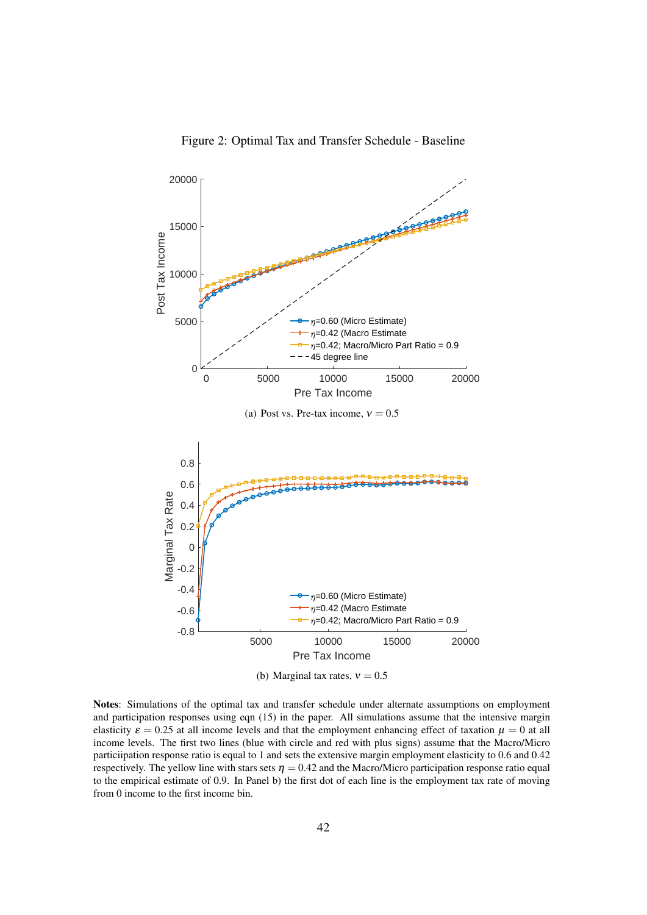Figure 2: Optimal Tax and Transfer Schedule - Baseline

(a) Post vs. Pre-tax income, $\nu = 0.5$

(b) Marginal tax rates, $\nu = 0.5$

**Notes**: Simulations of the optimal tax and transfer schedule under alternate assumptions on employment and participation responses using eqn (15) in the paper. All simulations assume that the intensive margin elasticity $\varepsilon = 0.25$ at all income levels and that the employment enhancing effect of taxation $\mu = 0$ at all income levels. The first two lines (blue with circle and red with plus signs) assume that the Macro/Micro particiipation response ratio is equal to 1 and sets the extensive margin employment elasticity to 0.6 and 0.42 respectively. The yellow line with stars sets $\eta = 0.42$ and the Macro/Micro participation response ratio equal to the empirical estimate of 0.9. In Panel b) the first dot of each line is the employment tax rate of moving from 0 income to the first income bin.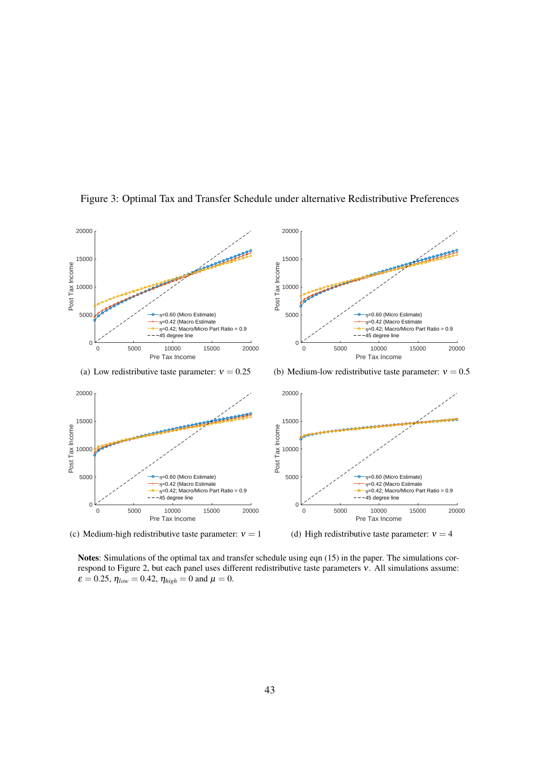Figure 3: Optimal Tax and Transfer Schedule under alternative Redistributive Preferences

(a) Low redistributive taste parameter: $\nu = 0.25$

(b) Medium-low redistributive taste parameter: $\nu = 0.5$

(c) Medium-high redistributive taste parameter: $\nu = 1$

(d) High redistributive taste parameter: $\nu = 4$

**Notes**: Simulations of the optimal tax and transfer schedule using eqn (15) in the paper. The simulations correspond to Figure 2, but each panel uses different redistributive taste parameters $\nu$. All simulations assume: $\varepsilon = 0.25$, $\eta_{low} = 0.42$, $\eta_{high} = 0$ and $\mu = 0$.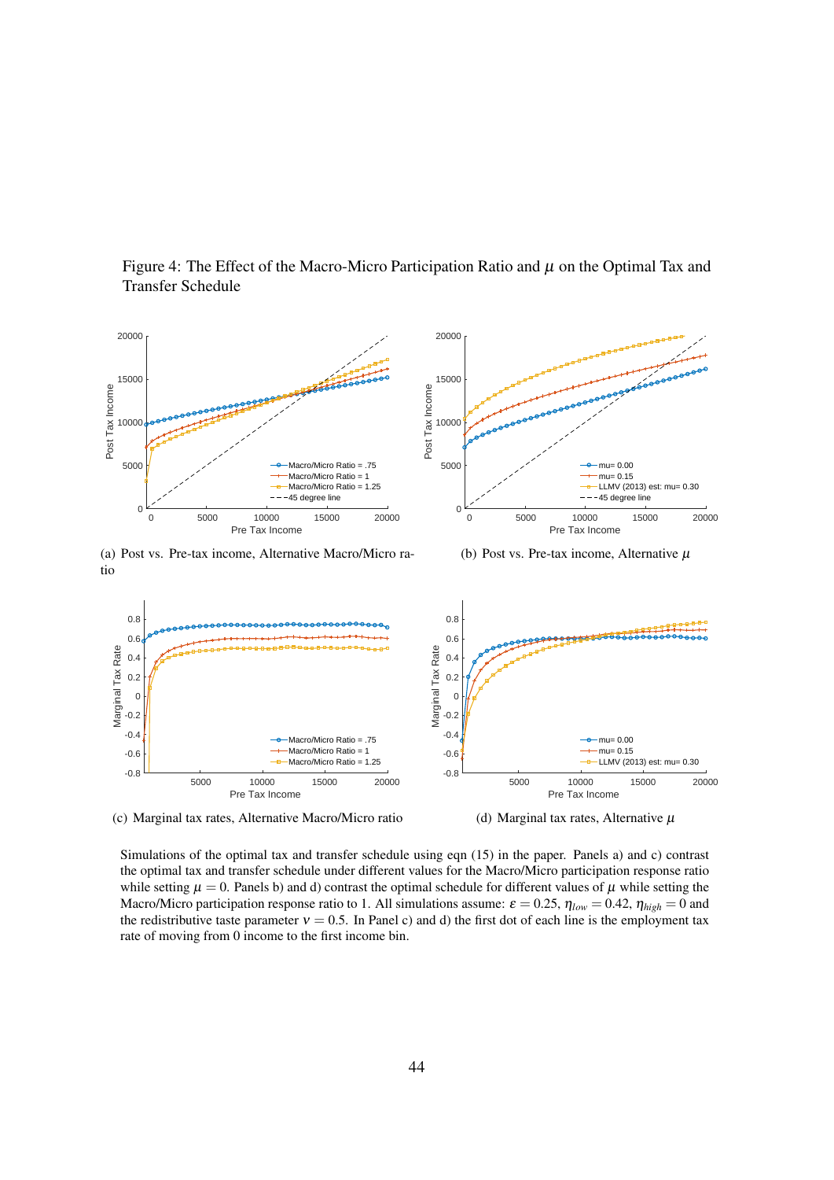Figure 4: The Effect of the Macro-Micro Participation Ratio and $\mu$ on the Optimal Tax and Transfer Schedule

(a) Post vs. Pre-tax income, Alternative Macro/Micro ratio

(b) Post vs. Pre-tax income, Alternative $\mu$

(c) Marginal tax rates, Alternative Macro/Micro ratio

(d) Marginal tax rates, Alternative $\mu$

Simulations of the optimal tax and transfer schedule using eqn (15) in the paper. Panels a) and c) contrast the optimal tax and transfer schedule under different values for the Macro/Micro participation response ratio while setting $\mu = 0$. Panels b) and d) contrast the optimal schedule for different values of $\mu$ while setting the Macro/Micro participation response ratio to 1. All simulations assume: $\varepsilon = 0.25$, $\eta_{low} = 0.42$, $\eta_{high} = 0$ and the redistributive taste parameter $\nu = 0.5$. In Panel c) and d) the first dot of each line is the employment tax rate of moving from 0 income to the first income bin.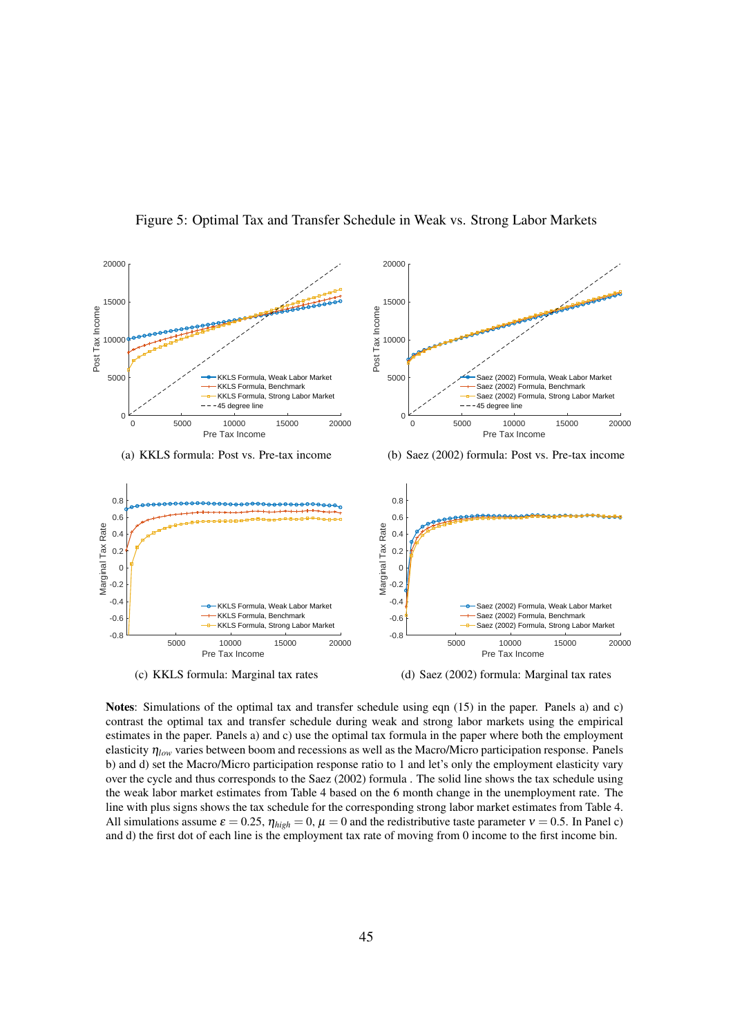Figure 5: Optimal Tax and Transfer Schedule in Weak vs. Strong Labor Markets

Post Tax Income
20000
15000
10000
5000
0
0
5000
10000
15000
20000
Pre Tax Income
KKLS Formula, Weak Labor Market
KKLS Formula, Benchmark
KKLS Formula, Strong Labor Market
45 degree line

(a) KKLS formula: Post vs. Pre-tax income

Post Tax Income
20000
15000
10000
5000
0
0
5000
10000
15000
20000
Pre Tax Income
Saez (2002) Formula, Weak Labor Market
Saez (2002) Formula, Benchmark
Saez (2002) Formula, Strong Labor Market
45 degree line

(b) Saez (2002) formula: Post vs. Pre-tax income

Marginal Tax Rate
0.8
0.6
0.4
0.2
0
-0.2
-0.4
-0.6
-0.8
5000
10000
15000
20000
Pre Tax Income
KKLS Formula, Weak Labor Market
KKLS Formula, Benchmark
KKLS Formula, Strong Labor Market

(c) KKLS formula: Marginal tax rates

Marginal Tax Rate
0.8
0.6
0.4
0.2
0
-0.2
-0.4
-0.6
-0.8
5000
10000
15000
20000
Pre Tax Income
Saez (2002) Formula, Weak Labor Market
Saez (2002) Formula, Benchmark
Saez (2002) Formula, Strong Labor Market

(d) Saez (2002) formula: Marginal tax rates

**Notes**: Simulations of the optimal tax and transfer schedule using eqn (15) in the paper. Panels a) and c) contrast the optimal tax and transfer schedule during weak and strong labor markets using the empirical estimates in the paper. Panels a) and c) use the optimal tax formula in the paper where both the employment elasticity $\eta_{low}$ varies between boom and recessions as well as the Macro/Micro participation response. Panels b) and d) set the Macro/Micro participation response ratio to 1 and let's only the employment elasticity vary over the cycle and thus corresponds to the Saez (2002) formula . The solid line shows the tax schedule using the weak labor market estimates from Table 4 based on the 6 month change in the unemployment rate. The line with plus signs shows the tax schedule for the corresponding strong labor market estimates from Table 4. All simulations assume $\varepsilon = 0.25$, $\eta_{high} = 0$, $\mu = 0$ and the redistributive taste parameter $\nu = 0.5$. In Panel c) and d) the first dot of each line is the employment tax rate of moving from 0 income to the first income bin.